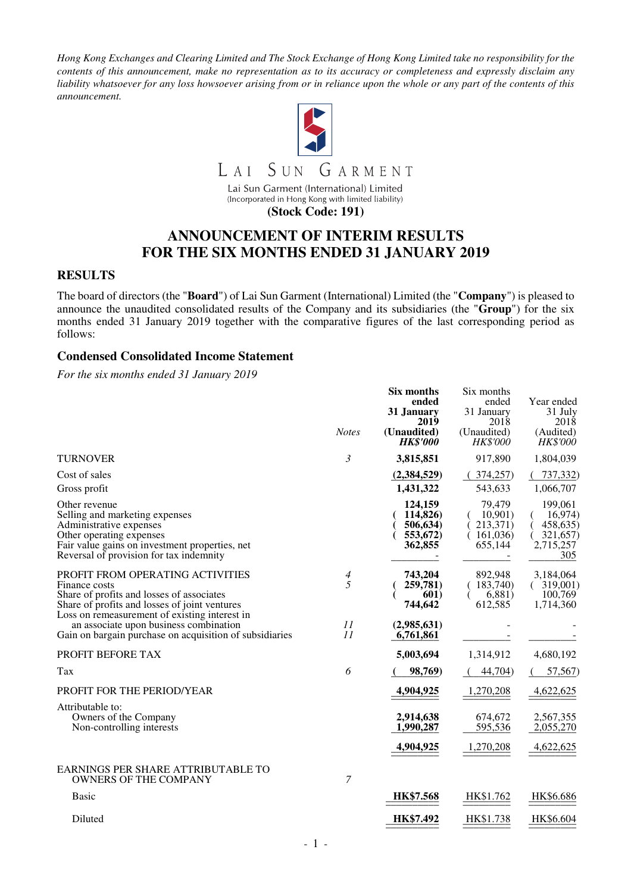*Hong Kong Exchanges and Clearing Limited and The Stock Exchange of Hong Kong Limited take no responsibility for the contents of this announcement, make no representation as to its accuracy or completeness and expressly disclaim any liability whatsoever for any loss howsoever arising from or in reliance upon the whole or any part of the contents of this announcement.*

LAI SUN GARMENT

Lai Sun Garment (International) Limited
(Incorporated in Hong Kong with limited liability)

**(Stock Code: 191)**

# ANNOUNCEMENT OF INTERIM RESULTS FOR THE SIX MONTHS ENDED 31 JANUARY 2019

## RESULTS

The board of directors (the "**Board**") of Lai Sun Garment (International) Limited (the "**Company**") is pleased to announce the unaudited consolidated results of the Company and its subsidiaries (the "**Group**") for the six months ended 31 January 2019 together with the comparative figures of the last corresponding period as follows:

### Condensed Consolidated Income Statement

*For the six months ended 31 January 2019*

| | *Notes* | **Six months ended 31 January 2019 (Unaudited) *HK$'000*** | Six months ended 31 January 2018 (Unaudited) *HK$'000* | Year ended 31 July 2018 (Audited) *HK$'000* |
|---|---|---|---|---|
| TURNOVER | *3* | **3,815,851** | 917,890 | 1,804,039 |
| Cost of sales | | **(2,384,529)** | ( 374,257) | ( 737,332) |
| Gross profit | | **1,431,322** | 543,633 | 1,066,707 |
| Other revenue | | **124,159** | 79,479 | 199,061 |
| Selling and marketing expenses | | **( 114,826)** | ( 10,901) | ( 16,974) |
| Administrative expenses | | **( 506,634)** | ( 213,371) | ( 458,635) |
| Other operating expenses | | **( 553,672)** | ( 161,036) | ( 321,657) |
| Fair value gains on investment properties, net | | **362,855** | 655,144 | 2,715,257 |
| Reversal of provision for tax indemnity | | **-** | - | 305 |
| PROFIT FROM OPERATING ACTIVITIES | *4* | **743,204** | 892,948 | 3,184,064 |
| Finance costs | *5* | **( 259,781)** | ( 183,740) | ( 319,001) |
| Share of profits and losses of associates | | **( 601)** | ( 6,881) | 100,769 |
| Share of profits and losses of joint ventures | | **744,642** | 612,585 | 1,714,360 |
| Loss on remeasurement of existing interest in an associate upon business combination | *11* | **(2,985,631)** | - | - |
| Gain on bargain purchase on acquisition of subsidiaries | *11* | **6,761,861** | - | - |
| PROFIT BEFORE TAX | | **5,003,694** | 1,314,912 | 4,680,192 |
| Tax | *6* | **( 98,769)** | ( 44,704) | ( 57,567) |
| PROFIT FOR THE PERIOD/YEAR | | **4,904,925** | 1,270,208 | 4,622,625 |
| Attributable to: | | | | |
| Owners of the Company | | **2,914,638** | 674,672 | 2,567,355 |
| Non-controlling interests | | **1,990,287** | 595,536 | 2,055,270 |
| | | **4,904,925** | 1,270,208 | 4,622,625 |
| EARNINGS PER SHARE ATTRIBUTABLE TO OWNERS OF THE COMPANY | *7* | | | |
| Basic | | **HK$7.568** | HK$1.762 | HK$6.686 |
| Diluted | | **HK$7.492** | HK$1.738 | HK$6.604 |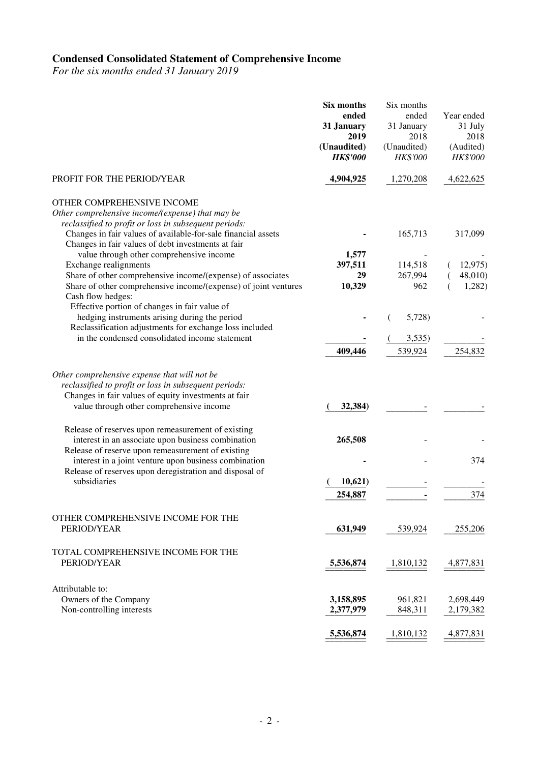# Condensed Consolidated Statement of Comprehensive Income

*For the six months ended 31 January 2019*

| | **Six months ended 31 January 2019 (Unaudited)** | Six months ended 31 January 2018 (Unaudited) | Year ended 31 July 2018 (Audited) |
|---|---|---|---|
| | ***HK$'000*** | *HK$'000* | *HK$'000* |
| PROFIT FOR THE PERIOD/YEAR | **4,904,925** | 1,270,208 | 4,622,625 |
| OTHER COMPREHENSIVE INCOME | | | |
| *Other comprehensive income/(expense) that may be reclassified to profit or loss in subsequent periods:* | | | |
| Changes in fair values of available-for-sale financial assets | **-** | 165,713 | 317,099 |
| Changes in fair values of debt investments at fair value through other comprehensive income | **1,577** | - | - |
| Exchange realignments | **397,511** | 114,518 | (12,975) |
| Share of other comprehensive income/(expense) of associates | **29** | 267,994 | (48,010) |
| Share of other comprehensive income/(expense) of joint ventures | **10,329** | 962 | (1,282) |
| Cash flow hedges: | | | |
| Effective portion of changes in fair value of hedging instruments arising during the period | **-** | (5,728) | - |
| Reclassification adjustments for exchange loss included in the condensed consolidated income statement | **-** | (3,535) | - |
| | **409,446** | 539,924 | 254,832 |
| *Other comprehensive expense that will not be reclassified to profit or loss in subsequent periods:* | | | |
| Changes in fair values of equity investments at fair value through other comprehensive income | **(32,384)** | - | - |
| Release of reserves upon remeasurement of existing interest in an associate upon business combination | **265,508** | - | - |
| Release of reserve upon remeasurement of existing interest in a joint venture upon business combination | **-** | - | 374 |
| Release of reserves upon deregistration and disposal of subsidiaries | **(10,621)** | - | - |
| | **254,887** | **-** | 374 |
| OTHER COMPREHENSIVE INCOME FOR THE PERIOD/YEAR | **631,949** | 539,924 | 255,206 |
| TOTAL COMPREHENSIVE INCOME FOR THE PERIOD/YEAR | **5,536,874** | 1,810,132 | 4,877,831 |
| Attributable to: | | | |
| Owners of the Company | **3,158,895** | 961,821 | 2,698,449 |
| Non-controlling interests | **2,377,979** | 848,311 | 2,179,382 |
| | **5,536,874** | 1,810,132 | 4,877,831 |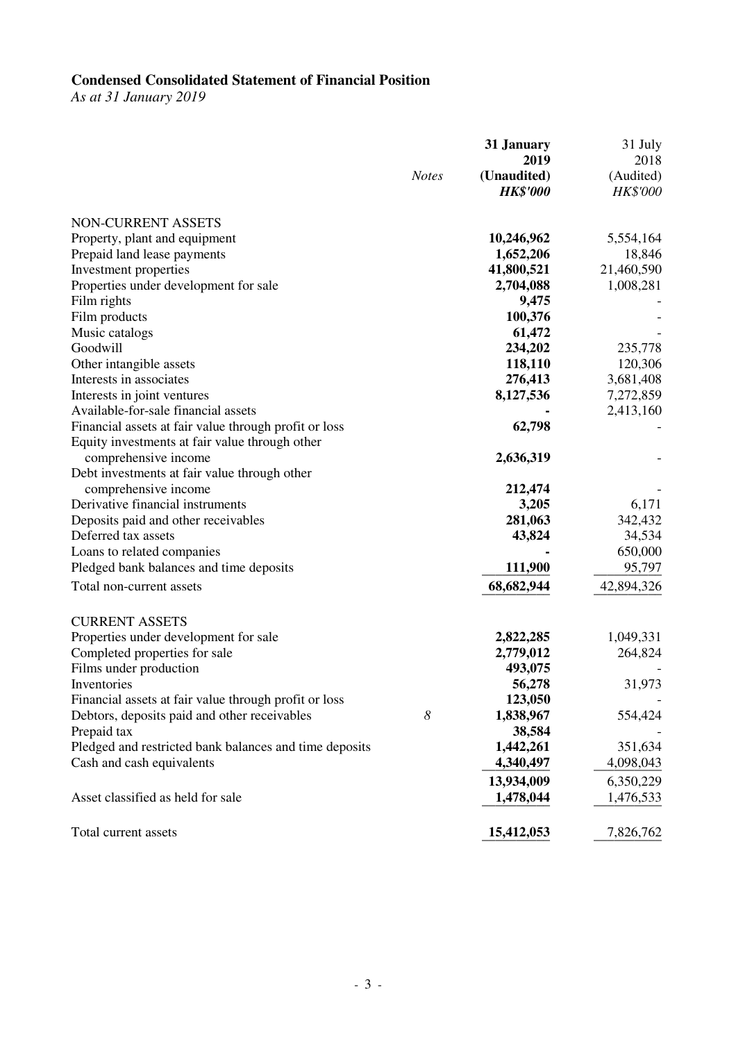## Condensed Consolidated Statement of Financial Position

*As at 31 January 2019*

| | *Notes* | **31 January 2019 (Unaudited) *HK$'000*** | 31 July 2018 (Audited) *HK$'000* |
|---|---|---|---|
| NON-CURRENT ASSETS | | | |
| Property, plant and equipment | | **10,246,962** | 5,554,164 |
| Prepaid land lease payments | | **1,652,206** | 18,846 |
| Investment properties | | **41,800,521** | 21,460,590 |
| Properties under development for sale | | **2,704,088** | 1,008,281 |
| Film rights | | **9,475** | - |
| Film products | | **100,376** | - |
| Music catalogs | | **61,472** | - |
| Goodwill | | **234,202** | 235,778 |
| Other intangible assets | | **118,110** | 120,306 |
| Interests in associates | | **276,413** | 3,681,408 |
| Interests in joint ventures | | **8,127,536** | 7,272,859 |
| Available-for-sale financial assets | | **-** | 2,413,160 |
| Financial assets at fair value through profit or loss | | **62,798** | - |
| Equity investments at fair value through other comprehensive income | | **2,636,319** | - |
| Debt investments at fair value through other comprehensive income | | **212,474** | - |
| Derivative financial instruments | | **3,205** | 6,171 |
| Deposits paid and other receivables | | **281,063** | 342,432 |
| Deferred tax assets | | **43,824** | 34,534 |
| Loans to related companies | | **-** | 650,000 |
| Pledged bank balances and time deposits | | **111,900** | 95,797 |
| Total non-current assets | | **68,682,944** | 42,894,326 |
| | | | |
| CURRENT ASSETS | | | |
| Properties under development for sale | | **2,822,285** | 1,049,331 |
| Completed properties for sale | | **2,779,012** | 264,824 |
| Films under production | | **493,075** | - |
| Inventories | | **56,278** | 31,973 |
| Financial assets at fair value through profit or loss | | **123,050** | - |
| Debtors, deposits paid and other receivables | *8* | **1,838,967** | 554,424 |
| Prepaid tax | | **38,584** | - |
| Pledged and restricted bank balances and time deposits | | **1,442,261** | 351,634 |
| Cash and cash equivalents | | **4,340,497** | 4,098,043 |
| | | **13,934,009** | 6,350,229 |
| Asset classified as held for sale | | **1,478,044** | 1,476,533 |
| | | | |
| Total current assets | | **15,412,053** | 7,826,762 |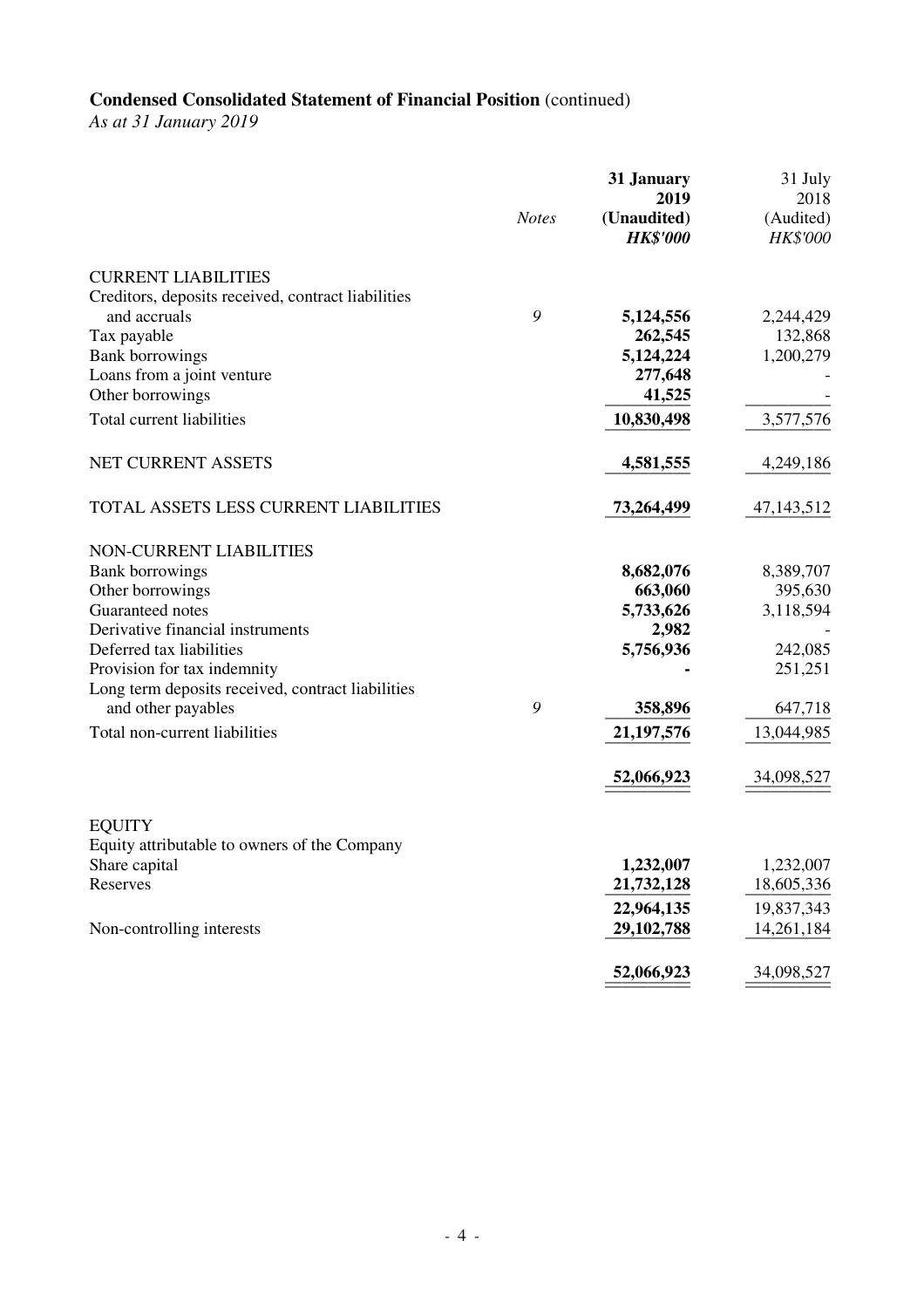**Condensed Consolidated Statement of Financial Position** (continued)
*As at 31 January 2019*

| | *Notes* | **31 January 2019 (Unaudited) *HK$'000*** | 31 July 2018 (Audited) *HK$'000* |
|---|---|---|---|
| CURRENT LIABILITIES | | | |
| Creditors, deposits received, contract liabilities and accruals | 9 | **5,124,556** | 2,244,429 |
| Tax payable | | **262,545** | 132,868 |
| Bank borrowings | | **5,124,224** | 1,200,279 |
| Loans from a joint venture | | **277,648** | - |
| Other borrowings | | **41,525** | - |
| Total current liabilities | | **10,830,498** | 3,577,576 |
| NET CURRENT ASSETS | | **4,581,555** | 4,249,186 |
| TOTAL ASSETS LESS CURRENT LIABILITIES | | **73,264,499** | 47,143,512 |
| NON-CURRENT LIABILITIES | | | |
| Bank borrowings | | **8,682,076** | 8,389,707 |
| Other borrowings | | **663,060** | 395,630 |
| Guaranteed notes | | **5,733,626** | 3,118,594 |
| Derivative financial instruments | | **2,982** | - |
| Deferred tax liabilities | | **5,756,936** | 242,085 |
| Provision for tax indemnity | | **-** | 251,251 |
| Long term deposits received, contract liabilities and other payables | 9 | **358,896** | 647,718 |
| Total non-current liabilities | | **21,197,576** | 13,044,985 |
| | | **52,066,923** | 34,098,527 |
| EQUITY | | | |
| Equity attributable to owners of the Company | | | |
| Share capital | | **1,232,007** | 1,232,007 |
| Reserves | | **21,732,128** | 18,605,336 |
| | | **22,964,135** | 19,837,343 |
| Non-controlling interests | | **29,102,788** | 14,261,184 |
| | | **52,066,923** | 34,098,527 |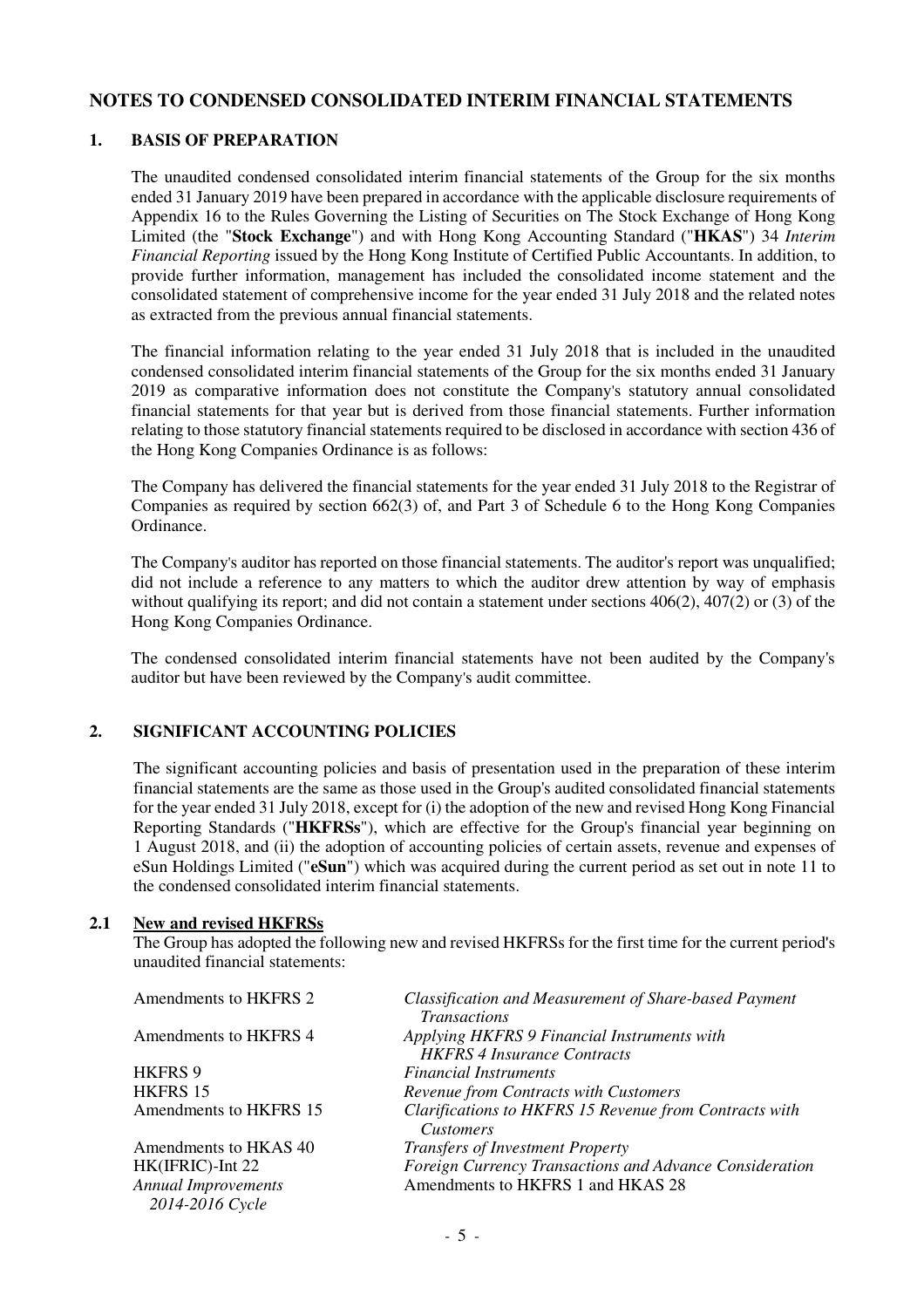# NOTES TO CONDENSED CONSOLIDATED INTERIM FINANCIAL STATEMENTS

## 1. BASIS OF PREPARATION

The unaudited condensed consolidated interim financial statements of the Group for the six months ended 31 January 2019 have been prepared in accordance with the applicable disclosure requirements of Appendix 16 to the Rules Governing the Listing of Securities on The Stock Exchange of Hong Kong Limited (the "**Stock Exchange**") and with Hong Kong Accounting Standard ("**HKAS**") 34 *Interim Financial Reporting* issued by the Hong Kong Institute of Certified Public Accountants. In addition, to provide further information, management has included the consolidated income statement and the consolidated statement of comprehensive income for the year ended 31 July 2018 and the related notes as extracted from the previous annual financial statements.

The financial information relating to the year ended 31 July 2018 that is included in the unaudited condensed consolidated interim financial statements of the Group for the six months ended 31 January 2019 as comparative information does not constitute the Company's statutory annual consolidated financial statements for that year but is derived from those financial statements. Further information relating to those statutory financial statements required to be disclosed in accordance with section 436 of the Hong Kong Companies Ordinance is as follows:

The Company has delivered the financial statements for the year ended 31 July 2018 to the Registrar of Companies as required by section 662(3) of, and Part 3 of Schedule 6 to the Hong Kong Companies Ordinance.

The Company's auditor has reported on those financial statements. The auditor's report was unqualified; did not include a reference to any matters to which the auditor drew attention by way of emphasis without qualifying its report; and did not contain a statement under sections 406(2), 407(2) or (3) of the Hong Kong Companies Ordinance.

The condensed consolidated interim financial statements have not been audited by the Company's auditor but have been reviewed by the Company's audit committee.

## 2. SIGNIFICANT ACCOUNTING POLICIES

The significant accounting policies and basis of presentation used in the preparation of these interim financial statements are the same as those used in the Group's audited consolidated financial statements for the year ended 31 July 2018, except for (i) the adoption of the new and revised Hong Kong Financial Reporting Standards ("**HKFRSs**"), which are effective for the Group's financial year beginning on 1 August 2018, and (ii) the adoption of accounting policies of certain assets, revenue and expenses of eSun Holdings Limited ("**eSun**") which was acquired during the current period as set out in note 11 to the condensed consolidated interim financial statements.

### 2.1 New and revised HKFRSs

The Group has adopted the following new and revised HKFRSs for the first time for the current period's unaudited financial statements:

| | |
|---|---|
| Amendments to HKFRS 2 | *Classification and Measurement of Share-based Payment Transactions* |
| Amendments to HKFRS 4 | *Applying HKFRS 9 Financial Instruments with HKFRS 4 Insurance Contracts* |
| HKFRS 9 | *Financial Instruments* |
| HKFRS 15 | *Revenue from Contracts with Customers* |
| Amendments to HKFRS 15 | *Clarifications to HKFRS 15 Revenue from Contracts with Customers* |
| Amendments to HKAS 40 | *Transfers of Investment Property* |
| HK(IFRIC)-Int 22 | *Foreign Currency Transactions and Advance Consideration* |
| *Annual Improvements 2014-2016 Cycle* | Amendments to HKFRS 1 and HKAS 28 |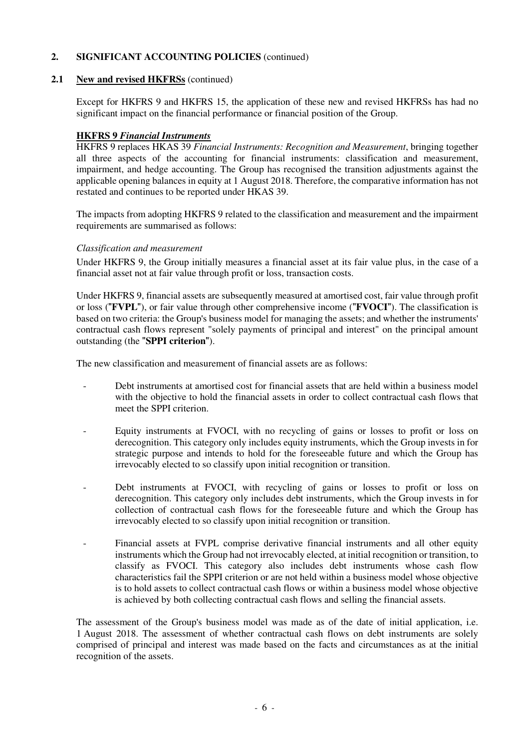## 2. SIGNIFICANT ACCOUNTING POLICIES (continued)

### 2.1 New and revised HKFRSs (continued)

Except for HKFRS 9 and HKFRS 15, the application of these new and revised HKFRSs has had no significant impact on the financial performance or financial position of the Group.

**HKFRS 9 *Financial Instruments***

HKFRS 9 replaces HKAS 39 *Financial Instruments: Recognition and Measurement*, bringing together all three aspects of the accounting for financial instruments: classification and measurement, impairment, and hedge accounting. The Group has recognised the transition adjustments against the applicable opening balances in equity at 1 August 2018. Therefore, the comparative information has not restated and continues to be reported under HKAS 39.

The impacts from adopting HKFRS 9 related to the classification and measurement and the impairment requirements are summarised as follows:

*Classification and measurement*

Under HKFRS 9, the Group initially measures a financial asset at its fair value plus, in the case of a financial asset not at fair value through profit or loss, transaction costs.

Under HKFRS 9, financial assets are subsequently measured at amortised cost, fair value through profit or loss ("**FVPL**"), or fair value through other comprehensive income ("**FVOCI**"). The classification is based on two criteria: the Group's business model for managing the assets; and whether the instruments' contractual cash flows represent "solely payments of principal and interest" on the principal amount outstanding (the "**SPPI criterion**").

The new classification and measurement of financial assets are as follows:

- Debt instruments at amortised cost for financial assets that are held within a business model with the objective to hold the financial assets in order to collect contractual cash flows that meet the SPPI criterion.

- Equity instruments at FVOCI, with no recycling of gains or losses to profit or loss on derecognition. This category only includes equity instruments, which the Group invests in for strategic purpose and intends to hold for the foreseeable future and which the Group has irrevocably elected to so classify upon initial recognition or transition.

- Debt instruments at FVOCI, with recycling of gains or losses to profit or loss on derecognition. This category only includes debt instruments, which the Group invests in for collection of contractual cash flows for the foreseeable future and which the Group has irrevocably elected to so classify upon initial recognition or transition.

- Financial assets at FVPL comprise derivative financial instruments and all other equity instruments which the Group had not irrevocably elected, at initial recognition or transition, to classify as FVOCI. This category also includes debt instruments whose cash flow characteristics fail the SPPI criterion or are not held within a business model whose objective is to hold assets to collect contractual cash flows or within a business model whose objective is achieved by both collecting contractual cash flows and selling the financial assets.

The assessment of the Group's business model was made as of the date of initial application, i.e. 1 August 2018. The assessment of whether contractual cash flows on debt instruments are solely comprised of principal and interest was made based on the facts and circumstances as at the initial recognition of the assets.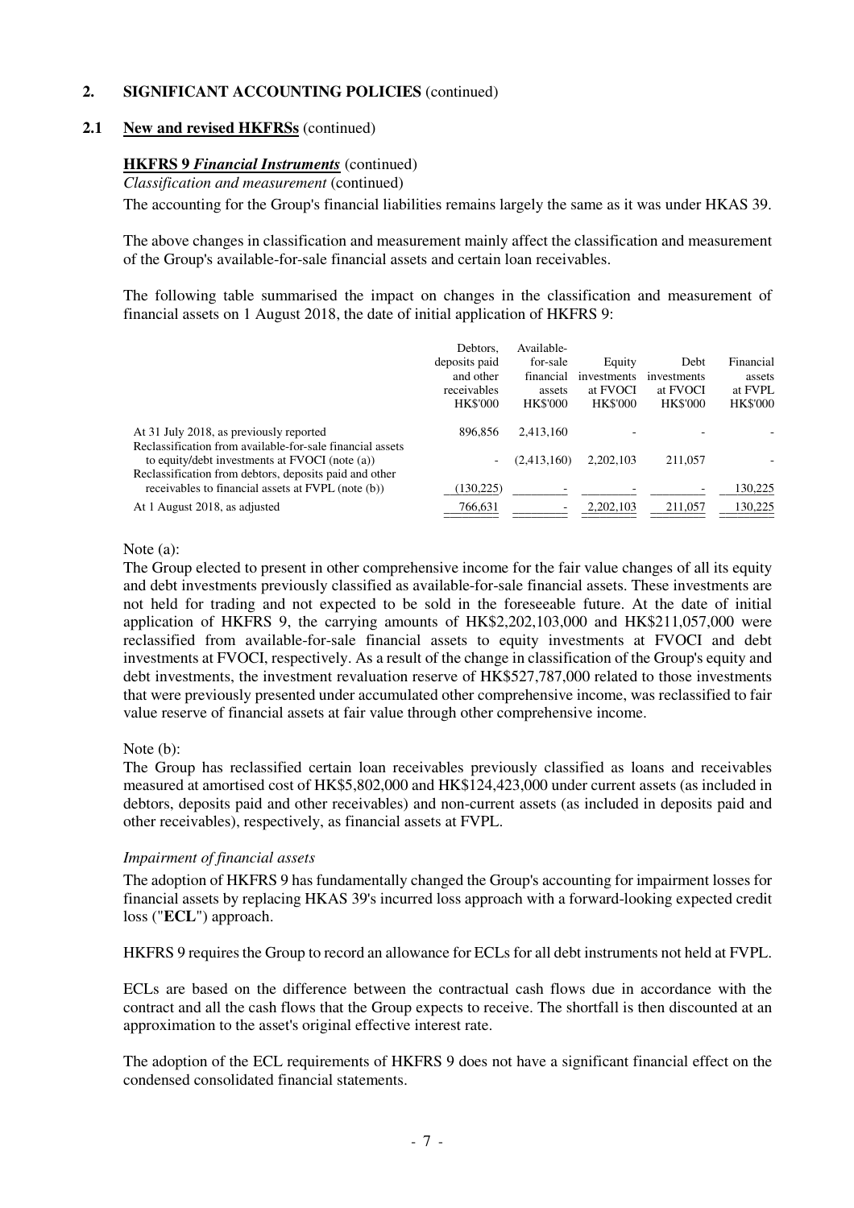## 2. SIGNIFICANT ACCOUNTING POLICIES (continued)

### 2.1 New and revised HKFRSs (continued)

**HKFRS 9 *Financial Instruments*** (continued)

*Classification and measurement* (continued)

The accounting for the Group's financial liabilities remains largely the same as it was under HKAS 39.

The above changes in classification and measurement mainly affect the classification and measurement of the Group's available-for-sale financial assets and certain loan receivables.

The following table summarised the impact on changes in the classification and measurement of financial assets on 1 August 2018, the date of initial application of HKFRS 9:

| | Debtors, deposits paid and other receivables HK$'000 | Available-for-sale financial assets HK$'000 | Equity investments at FVOCI HK$'000 | Debt investments at FVOCI HK$'000 | Financial assets at FVPL HK$'000 |
|---|---|---|---|---|---|
| At 31 July 2018, as previously reported | 896,856 | 2,413,160 | - | - | - |
| Reclassification from available-for-sale financial assets to equity/debt investments at FVOCI (note (a)) | - | (2,413,160) | 2,202,103 | 211,057 | - |
| Reclassification from debtors, deposits paid and other receivables to financial assets at FVPL (note (b)) | (130,225) | - | - | - | 130,225 |
| At 1 August 2018, as adjusted | 766,631 | - | 2,202,103 | 211,057 | 130,225 |

Note (a):

The Group elected to present in other comprehensive income for the fair value changes of all its equity and debt investments previously classified as available-for-sale financial assets. These investments are not held for trading and not expected to be sold in the foreseeable future. At the date of initial application of HKFRS 9, the carrying amounts of HK$2,202,103,000 and HK$211,057,000 were reclassified from available-for-sale financial assets to equity investments at FVOCI and debt investments at FVOCI, respectively. As a result of the change in classification of the Group's equity and debt investments, the investment revaluation reserve of HK$527,787,000 related to those investments that were previously presented under accumulated other comprehensive income, was reclassified to fair value reserve of financial assets at fair value through other comprehensive income.

Note (b):

The Group has reclassified certain loan receivables previously classified as loans and receivables measured at amortised cost of HK$5,802,000 and HK$124,423,000 under current assets (as included in debtors, deposits paid and other receivables) and non-current assets (as included in deposits paid and other receivables), respectively, as financial assets at FVPL.

*Impairment of financial assets*

The adoption of HKFRS 9 has fundamentally changed the Group's accounting for impairment losses for financial assets by replacing HKAS 39's incurred loss approach with a forward-looking expected credit loss ("**ECL**") approach.

HKFRS 9 requires the Group to record an allowance for ECLs for all debt instruments not held at FVPL.

ECLs are based on the difference between the contractual cash flows due in accordance with the contract and all the cash flows that the Group expects to receive. The shortfall is then discounted at an approximation to the asset's original effective interest rate.

The adoption of the ECL requirements of HKFRS 9 does not have a significant financial effect on the condensed consolidated financial statements.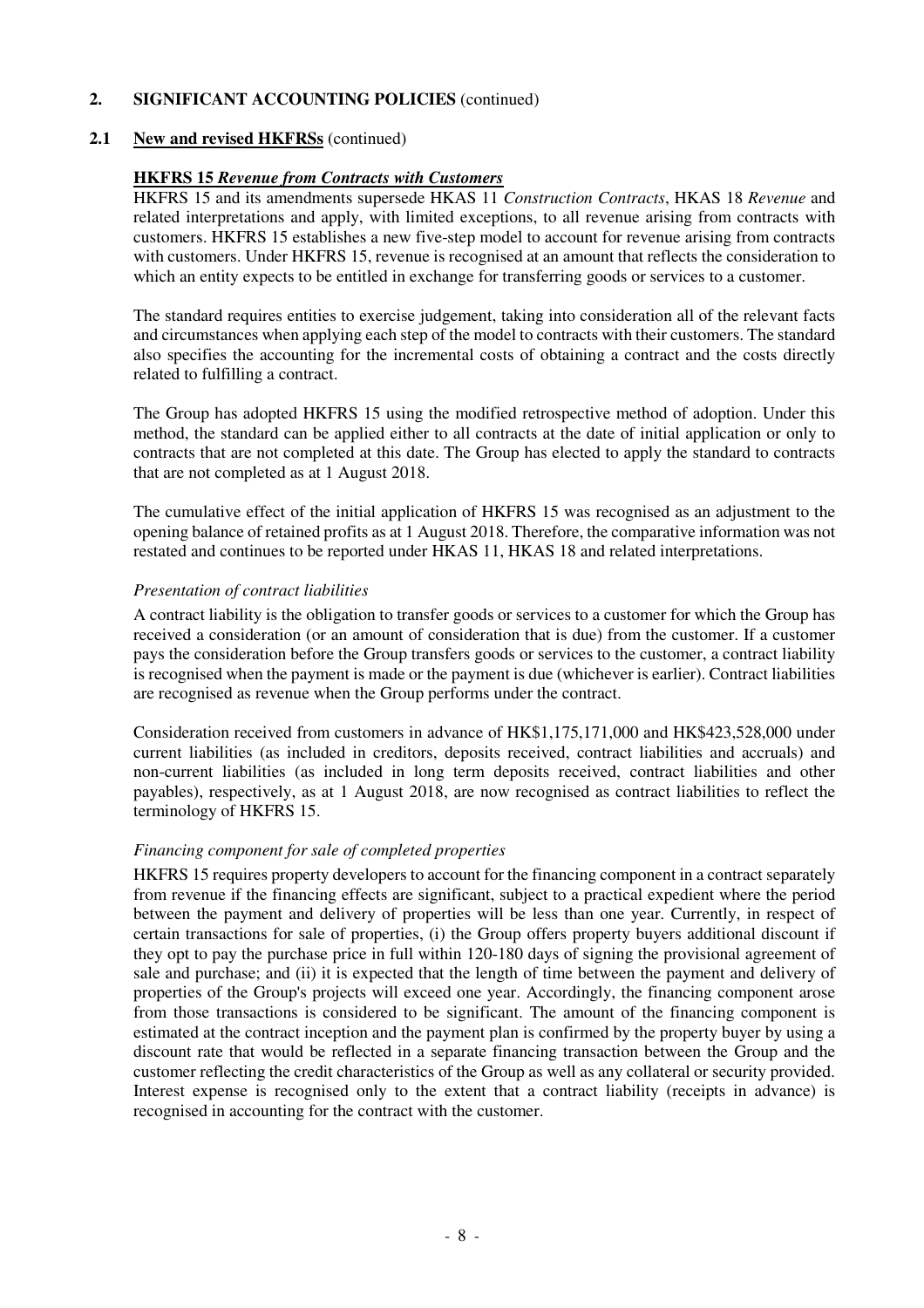## 2. SIGNIFICANT ACCOUNTING POLICIES (continued)

### 2.1 New and revised HKFRSs (continued)

**HKFRS 15 *Revenue from Contracts with Customers***

HKFRS 15 and its amendments supersede HKAS 11 *Construction Contracts*, HKAS 18 *Revenue* and related interpretations and apply, with limited exceptions, to all revenue arising from contracts with customers. HKFRS 15 establishes a new five-step model to account for revenue arising from contracts with customers. Under HKFRS 15, revenue is recognised at an amount that reflects the consideration to which an entity expects to be entitled in exchange for transferring goods or services to a customer.

The standard requires entities to exercise judgement, taking into consideration all of the relevant facts and circumstances when applying each step of the model to contracts with their customers. The standard also specifies the accounting for the incremental costs of obtaining a contract and the costs directly related to fulfilling a contract.

The Group has adopted HKFRS 15 using the modified retrospective method of adoption. Under this method, the standard can be applied either to all contracts at the date of initial application or only to contracts that are not completed at this date. The Group has elected to apply the standard to contracts that are not completed as at 1 August 2018.

The cumulative effect of the initial application of HKFRS 15 was recognised as an adjustment to the opening balance of retained profits as at 1 August 2018. Therefore, the comparative information was not restated and continues to be reported under HKAS 11, HKAS 18 and related interpretations.

*Presentation of contract liabilities*

A contract liability is the obligation to transfer goods or services to a customer for which the Group has received a consideration (or an amount of consideration that is due) from the customer. If a customer pays the consideration before the Group transfers goods or services to the customer, a contract liability is recognised when the payment is made or the payment is due (whichever is earlier). Contract liabilities are recognised as revenue when the Group performs under the contract.

Consideration received from customers in advance of HK$1,175,171,000 and HK$423,528,000 under current liabilities (as included in creditors, deposits received, contract liabilities and accruals) and non-current liabilities (as included in long term deposits received, contract liabilities and other payables), respectively, as at 1 August 2018, are now recognised as contract liabilities to reflect the terminology of HKFRS 15.

*Financing component for sale of completed properties*

HKFRS 15 requires property developers to account for the financing component in a contract separately from revenue if the financing effects are significant, subject to a practical expedient where the period between the payment and delivery of properties will be less than one year. Currently, in respect of certain transactions for sale of properties, (i) the Group offers property buyers additional discount if they opt to pay the purchase price in full within 120-180 days of signing the provisional agreement of sale and purchase; and (ii) it is expected that the length of time between the payment and delivery of properties of the Group's projects will exceed one year. Accordingly, the financing component arose from those transactions is considered to be significant. The amount of the financing component is estimated at the contract inception and the payment plan is confirmed by the property buyer by using a discount rate that would be reflected in a separate financing transaction between the Group and the customer reflecting the credit characteristics of the Group as well as any collateral or security provided. Interest expense is recognised only to the extent that a contract liability (receipts in advance) is recognised in accounting for the contract with the customer.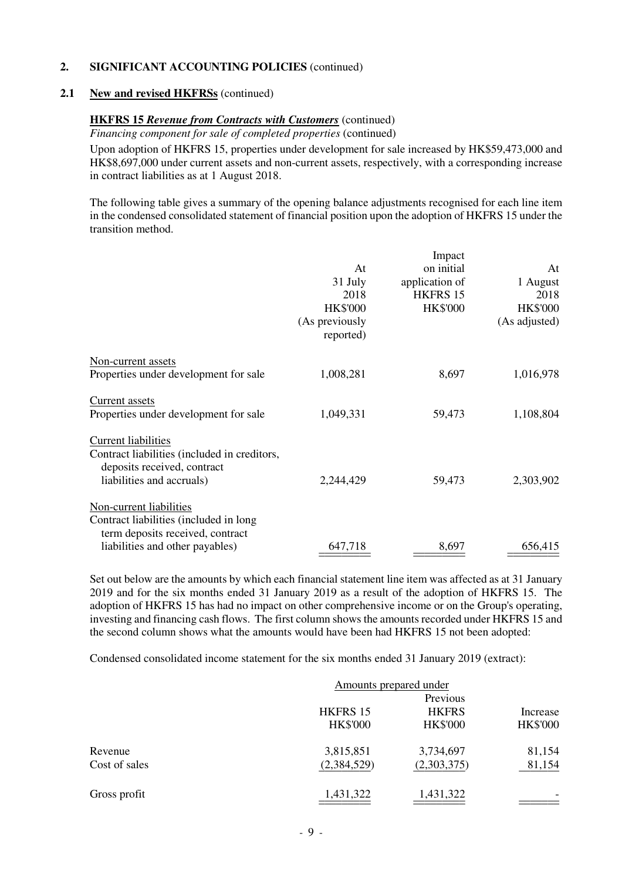## 2. SIGNIFICANT ACCOUNTING POLICIES (continued)

### 2.1 New and revised HKFRSs (continued)

**HKFRS 15 *Revenue from Contracts with Customers*** (continued)

*Financing component for sale of completed properties* (continued)

Upon adoption of HKFRS 15, properties under development for sale increased by HK$59,473,000 and HK$8,697,000 under current assets and non-current assets, respectively, with a corresponding increase in contract liabilities as at 1 August 2018.

The following table gives a summary of the opening balance adjustments recognised for each line item in the condensed consolidated statement of financial position upon the adoption of HKFRS 15 under the transition method.

| | At 31 July 2018 HK$'000 (As previously reported) | Impact on initial application of HKFRS 15 HK$'000 | At 1 August 2018 HK$'000 (As adjusted) |
|---|---|---|---|
| Non-current assets | | | |
| Properties under development for sale | 1,008,281 | 8,697 | 1,016,978 |
| Current assets | | | |
| Properties under development for sale | 1,049,331 | 59,473 | 1,108,804 |
| Current liabilities | | | |
| Contract liabilities (included in creditors, deposits received, contract liabilities and accruals) | 2,244,429 | 59,473 | 2,303,902 |
| Non-current liabilities | | | |
| Contract liabilities (included in long term deposits received, contract liabilities and other payables) | 647,718 | 8,697 | 656,415 |

Set out below are the amounts by which each financial statement line item was affected as at 31 January 2019 and for the six months ended 31 January 2019 as a result of the adoption of HKFRS 15. The adoption of HKFRS 15 has had no impact on other comprehensive income or on the Group's operating, investing and financing cash flows. The first column shows the amounts recorded under HKFRS 15 and the second column shows what the amounts would have been had HKFRS 15 not been adopted:

Condensed consolidated income statement for the six months ended 31 January 2019 (extract):

| | Amounts prepared under | | |
|---|---|---|---|
| | HKFRS 15 HK$'000 | Previous HKFRS HK$'000 | Increase HK$'000 |
| Revenue | 3,815,851 | 3,734,697 | 81,154 |
| Cost of sales | (2,384,529) | (2,303,375) | 81,154 |
| Gross profit | 1,431,322 | 1,431,322 | - |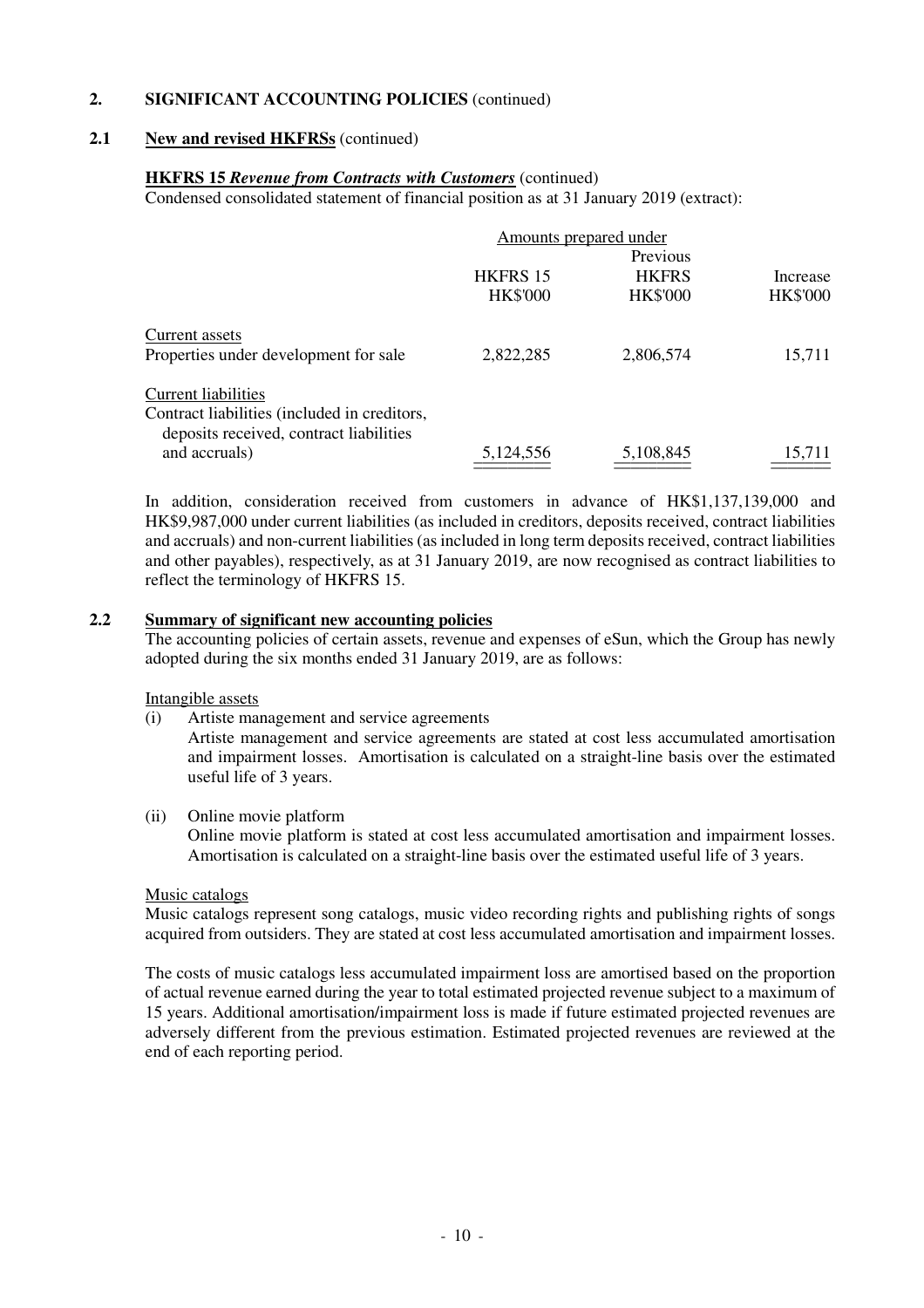## 2. SIGNIFICANT ACCOUNTING POLICIES (continued)

### 2.1 New and revised HKFRSs (continued)

**HKFRS 15 *Revenue from Contracts with Customers*** (continued)

Condensed consolidated statement of financial position as at 31 January 2019 (extract):

| | Amounts prepared under | | |
|---|---|---|---|
| | HKFRS 15 | Previous HKFRS | Increase |
| | HK$'000 | HK$'000 | HK$'000 |
| Current assets | | | |
| Properties under development for sale | 2,822,285 | 2,806,574 | 15,711 |
| Current liabilities | | | |
| Contract liabilities (included in creditors, deposits received, contract liabilities and accruals) | 5,124,556 | 5,108,845 | 15,711 |

In addition, consideration received from customers in advance of HK$1,137,139,000 and HK$9,987,000 under current liabilities (as included in creditors, deposits received, contract liabilities and accruals) and non-current liabilities (as included in long term deposits received, contract liabilities and other payables), respectively, as at 31 January 2019, are now recognised as contract liabilities to reflect the terminology of HKFRS 15.

### 2.2 Summary of significant new accounting policies

The accounting policies of certain assets, revenue and expenses of eSun, which the Group has newly adopted during the six months ended 31 January 2019, are as follows:

Intangible assets

(i) Artiste management and service agreements
Artiste management and service agreements are stated at cost less accumulated amortisation and impairment losses. Amortisation is calculated on a straight-line basis over the estimated useful life of 3 years.

(ii) Online movie platform
Online movie platform is stated at cost less accumulated amortisation and impairment losses. Amortisation is calculated on a straight-line basis over the estimated useful life of 3 years.

Music catalogs

Music catalogs represent song catalogs, music video recording rights and publishing rights of songs acquired from outsiders. They are stated at cost less accumulated amortisation and impairment losses.

The costs of music catalogs less accumulated impairment loss are amortised based on the proportion of actual revenue earned during the year to total estimated projected revenue subject to a maximum of 15 years. Additional amortisation/impairment loss is made if future estimated projected revenues are adversely different from the previous estimation. Estimated projected revenues are reviewed at the end of each reporting period.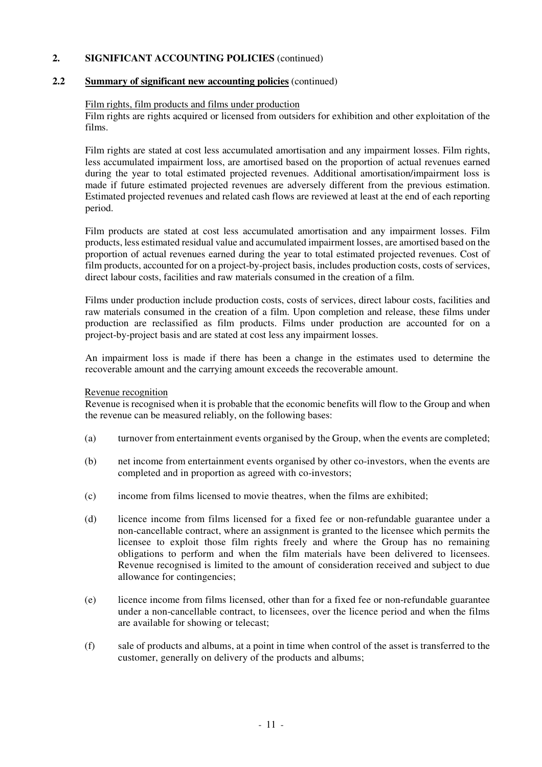## 2. SIGNIFICANT ACCOUNTING POLICIES (continued)

### 2.2 Summary of significant new accounting policies (continued)

Film rights, film products and films under production

Film rights are rights acquired or licensed from outsiders for exhibition and other exploitation of the films.

Film rights are stated at cost less accumulated amortisation and any impairment losses. Film rights, less accumulated impairment loss, are amortised based on the proportion of actual revenues earned during the year to total estimated projected revenues. Additional amortisation/impairment loss is made if future estimated projected revenues are adversely different from the previous estimation. Estimated projected revenues and related cash flows are reviewed at least at the end of each reporting period.

Film products are stated at cost less accumulated amortisation and any impairment losses. Film products, less estimated residual value and accumulated impairment losses, are amortised based on the proportion of actual revenues earned during the year to total estimated projected revenues. Cost of film products, accounted for on a project-by-project basis, includes production costs, costs of services, direct labour costs, facilities and raw materials consumed in the creation of a film.

Films under production include production costs, costs of services, direct labour costs, facilities and raw materials consumed in the creation of a film. Upon completion and release, these films under production are reclassified as film products. Films under production are accounted for on a project-by-project basis and are stated at cost less any impairment losses.

An impairment loss is made if there has been a change in the estimates used to determine the recoverable amount and the carrying amount exceeds the recoverable amount.

Revenue recognition

Revenue is recognised when it is probable that the economic benefits will flow to the Group and when the revenue can be measured reliably, on the following bases:

(a) turnover from entertainment events organised by the Group, when the events are completed;

(b) net income from entertainment events organised by other co-investors, when the events are completed and in proportion as agreed with co-investors;

(c) income from films licensed to movie theatres, when the films are exhibited;

(d) licence income from films licensed for a fixed fee or non-refundable guarantee under a non-cancellable contract, where an assignment is granted to the licensee which permits the licensee to exploit those film rights freely and where the Group has no remaining obligations to perform and when the film materials have been delivered to licensees. Revenue recognised is limited to the amount of consideration received and subject to due allowance for contingencies;

(e) licence income from films licensed, other than for a fixed fee or non-refundable guarantee under a non-cancellable contract, to licensees, over the licence period and when the films are available for showing or telecast;

(f) sale of products and albums, at a point in time when control of the asset is transferred to the customer, generally on delivery of the products and albums;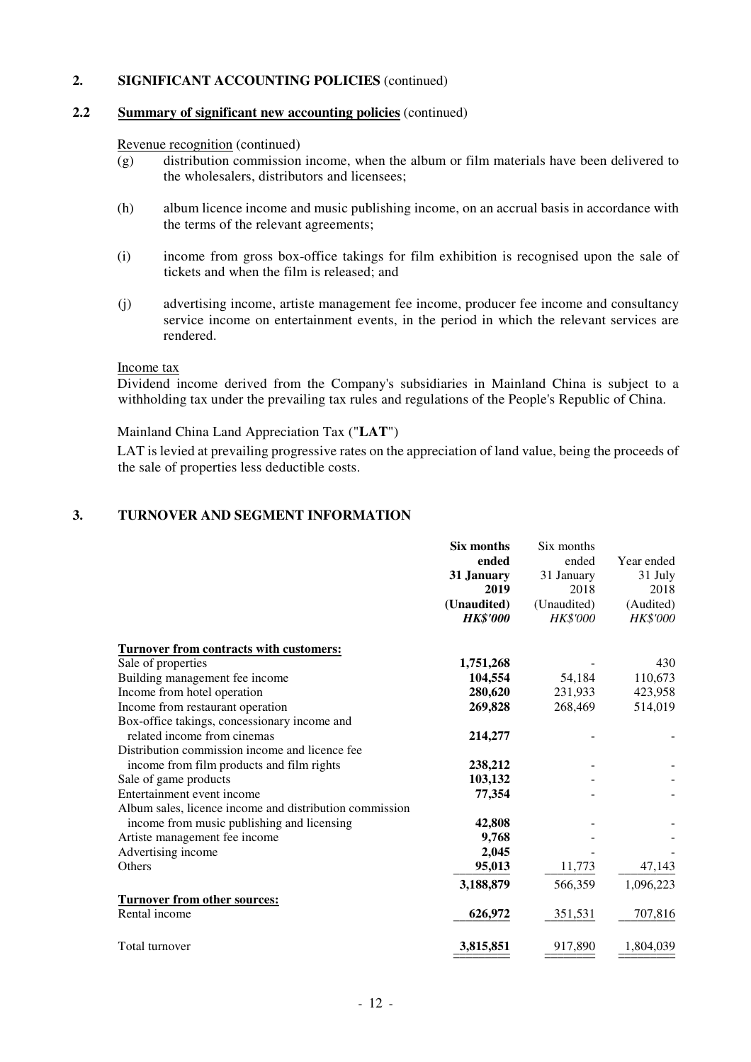## 2. SIGNIFICANT ACCOUNTING POLICIES (continued)

### 2.2 Summary of significant new accounting policies (continued)

Revenue recognition (continued)

(g) distribution commission income, when the album or film materials have been delivered to the wholesalers, distributors and licensees;

(h) album licence income and music publishing income, on an accrual basis in accordance with the terms of the relevant agreements;

(i) income from gross box-office takings for film exhibition is recognised upon the sale of tickets and when the film is released; and

(j) advertising income, artiste management fee income, producer fee income and consultancy service income on entertainment events, in the period in which the relevant services are rendered.

Income tax

Dividend income derived from the Company's subsidiaries in Mainland China is subject to a withholding tax under the prevailing tax rules and regulations of the People's Republic of China.

Mainland China Land Appreciation Tax ("**LAT**")

LAT is levied at prevailing progressive rates on the appreciation of land value, being the proceeds of the sale of properties less deductible costs.

## 3. TURNOVER AND SEGMENT INFORMATION

| | **Six months ended 31 January 2019 (Unaudited)** | Six months ended 31 January 2018 (Unaudited) | Year ended 31 July 2018 (Audited) |
|---|---|---|---|
| | ***HK$'000*** | *HK$'000* | *HK$'000* |
| **Turnover from contracts with customers:** | | | |
| Sale of properties | **1,751,268** | - | 430 |
| Building management fee income | **104,554** | 54,184 | 110,673 |
| Income from hotel operation | **280,620** | 231,933 | 423,958 |
| Income from restaurant operation | **269,828** | 268,469 | 514,019 |
| Box-office takings, concessionary income and related income from cinemas | **214,277** | - | - |
| Distribution commission income and licence fee income from film products and film rights | **238,212** | - | - |
| Sale of game products | **103,132** | - | - |
| Entertainment event income | **77,354** | - | - |
| Album sales, licence income and distribution commission income from music publishing and licensing | **42,808** | - | - |
| Artiste management fee income | **9,768** | - | - |
| Advertising income | **2,045** | - | - |
| Others | **95,013** | 11,773 | 47,143 |
| | **3,188,879** | 566,359 | 1,096,223 |
| **Turnover from other sources:** | | | |
| Rental income | **626,972** | 351,531 | 707,816 |
| Total turnover | **3,815,851** | 917,890 | 1,804,039 |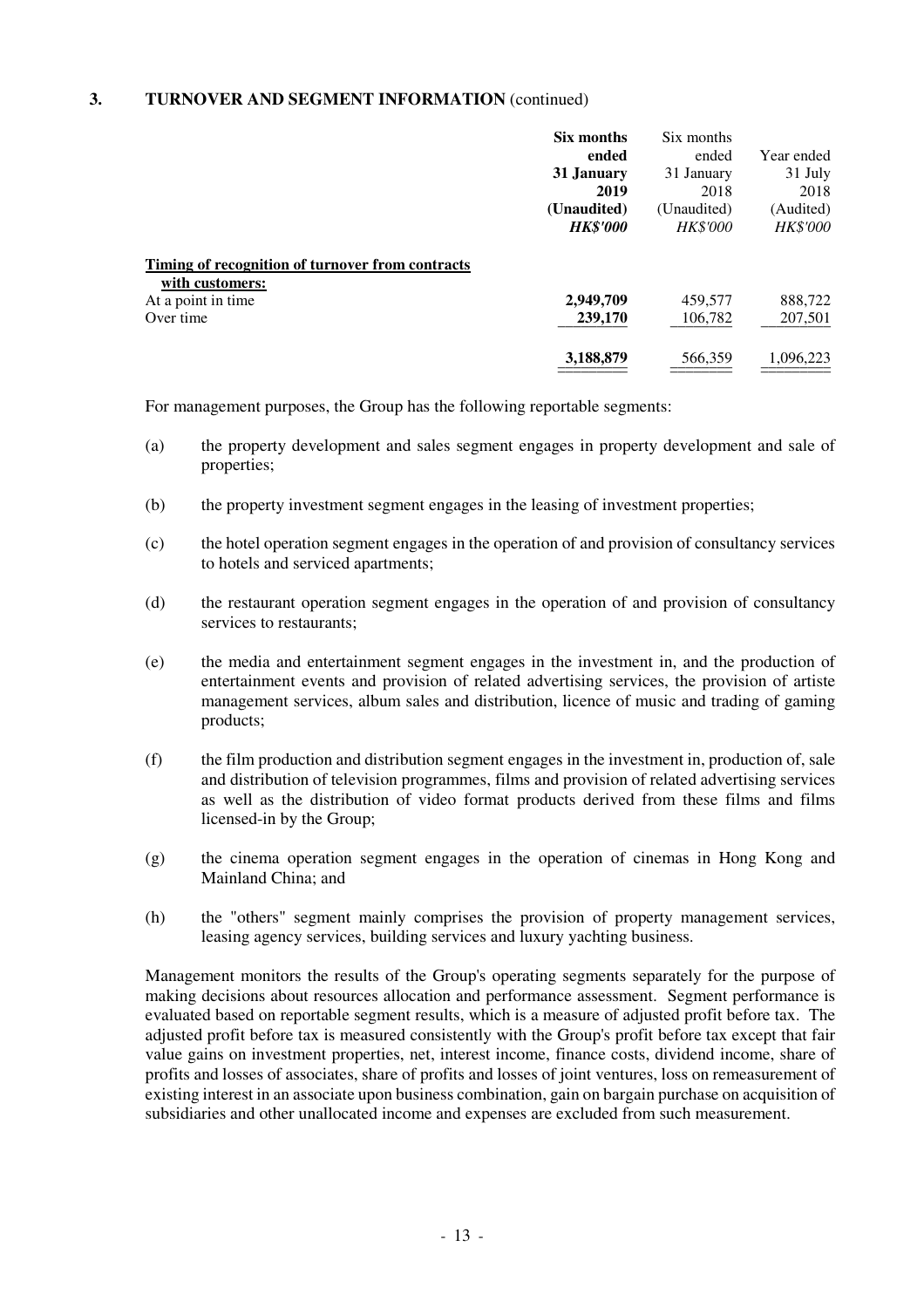## 3. TURNOVER AND SEGMENT INFORMATION (continued)

| | **Six months ended 31 January 2019 (Unaudited)** | Six months ended 31 January 2018 (Unaudited) | Year ended 31 July 2018 (Audited) |
|---|---|---|---|
| | ***HK$'000*** | *HK$'000* | *HK$'000* |
| **Timing of recognition of turnover from contracts with customers:** | | | |
| At a point in time | **2,949,709** | 459,577 | 888,722 |
| Over time | **239,170** | 106,782 | 207,501 |
| | **3,188,879** | 566,359 | 1,096,223 |

For management purposes, the Group has the following reportable segments:

(a) the property development and sales segment engages in property development and sale of properties;

(b) the property investment segment engages in the leasing of investment properties;

(c) the hotel operation segment engages in the operation of and provision of consultancy services to hotels and serviced apartments;

(d) the restaurant operation segment engages in the operation of and provision of consultancy services to restaurants;

(e) the media and entertainment segment engages in the investment in, and the production of entertainment events and provision of related advertising services, the provision of artiste management services, album sales and distribution, licence of music and trading of gaming products;

(f) the film production and distribution segment engages in the investment in, production of, sale and distribution of television programmes, films and provision of related advertising services as well as the distribution of video format products derived from these films and films licensed-in by the Group;

(g) the cinema operation segment engages in the operation of cinemas in Hong Kong and Mainland China; and

(h) the "others" segment mainly comprises the provision of property management services, leasing agency services, building services and luxury yachting business.

Management monitors the results of the Group's operating segments separately for the purpose of making decisions about resources allocation and performance assessment. Segment performance is evaluated based on reportable segment results, which is a measure of adjusted profit before tax. The adjusted profit before tax is measured consistently with the Group's profit before tax except that fair value gains on investment properties, net, interest income, finance costs, dividend income, share of profits and losses of associates, share of profits and losses of joint ventures, loss on remeasurement of existing interest in an associate upon business combination, gain on bargain purchase on acquisition of subsidiaries and other unallocated income and expenses are excluded from such measurement.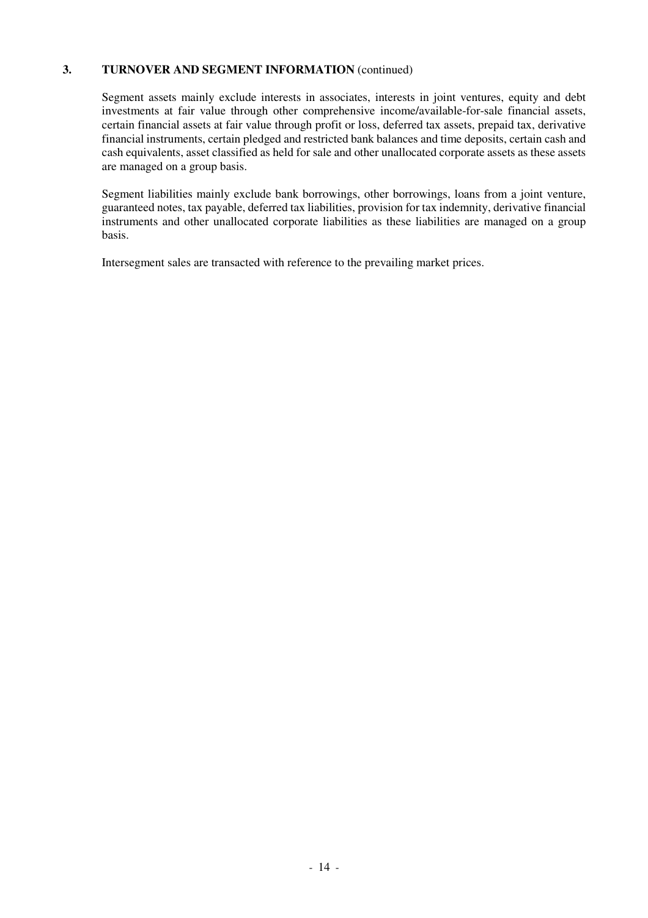## 3. TURNOVER AND SEGMENT INFORMATION (continued)

Segment assets mainly exclude interests in associates, interests in joint ventures, equity and debt investments at fair value through other comprehensive income/available-for-sale financial assets, certain financial assets at fair value through profit or loss, deferred tax assets, prepaid tax, derivative financial instruments, certain pledged and restricted bank balances and time deposits, certain cash and cash equivalents, asset classified as held for sale and other unallocated corporate assets as these assets are managed on a group basis.

Segment liabilities mainly exclude bank borrowings, other borrowings, loans from a joint venture, guaranteed notes, tax payable, deferred tax liabilities, provision for tax indemnity, derivative financial instruments and other unallocated corporate liabilities as these liabilities are managed on a group basis.

Intersegment sales are transacted with reference to the prevailing market prices.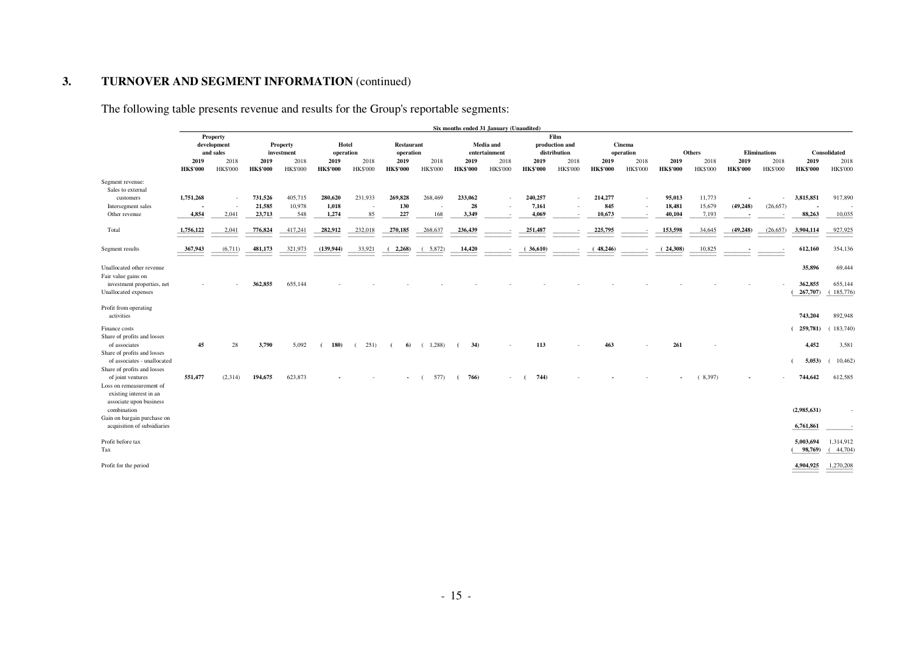## 3. TURNOVER AND SEGMENT INFORMATION (continued)

The following table presents revenue and results for the Group's reportable segments:

| | Six months ended 31 January (Unaudited) | | | | | | | | | | | | | | | | | | | |
|---|---|---|---|---|---|---|---|---|---|---|---|---|---|---|---|---|---|---|---|---|
| | Property development and sales | | Property investment | | Hotel operation | | Restaurant operation | | Media and entertainment | | Film production and distribution | | Cinema operation | | Others | | Eliminations | | Consolidated | |
| | **2019** | 2018 | **2019** | 2018 | **2019** | 2018 | **2019** | 2018 | **2019** | 2018 | **2019** | 2018 | **2019** | 2018 | **2019** | 2018 | **2019** | 2018 | **2019** | 2018 |
| | **HK$'000** | HK$'000 | **HK$'000** | HK$'000 | **HK$'000** | HK$'000 | **HK$'000** | HK$'000 | **HK$'000** | HK$'000 | **HK$'000** | HK$'000 | **HK$'000** | HK$'000 | **HK$'000** | HK$'000 | **HK$'000** | HK$'000 | **HK$'000** | HK$'000 |
| Segment revenue: | | | | | | | | | | | | | | | | | | | | |
| Sales to external customers | **1,751,268** | - | **731,526** | 405,715 | **280,620** | 231,933 | **269,828** | 268,469 | **233,062** | - | **240,257** | - | **214,277** | - | **95,013** | 11,773 | **-** | - | **3,815,851** | 917,890 |
| Intersegment sales | **-** | - | **21,585** | 10,978 | **1,018** | - | **130** | - | **28** | - | **7,161** | - | **845** | - | **18,481** | 15,679 | **(49,248)** | (26,657) | **-** | - |
| Other revenue | **4,854** | 2,041 | **23,713** | 548 | **1,274** | 85 | **227** | 168 | **3,349** | - | **4,069** | - | **10,673** | - | **40,104** | 7,193 | **-** | - | **88,263** | 10,035 |
| Total | **1,756,122** | 2,041 | **776,824** | 417,241 | **282,912** | 232,018 | **270,185** | 268,637 | **236,439** | - | **251,487** | - | **225,795** | - | **153,598** | 34,645 | **(49,248)** | (26,657) | **3,904,114** | 927,925 |
| Segment results | **367,943** | (6,711) | **481,173** | 321,973 | **(139,944)** | 33,921 | **(2,268)** | (5,872) | **14,420** | - | **(36,610)** | - | **(48,246)** | - | **(24,308)** | 10,825 | **-** | - | **612,160** | 354,136 |
| Unallocated other revenue | | | | | | | | | | | | | | | | | | | **35,896** | 69,444 |
| Fair value gains on investment properties, net | - | - | **362,855** | 655,144 | - | - | - | - | - | - | - | - | - | - | - | - | - | - | **362,855** | 655,144 |
| Unallocated expenses | | | | | | | | | | | | | | | | | | | **(267,707)** | (185,776) |
| Profit from operating activities | | | | | | | | | | | | | | | | | | | **743,204** | 892,948 |
| Finance costs | | | | | | | | | | | | | | | | | | | **(259,781)** | (183,740) |
| Share of profits and losses of associates | **45** | 28 | **3,790** | 5,092 | **(180)** | (251) | **(6)** | (1,288) | **(34)** | - | **113** | - | **463** | - | **261** | - | | | **4,452** | 3,581 |
| Share of profits and losses of associates - unallocated | | | | | | | | | | | | | | | | | | | **(5,053)** | (10,462) |
| Share of profits and losses of joint ventures | **551,477** | (2,314) | **194,675** | 623,873 | **-** | - | **-** | (577) | **(766)** | - | **(744)** | - | **-** | - | **-** | (8,397) | **-** | - | **744,642** | 612,585 |
| Loss on remeasurement of existing interest in an associate upon business combination | | | | | | | | | | | | | | | | | | | **(2,985,631)** | - |
| Gain on bargain purchase on acquisition of subsidiaries | | | | | | | | | | | | | | | | | | | **6,761,861** | - |
| Profit before tax | | | | | | | | | | | | | | | | | | | **5,003,694** | 1,314,912 |
| Tax | | | | | | | | | | | | | | | | | | | **(98,769)** | (44,704) |
| Profit for the period | | | | | | | | | | | | | | | | | | | **4,904,925** | 1,270,208 |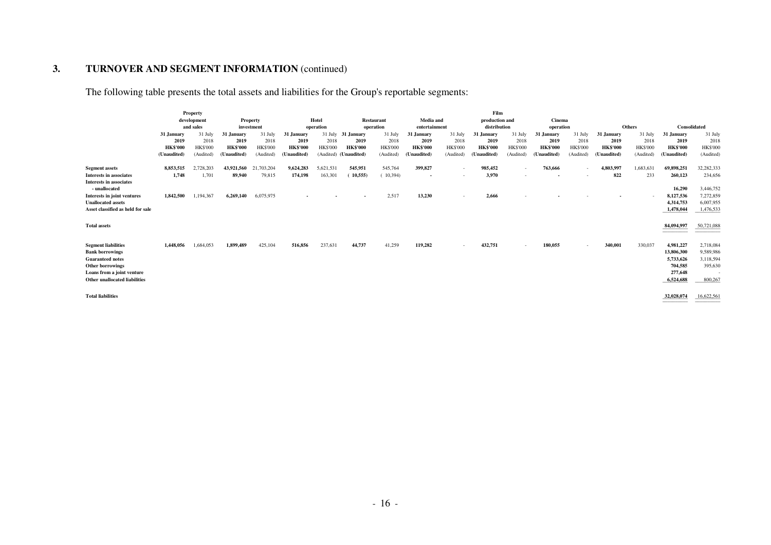## 3. TURNOVER AND SEGMENT INFORMATION (continued)

The following table presents the total assets and liabilities for the Group's reportable segments:

| | Property development and sales | | Property investment | | Hotel operation | | Restaurant operation | | Media and entertainment | | Film production and distribution | | Cinema operation | | Others | | Consolidated | |
|---|---|---|---|---|---|---|---|---|---|---|---|---|---|---|---|---|---|---|
| | **31 January 2019** | 31 July 2018 | **31 January 2019** | 31 July 2018 | **31 January 2019** | 31 July 2018 | **31 January 2019** | 31 July 2018 | **31 January 2019** | 31 July 2018 | **31 January 2019** | 31 July 2018 | **31 January 2019** | 31 July 2018 | **31 January 2019** | 31 July 2018 | **31 January 2019** | 31 July 2018 |
| | **HK$'000** | HK$'000 | **HK$'000** | HK$'000 | **HK$'000** | HK$'000 | **HK$'000** | HK$'000 | **HK$'000** | HK$'000 | **HK$'000** | HK$'000 | **HK$'000** | HK$'000 | **HK$'000** | HK$'000 | **HK$'000** | HK$'000 |
| | **(Unaudited)** | (Audited) | **(Unaudited)** | (Audited) | **(Unaudited)** | (Audited) | **(Unaudited)** | (Audited) | **(Unaudited)** | (Audited) | **(Unaudited)** | (Audited) | **(Unaudited)** | (Audited) | **(Unaudited)** | (Audited) | **(Unaudited)** | (Audited) |
| **Segment assets** | **8,853,515** | 2,728,203 | **43,921,560** | 21,703,204 | **9,624,283** | 5,621,531 | **545,951** | 545,764 | **399,827** | - | **985,452** | - | **763,666** | - | **4,803,997** | 1,683,631 | **69,898,251** | 32,282,333 |
| **Interests in associates** | **1,748** | 1,701 | **89,940** | 79,815 | **174,198** | 163,301 | **( 10,555)** | ( 10,394) | **-** | - | **3,970** | - | **-** | - | **822** | 233 | **260,123** | 234,656 |
| **Interests in associates - unallocated** | | | | | | | | | | | | | | | | | **16,290** | 3,446,752 |
| **Interests in joint ventures** | **1,842,500** | 1,194,367 | **6,269,140** | 6,075,975 | **-** | - | **-** | 2,517 | **13,230** | - | **2,666** | - | **-** | - | **-** | - | **8,127,536** | 7,272,859 |
| **Unallocated assets** | | | | | | | | | | | | | | | | | **4,314,753** | 6,007,955 |
| **Asset classified as held for sale** | | | | | | | | | | | | | | | | | **1,478,044** | 1,476,533 |
| **Total assets** | | | | | | | | | | | | | | | | | **84,094,997** | 50,721,088 |
| **Segment liabilities** | **1,448,056** | 1,684,053 | **1,899,489** | 425,104 | **516,856** | 237,631 | **44,737** | 41,259 | **119,282** | - | **432,751** | - | **180,055** | - | **340,001** | 330,037 | **4,981,227** | 2,718,084 |
| **Bank borrowings** | | | | | | | | | | | | | | | | | **13,806,300** | 9,589,986 |
| **Guaranteed notes** | | | | | | | | | | | | | | | | | **5,733,626** | 3,118,594 |
| **Other borrowings** | | | | | | | | | | | | | | | | | **704,585** | 395,630 |
| **Loans from a joint venture** | | | | | | | | | | | | | | | | | **277,648** | - |
| **Other unallocated liabilities** | | | | | | | | | | | | | | | | | **6,524,688** | 800,267 |
| **Total liabilities** | | | | | | | | | | | | | | | | | **32,028,074** | 16,622,561 |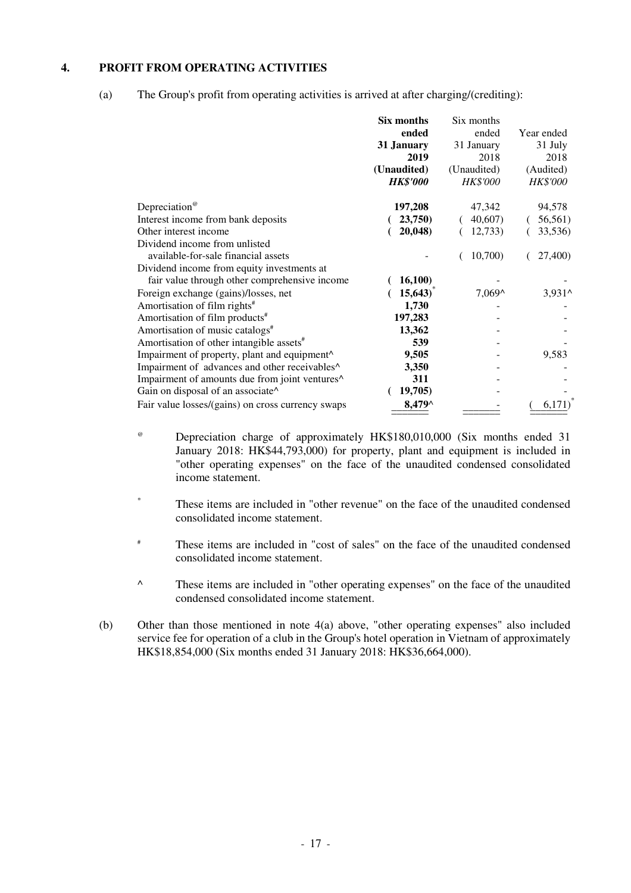## 4. PROFIT FROM OPERATING ACTIVITIES

(a) The Group's profit from operating activities is arrived at after charging/(crediting):

| | **Six months ended 31 January 2019 (Unaudited)** | Six months ended 31 January 2018 (Unaudited) | Year ended 31 July 2018 (Audited) |
|---|---|---|---|
| | ***HK$'000*** | *HK$'000* | *HK$'000* |
| Depreciation[@] | **197,208** | 47,342 | 94,578 |
| Interest income from bank deposits | **( 23,750)** | ( 40,607) | ( 56,561) |
| Other interest income | **( 20,048)** | ( 12,733) | ( 33,536) |
| Dividend income from unlisted available-for-sale financial assets | **-** | ( 10,700) | ( 27,400) |
| Dividend income from equity investments at fair value through other comprehensive income | **( 16,100)** | - | - |
| Foreign exchange (gains)/losses, net | **( 15,643)*** | 7,069^ | 3,931^ |
| Amortisation of film rights[#] | **1,730** | - | - |
| Amortisation of film products[#] | **197,283** | - | - |
| Amortisation of music catalogs[#] | **13,362** | - | - |
| Amortisation of other intangible assets[#] | **539** | - | - |
| Impairment of property, plant and equipment^ | **9,505** | - | 9,583 |
| Impairment of advances and other receivables^ | **3,350** | - | - |
| Impairment of amounts due from joint ventures^ | **311** | - | - |
| Gain on disposal of an associate^ | **( 19,705)** | - | - |
| Fair value losses/(gains) on cross currency swaps | **8,479^** | - | ( 6,171)* |

@ Depreciation charge of approximately HK$180,010,000 (Six months ended 31 January 2018: HK$44,793,000) for property, plant and equipment is included in "other operating expenses" on the face of the unaudited condensed consolidated income statement.

* These items are included in "other revenue" on the face of the unaudited condensed consolidated income statement.

# These items are included in "cost of sales" on the face of the unaudited condensed consolidated income statement.

^ These items are included in "other operating expenses" on the face of the unaudited condensed consolidated income statement.

(b) Other than those mentioned in note 4(a) above, "other operating expenses" also included service fee for operation of a club in the Group's hotel operation in Vietnam of approximately HK$18,854,000 (Six months ended 31 January 2018: HK$36,664,000).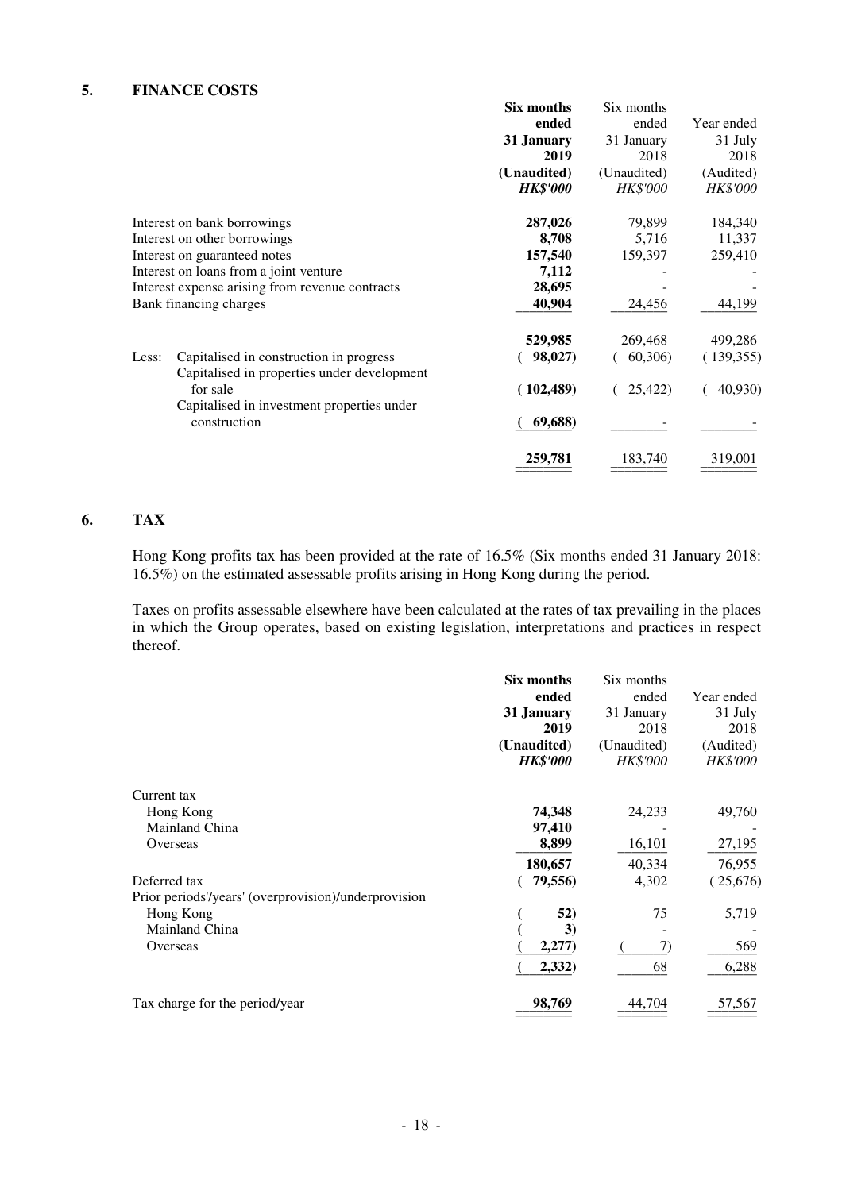## 5. FINANCE COSTS

| | Six months ended 31 January 2019 (Unaudited) *HK$'000* | Six months ended 31 January 2018 (Unaudited) *HK$'000* | Year ended 31 July 2018 (Audited) *HK$'000* |
|---|---|---|---|
| Interest on bank borrowings | **287,026** | 79,899 | 184,340 |
| Interest on other borrowings | **8,708** | 5,716 | 11,337 |
| Interest on guaranteed notes | **157,540** | 159,397 | 259,410 |
| Interest on loans from a joint venture | **7,112** | - | - |
| Interest expense arising from revenue contracts | **28,695** | - | - |
| Bank financing charges | **40,904** | 24,456 | 44,199 |
| | **529,985** | 269,468 | 499,286 |
| Less: Capitalised in construction in progress | **( 98,027)** | ( 60,306) | ( 139,355) |
| Capitalised in properties under development for sale | **( 102,489)** | ( 25,422) | ( 40,930) |
| Capitalised in investment properties under construction | **( 69,688)** | - | - |
| | **259,781** | 183,740 | 319,001 |

## 6. TAX

Hong Kong profits tax has been provided at the rate of 16.5% (Six months ended 31 January 2018: 16.5%) on the estimated assessable profits arising in Hong Kong during the period.

Taxes on profits assessable elsewhere have been calculated at the rates of tax prevailing in the places in which the Group operates, based on existing legislation, interpretations and practices in respect thereof.

| | Six months ended 31 January 2019 (Unaudited) *HK$'000* | Six months ended 31 January 2018 (Unaudited) *HK$'000* | Year ended 31 July 2018 (Audited) *HK$'000* |
|---|---|---|---|
| Current tax | | | |
| Hong Kong | **74,348** | 24,233 | 49,760 |
| Mainland China | **97,410** | - | - |
| Overseas | **8,899** | 16,101 | 27,195 |
| | **180,657** | 40,334 | 76,955 |
| Deferred tax | **( 79,556)** | 4,302 | ( 25,676) |
| Prior periods'/years' (overprovision)/underprovision | | | |
| Hong Kong | **( 52)** | 75 | 5,719 |
| Mainland China | **( 3)** | - | - |
| Overseas | **( 2,277)** | ( 7) | 569 |
| | **( 2,332)** | 68 | 6,288 |
| Tax charge for the period/year | **98,769** | 44,704 | 57,567 |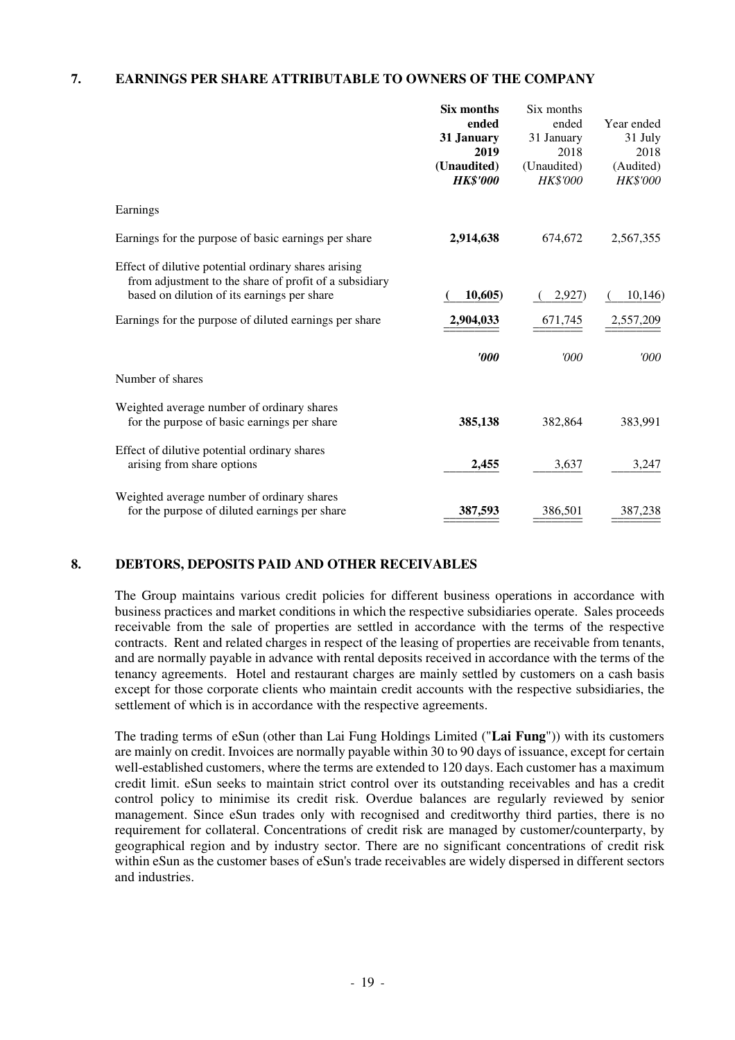## 7. EARNINGS PER SHARE ATTRIBUTABLE TO OWNERS OF THE COMPANY

| | **Six months ended 31 January 2019 (Unaudited)** | Six months ended 31 January 2018 (Unaudited) | Year ended 31 July 2018 (Audited) |
|---|---|---|---|
| | ***HK$'000*** | *HK$'000* | *HK$'000* |
| Earnings | | | |
| Earnings for the purpose of basic earnings per share | **2,914,638** | 674,672 | 2,567,355 |
| Effect of dilutive potential ordinary shares arising from adjustment to the share of profit of a subsidiary based on dilution of its earnings per share | **(10,605)** | (2,927) | (10,146) |
| Earnings for the purpose of diluted earnings per share | **2,904,033** | 671,745 | 2,557,209 |
| | ***'000*** | *'000* | *'000* |
| Number of shares | | | |
| Weighted average number of ordinary shares for the purpose of basic earnings per share | **385,138** | 382,864 | 383,991 |
| Effect of dilutive potential ordinary shares arising from share options | **2,455** | 3,637 | 3,247 |
| Weighted average number of ordinary shares for the purpose of diluted earnings per share | **387,593** | 386,501 | 387,238 |

## 8. DEBTORS, DEPOSITS PAID AND OTHER RECEIVABLES

The Group maintains various credit policies for different business operations in accordance with business practices and market conditions in which the respective subsidiaries operate. Sales proceeds receivable from the sale of properties are settled in accordance with the terms of the respective contracts. Rent and related charges in respect of the leasing of properties are receivable from tenants, and are normally payable in advance with rental deposits received in accordance with the terms of the tenancy agreements. Hotel and restaurant charges are mainly settled by customers on a cash basis except for those corporate clients who maintain credit accounts with the respective subsidiaries, the settlement of which is in accordance with the respective agreements.

The trading terms of eSun (other than Lai Fung Holdings Limited ("**Lai Fung**")) with its customers are mainly on credit. Invoices are normally payable within 30 to 90 days of issuance, except for certain well-established customers, where the terms are extended to 120 days. Each customer has a maximum credit limit. eSun seeks to maintain strict control over its outstanding receivables and has a credit control policy to minimise its credit risk. Overdue balances are regularly reviewed by senior management. Since eSun trades only with recognised and creditworthy third parties, there is no requirement for collateral. Concentrations of credit risk are managed by customer/counterparty, by geographical region and by industry sector. There are no significant concentrations of credit risk within eSun as the customer bases of eSun's trade receivables are widely dispersed in different sectors and industries.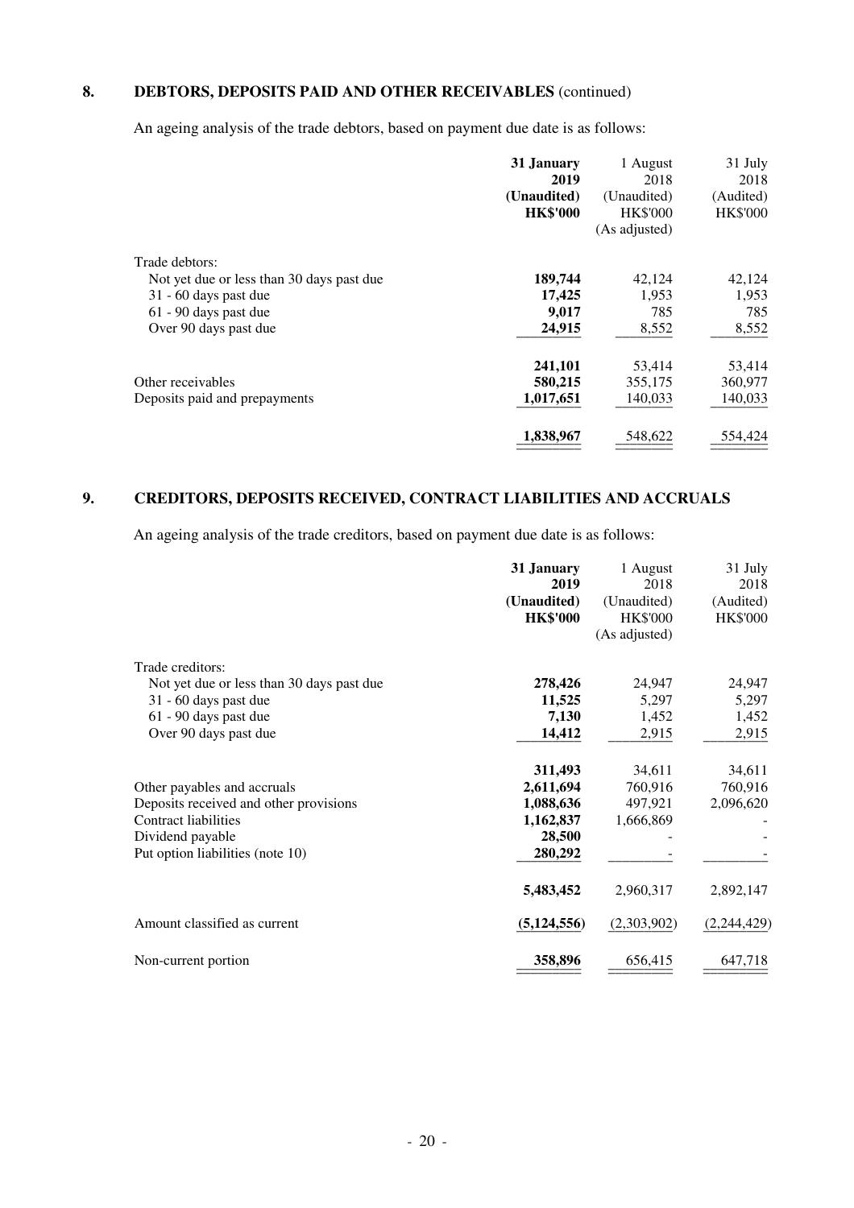## 8. DEBTORS, DEPOSITS PAID AND OTHER RECEIVABLES (continued)

An ageing analysis of the trade debtors, based on payment due date is as follows:

| | **31 January 2019 (Unaudited) HK$'000** | 1 August 2018 (Unaudited) HK$'000 (As adjusted) | 31 July 2018 (Audited) HK$'000 |
|---|---|---|---|
| Trade debtors: | | | |
| Not yet due or less than 30 days past due | **189,744** | 42,124 | 42,124 |
| 31 - 60 days past due | **17,425** | 1,953 | 1,953 |
| 61 - 90 days past due | **9,017** | 785 | 785 |
| Over 90 days past due | **24,915** | 8,552 | 8,552 |
| | **241,101** | 53,414 | 53,414 |
| Other receivables | **580,215** | 355,175 | 360,977 |
| Deposits paid and prepayments | **1,017,651** | 140,033 | 140,033 |
| | **1,838,967** | 548,622 | 554,424 |

## 9. CREDITORS, DEPOSITS RECEIVED, CONTRACT LIABILITIES AND ACCRUALS

An ageing analysis of the trade creditors, based on payment due date is as follows:

| | **31 January 2019 (Unaudited) HK$'000** | 1 August 2018 (Unaudited) HK$'000 (As adjusted) | 31 July 2018 (Audited) HK$'000 |
|---|---|---|---|
| Trade creditors: | | | |
| Not yet due or less than 30 days past due | **278,426** | 24,947 | 24,947 |
| 31 - 60 days past due | **11,525** | 5,297 | 5,297 |
| 61 - 90 days past due | **7,130** | 1,452 | 1,452 |
| Over 90 days past due | **14,412** | 2,915 | 2,915 |
| | **311,493** | 34,611 | 34,611 |
| Other payables and accruals | **2,611,694** | 760,916 | 760,916 |
| Deposits received and other provisions | **1,088,636** | 497,921 | 2,096,620 |
| Contract liabilities | **1,162,837** | 1,666,869 | - |
| Dividend payable | **28,500** | - | - |
| Put option liabilities (note 10) | **280,292** | - | - |
| | **5,483,452** | 2,960,317 | 2,892,147 |
| Amount classified as current | **(5,124,556)** | (2,303,902) | (2,244,429) |
| Non-current portion | **358,896** | 656,415 | 647,718 |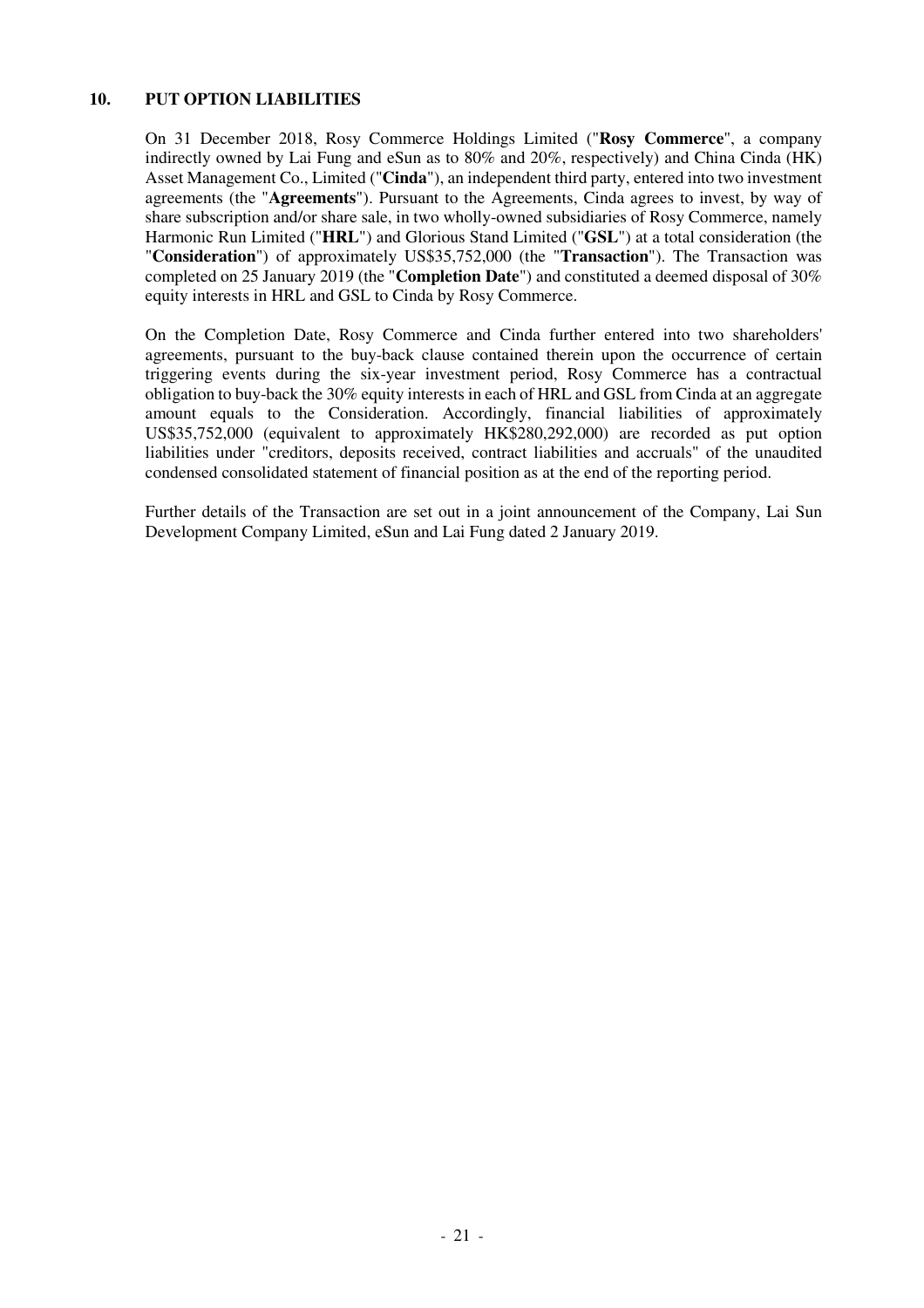## 10. PUT OPTION LIABILITIES

On 31 December 2018, Rosy Commerce Holdings Limited ("**Rosy Commerce**", a company indirectly owned by Lai Fung and eSun as to 80% and 20%, respectively) and China Cinda (HK) Asset Management Co., Limited ("**Cinda**"), an independent third party, entered into two investment agreements (the "**Agreements**"). Pursuant to the Agreements, Cinda agrees to invest, by way of share subscription and/or share sale, in two wholly-owned subsidiaries of Rosy Commerce, namely Harmonic Run Limited ("**HRL**") and Glorious Stand Limited ("**GSL**") at a total consideration (the "**Consideration**") of approximately US$35,752,000 (the "**Transaction**"). The Transaction was completed on 25 January 2019 (the "**Completion Date**") and constituted a deemed disposal of 30% equity interests in HRL and GSL to Cinda by Rosy Commerce.

On the Completion Date, Rosy Commerce and Cinda further entered into two shareholders' agreements, pursuant to the buy-back clause contained therein upon the occurrence of certain triggering events during the six-year investment period, Rosy Commerce has a contractual obligation to buy-back the 30% equity interests in each of HRL and GSL from Cinda at an aggregate amount equals to the Consideration. Accordingly, financial liabilities of approximately US$35,752,000 (equivalent to approximately HK$280,292,000) are recorded as put option liabilities under "creditors, deposits received, contract liabilities and accruals" of the unaudited condensed consolidated statement of financial position as at the end of the reporting period.

Further details of the Transaction are set out in a joint announcement of the Company, Lai Sun Development Company Limited, eSun and Lai Fung dated 2 January 2019.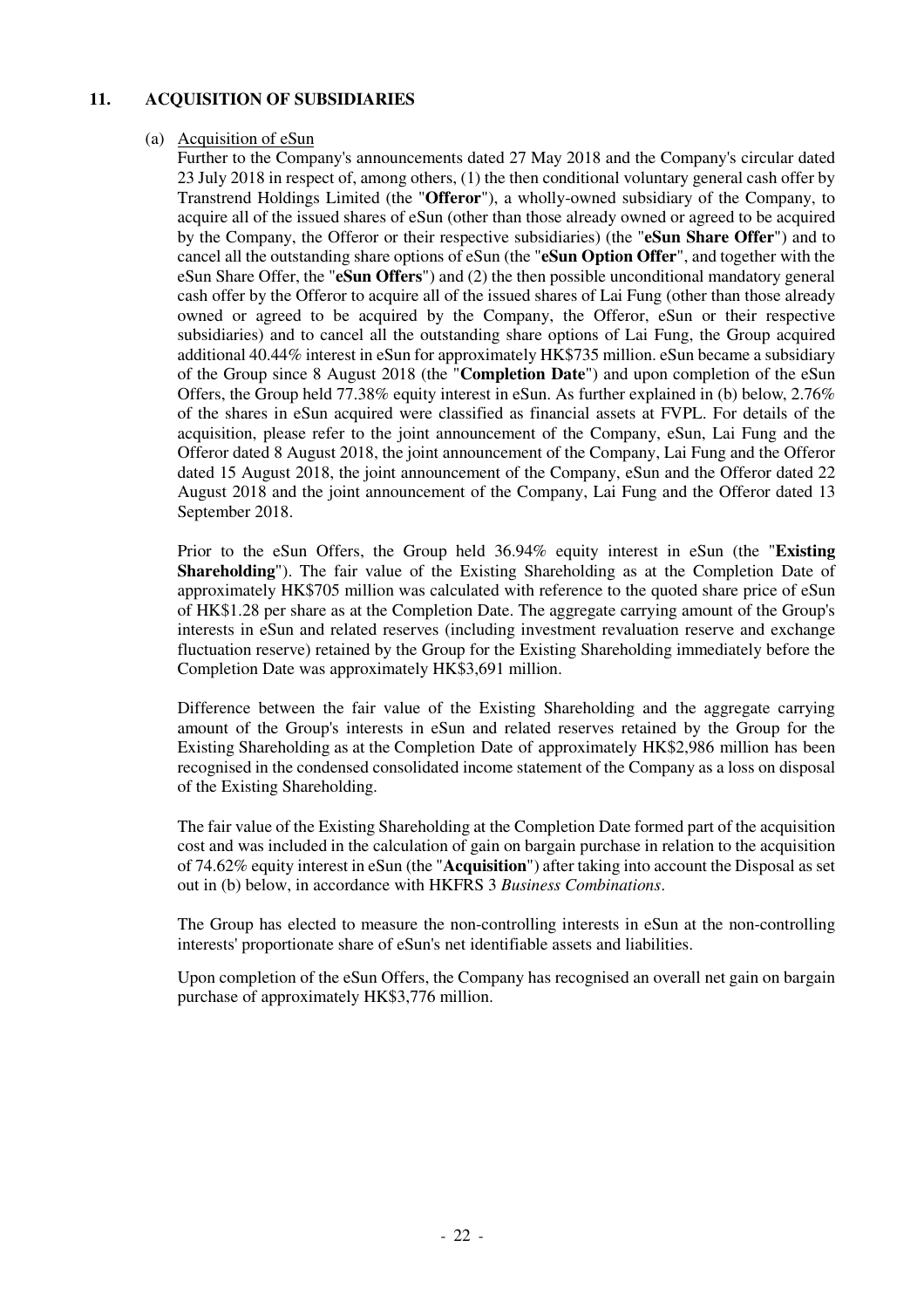## 11. ACQUISITION OF SUBSIDIARIES

(a) Acquisition of eSun

Further to the Company's announcements dated 27 May 2018 and the Company's circular dated 23 July 2018 in respect of, among others, (1) the then conditional voluntary general cash offer by Transtrend Holdings Limited (the "**Offeror**"), a wholly-owned subsidiary of the Company, to acquire all of the issued shares of eSun (other than those already owned or agreed to be acquired by the Company, the Offeror or their respective subsidiaries) (the "**eSun Share Offer**") and to cancel all the outstanding share options of eSun (the "**eSun Option Offer**", and together with the eSun Share Offer, the "**eSun Offers**") and (2) the then possible unconditional mandatory general cash offer by the Offeror to acquire all of the issued shares of Lai Fung (other than those already owned or agreed to be acquired by the Company, the Offeror, eSun or their respective subsidiaries) and to cancel all the outstanding share options of Lai Fung, the Group acquired additional 40.44% interest in eSun for approximately HK$735 million. eSun became a subsidiary of the Group since 8 August 2018 (the "**Completion Date**") and upon completion of the eSun Offers, the Group held 77.38% equity interest in eSun. As further explained in (b) below, 2.76% of the shares in eSun acquired were classified as financial assets at FVPL. For details of the acquisition, please refer to the joint announcement of the Company, eSun, Lai Fung and the Offeror dated 8 August 2018, the joint announcement of the Company, Lai Fung and the Offeror dated 15 August 2018, the joint announcement of the Company, eSun and the Offeror dated 22 August 2018 and the joint announcement of the Company, Lai Fung and the Offeror dated 13 September 2018.

Prior to the eSun Offers, the Group held 36.94% equity interest in eSun (the "**Existing Shareholding**"). The fair value of the Existing Shareholding as at the Completion Date of approximately HK$705 million was calculated with reference to the quoted share price of eSun of HK$1.28 per share as at the Completion Date. The aggregate carrying amount of the Group's interests in eSun and related reserves (including investment revaluation reserve and exchange fluctuation reserve) retained by the Group for the Existing Shareholding immediately before the Completion Date was approximately HK$3,691 million.

Difference between the fair value of the Existing Shareholding and the aggregate carrying amount of the Group's interests in eSun and related reserves retained by the Group for the Existing Shareholding as at the Completion Date of approximately HK$2,986 million has been recognised in the condensed consolidated income statement of the Company as a loss on disposal of the Existing Shareholding.

The fair value of the Existing Shareholding at the Completion Date formed part of the acquisition cost and was included in the calculation of gain on bargain purchase in relation to the acquisition of 74.62% equity interest in eSun (the "**Acquisition**") after taking into account the Disposal as set out in (b) below, in accordance with HKFRS 3 *Business Combinations*.

The Group has elected to measure the non-controlling interests in eSun at the non-controlling interests' proportionate share of eSun's net identifiable assets and liabilities.

Upon completion of the eSun Offers, the Company has recognised an overall net gain on bargain purchase of approximately HK$3,776 million.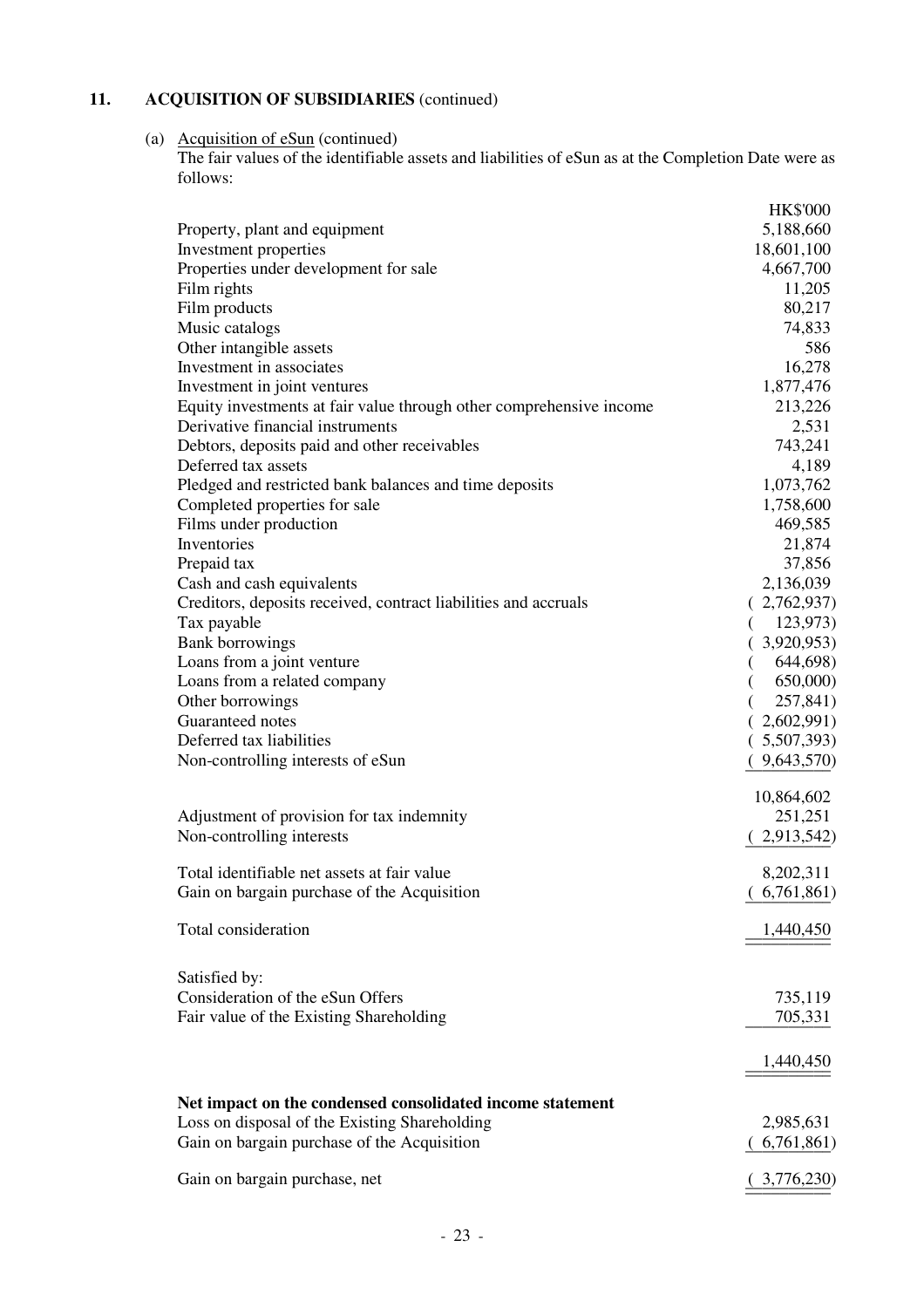## 11. ACQUISITION OF SUBSIDIARIES (continued)

(a) Acquisition of eSun (continued)

The fair values of the identifiable assets and liabilities of eSun as at the Completion Date were as follows:

| | HK$'000 |
|---|---|
| Property, plant and equipment | 5,188,660 |
| Investment properties | 18,601,100 |
| Properties under development for sale | 4,667,700 |
| Film rights | 11,205 |
| Film products | 80,217 |
| Music catalogs | 74,833 |
| Other intangible assets | 586 |
| Investment in associates | 16,278 |
| Investment in joint ventures | 1,877,476 |
| Equity investments at fair value through other comprehensive income | 213,226 |
| Derivative financial instruments | 2,531 |
| Debtors, deposits paid and other receivables | 743,241 |
| Deferred tax assets | 4,189 |
| Pledged and restricted bank balances and time deposits | 1,073,762 |
| Completed properties for sale | 1,758,600 |
| Films under production | 469,585 |
| Inventories | 21,874 |
| Prepaid tax | 37,856 |
| Cash and cash equivalents | 2,136,039 |
| Creditors, deposits received, contract liabilities and accruals | ( 2,762,937) |
| Tax payable | ( 123,973) |
| Bank borrowings | ( 3,920,953) |
| Loans from a joint venture | ( 644,698) |
| Loans from a related company | ( 650,000) |
| Other borrowings | ( 257,841) |
| Guaranteed notes | ( 2,602,991) |
| Deferred tax liabilities | ( 5,507,393) |
| Non-controlling interests of eSun | ( 9,643,570) |
| | 10,864,602 |
| Adjustment of provision for tax indemnity | 251,251 |
| Non-controlling interests | ( 2,913,542) |
| Total identifiable net assets at fair value | 8,202,311 |
| Gain on bargain purchase of the Acquisition | ( 6,761,861) |
| Total consideration | 1,440,450 |
| Satisfied by: | |
| Consideration of the eSun Offers | 735,119 |
| Fair value of the Existing Shareholding | 705,331 |
| | 1,440,450 |
| **Net impact on the condensed consolidated income statement** | |
| Loss on disposal of the Existing Shareholding | 2,985,631 |
| Gain on bargain purchase of the Acquisition | ( 6,761,861) |
| Gain on bargain purchase, net | ( 3,776,230) |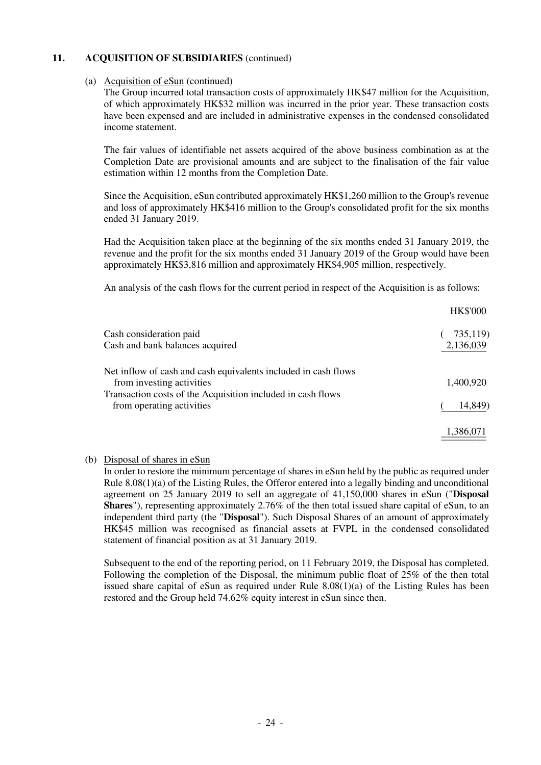## 11. ACQUISITION OF SUBSIDIARIES (continued)

(a) Acquisition of eSun (continued)

The Group incurred total transaction costs of approximately HK$47 million for the Acquisition, of which approximately HK$32 million was incurred in the prior year. These transaction costs have been expensed and are included in administrative expenses in the condensed consolidated income statement.

The fair values of identifiable net assets acquired of the above business combination as at the Completion Date are provisional amounts and are subject to the finalisation of the fair value estimation within 12 months from the Completion Date.

Since the Acquisition, eSun contributed approximately HK$1,260 million to the Group's revenue and loss of approximately HK$416 million to the Group's consolidated profit for the six months ended 31 January 2019.

Had the Acquisition taken place at the beginning of the six months ended 31 January 2019, the revenue and the profit for the six months ended 31 January 2019 of the Group would have been approximately HK$3,816 million and approximately HK$4,905 million, respectively.

An analysis of the cash flows for the current period in respect of the Acquisition is as follows:

| | HK$'000 |
|---|---|
| Cash consideration paid | (735,119) |
| Cash and bank balances acquired | 2,136,039 |
| Net inflow of cash and cash equivalents included in cash flows from investing activities | 1,400,920 |
| Transaction costs of the Acquisition included in cash flows from operating activities | (14,849) |
| | 1,386,071 |

(b) Disposal of shares in eSun

In order to restore the minimum percentage of shares in eSun held by the public as required under Rule 8.08(1)(a) of the Listing Rules, the Offeror entered into a legally binding and unconditional agreement on 25 January 2019 to sell an aggregate of 41,150,000 shares in eSun ("**Disposal Shares**"), representing approximately 2.76% of the then total issued share capital of eSun, to an independent third party (the "**Disposal**"). Such Disposal Shares of an amount of approximately HK$45 million was recognised as financial assets at FVPL in the condensed consolidated statement of financial position as at 31 January 2019.

Subsequent to the end of the reporting period, on 11 February 2019, the Disposal has completed. Following the completion of the Disposal, the minimum public float of 25% of the then total issued share capital of eSun as required under Rule 8.08(1)(a) of the Listing Rules has been restored and the Group held 74.62% equity interest in eSun since then.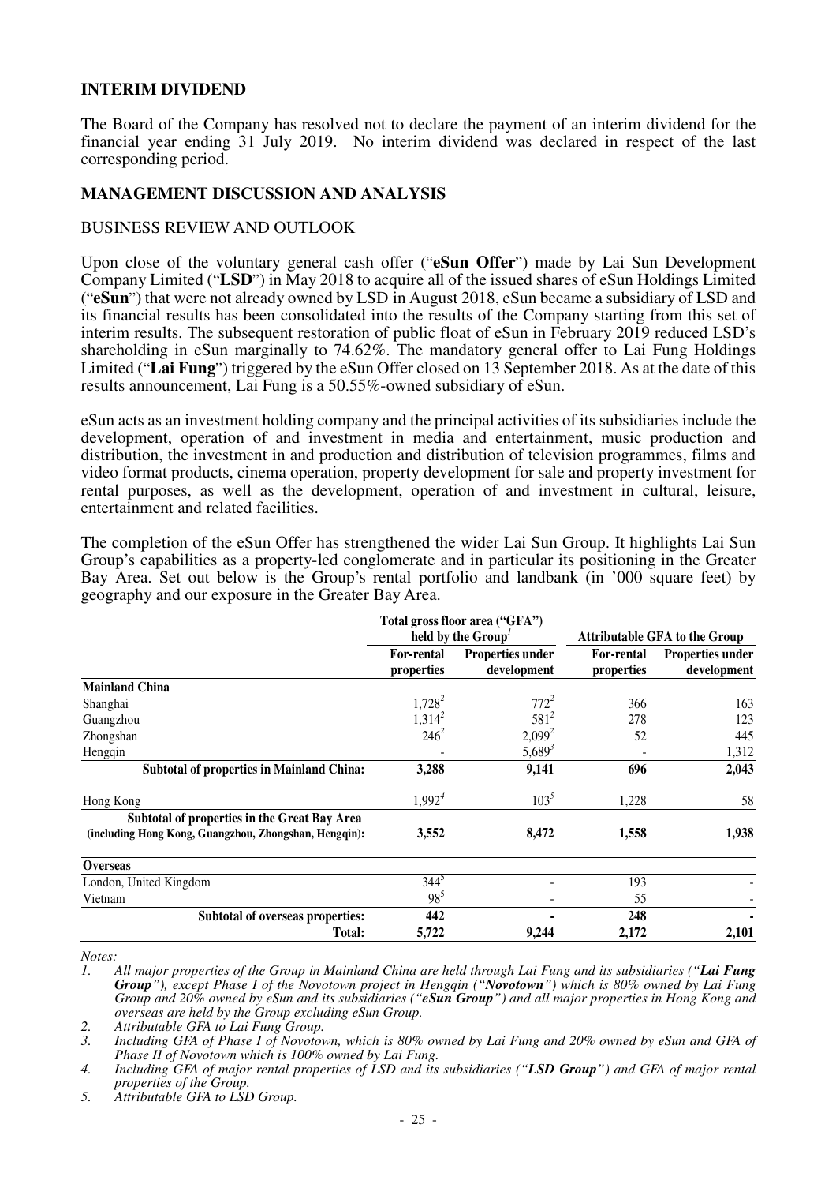## INTERIM DIVIDEND

The Board of the Company has resolved not to declare the payment of an interim dividend for the financial year ending 31 July 2019. No interim dividend was declared in respect of the last corresponding period.

## MANAGEMENT DISCUSSION AND ANALYSIS

### BUSINESS REVIEW AND OUTLOOK

Upon close of the voluntary general cash offer ("**eSun Offer**") made by Lai Sun Development Company Limited ("**LSD**") in May 2018 to acquire all of the issued shares of eSun Holdings Limited ("**eSun**") that were not already owned by LSD in August 2018, eSun became a subsidiary of LSD and its financial results has been consolidated into the results of the Company starting from this set of interim results. The subsequent restoration of public float of eSun in February 2019 reduced LSD's shareholding in eSun marginally to 74.62%. The mandatory general offer to Lai Fung Holdings Limited ("**Lai Fung**") triggered by the eSun Offer closed on 13 September 2018. As at the date of this results announcement, Lai Fung is a 50.55%-owned subsidiary of eSun.

eSun acts as an investment holding company and the principal activities of its subsidiaries include the development, operation of and investment in media and entertainment, music production and distribution, the investment in and production and distribution of television programmes, films and video format products, cinema operation, property development for sale and property investment for rental purposes, as well as the development, operation of and investment in cultural, leisure, entertainment and related facilities.

The completion of the eSun Offer has strengthened the wider Lai Sun Group. It highlights Lai Sun Group's capabilities as a property-led conglomerate and in particular its positioning in the Greater Bay Area. Set out below is the Group's rental portfolio and landbank (in '000 square feet) by geography and our exposure in the Greater Bay Area.

| | Total gross floor area ("GFA") held by the Group[1] | | Attributable GFA to the Group | |
|---|---|---|---|---|
| | For-rental properties | Properties under development | For-rental properties | Properties under development |
| **Mainland China** | | | | |
| Shanghai | 1,728[2] | 772[2] | 366 | 163 |
| Guangzhou | 1,314[2] | 581[2] | 278 | 123 |
| Zhongshan | 246[2] | 2,099[2] | 52 | 445 |
| Hengqin | - | 5,689[3] | - | 1,312 |
| **Subtotal of properties in Mainland China:** | **3,288** | **9,141** | **696** | **2,043** |
| Hong Kong | 1,992[4] | 103[5] | 1,228 | 58 |
| **Subtotal of properties in the Great Bay Area (including Hong Kong, Guangzhou, Zhongshan, Hengqin):** | **3,552** | **8,472** | **1,558** | **1,938** |
| **Overseas** | | | | |
| London, United Kingdom | 344[5] | - | 193 | - |
| Vietnam | 98[5] | - | 55 | - |
| **Subtotal of overseas properties:** | **442** | **-** | **248** | **-** |
| **Total:** | **5,722** | **9,244** | **2,172** | **2,101** |

*Notes:*

1. *All major properties of the Group in Mainland China are held through Lai Fung and its subsidiaries ("**Lai Fung Group**"), except Phase I of the Novotown project in Hengqin ("**Novotown**") which is 80% owned by Lai Fung Group and 20% owned by eSun and its subsidiaries ("**eSun Group**") and all major properties in Hong Kong and overseas are held by the Group excluding eSun Group.*
2. *Attributable GFA to Lai Fung Group.*
3. *Including GFA of Phase I of Novotown, which is 80% owned by Lai Fung and 20% owned by eSun and GFA of Phase II of Novotown which is 100% owned by Lai Fung.*
4. *Including GFA of major rental properties of LSD and its subsidiaries ("**LSD Group**") and GFA of major rental properties of the Group.*
5. *Attributable GFA to LSD Group.*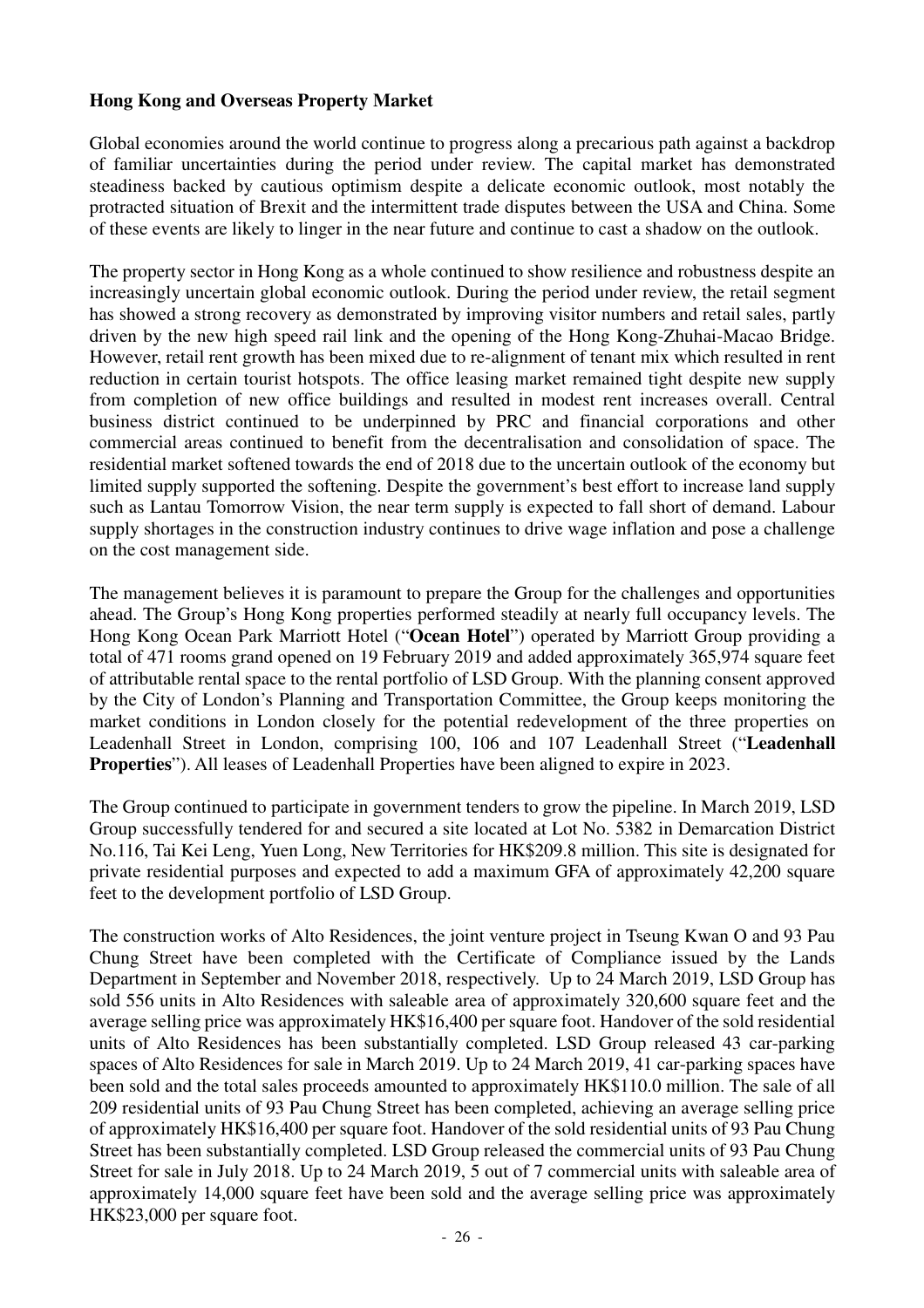**Hong Kong and Overseas Property Market**

Global economies around the world continue to progress along a precarious path against a backdrop of familiar uncertainties during the period under review. The capital market has demonstrated steadiness backed by cautious optimism despite a delicate economic outlook, most notably the protracted situation of Brexit and the intermittent trade disputes between the USA and China. Some of these events are likely to linger in the near future and continue to cast a shadow on the outlook.

The property sector in Hong Kong as a whole continued to show resilience and robustness despite an increasingly uncertain global economic outlook. During the period under review, the retail segment has showed a strong recovery as demonstrated by improving visitor numbers and retail sales, partly driven by the new high speed rail link and the opening of the Hong Kong-Zhuhai-Macao Bridge. However, retail rent growth has been mixed due to re-alignment of tenant mix which resulted in rent reduction in certain tourist hotspots. The office leasing market remained tight despite new supply from completion of new office buildings and resulted in modest rent increases overall. Central business district continued to be underpinned by PRC and financial corporations and other commercial areas continued to benefit from the decentralisation and consolidation of space. The residential market softened towards the end of 2018 due to the uncertain outlook of the economy but limited supply supported the softening. Despite the government's best effort to increase land supply such as Lantau Tomorrow Vision, the near term supply is expected to fall short of demand. Labour supply shortages in the construction industry continues to drive wage inflation and pose a challenge on the cost management side.

The management believes it is paramount to prepare the Group for the challenges and opportunities ahead. The Group's Hong Kong properties performed steadily at nearly full occupancy levels. The Hong Kong Ocean Park Marriott Hotel ("**Ocean Hotel**") operated by Marriott Group providing a total of 471 rooms grand opened on 19 February 2019 and added approximately 365,974 square feet of attributable rental space to the rental portfolio of LSD Group. With the planning consent approved by the City of London's Planning and Transportation Committee, the Group keeps monitoring the market conditions in London closely for the potential redevelopment of the three properties on Leadenhall Street in London, comprising 100, 106 and 107 Leadenhall Street ("**Leadenhall Properties**"). All leases of Leadenhall Properties have been aligned to expire in 2023.

The Group continued to participate in government tenders to grow the pipeline. In March 2019, LSD Group successfully tendered for and secured a site located at Lot No. 5382 in Demarcation District No.116, Tai Kei Leng, Yuen Long, New Territories for HK$209.8 million. This site is designated for private residential purposes and expected to add a maximum GFA of approximately 42,200 square feet to the development portfolio of LSD Group.

The construction works of Alto Residences, the joint venture project in Tseung Kwan O and 93 Pau Chung Street have been completed with the Certificate of Compliance issued by the Lands Department in September and November 2018, respectively. Up to 24 March 2019, LSD Group has sold 556 units in Alto Residences with saleable area of approximately 320,600 square feet and the average selling price was approximately HK$16,400 per square foot. Handover of the sold residential units of Alto Residences has been substantially completed. LSD Group released 43 car-parking spaces of Alto Residences for sale in March 2019. Up to 24 March 2019, 41 car-parking spaces have been sold and the total sales proceeds amounted to approximately HK$110.0 million. The sale of all 209 residential units of 93 Pau Chung Street has been completed, achieving an average selling price of approximately HK$16,400 per square foot. Handover of the sold residential units of 93 Pau Chung Street has been substantially completed. LSD Group released the commercial units of 93 Pau Chung Street for sale in July 2018. Up to 24 March 2019, 5 out of 7 commercial units with saleable area of approximately 14,000 square feet have been sold and the average selling price was approximately HK$23,000 per square foot.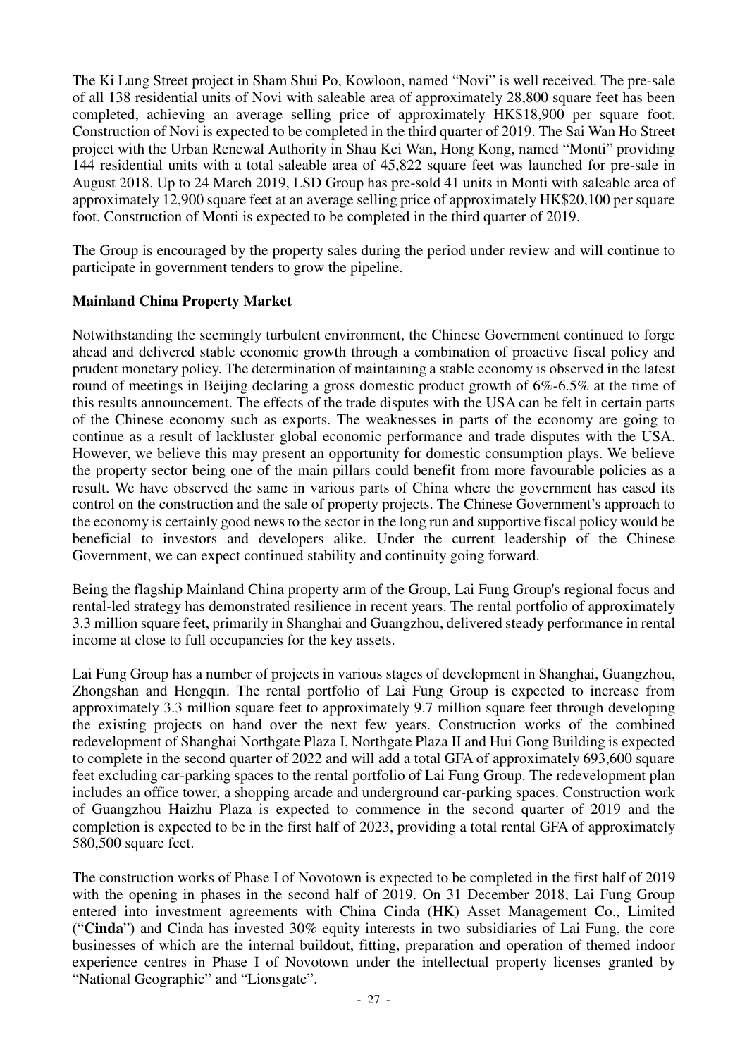The Ki Lung Street project in Sham Shui Po, Kowloon, named "Novi" is well received. The pre-sale of all 138 residential units of Novi with saleable area of approximately 28,800 square feet has been completed, achieving an average selling price of approximately HK$18,900 per square foot. Construction of Novi is expected to be completed in the third quarter of 2019. The Sai Wan Ho Street project with the Urban Renewal Authority in Shau Kei Wan, Hong Kong, named "Monti" providing 144 residential units with a total saleable area of 45,822 square feet was launched for pre-sale in August 2018. Up to 24 March 2019, LSD Group has pre-sold 41 units in Monti with saleable area of approximately 12,900 square feet at an average selling price of approximately HK$20,100 per square foot. Construction of Monti is expected to be completed in the third quarter of 2019.

The Group is encouraged by the property sales during the period under review and will continue to participate in government tenders to grow the pipeline.

**Mainland China Property Market**

Notwithstanding the seemingly turbulent environment, the Chinese Government continued to forge ahead and delivered stable economic growth through a combination of proactive fiscal policy and prudent monetary policy. The determination of maintaining a stable economy is observed in the latest round of meetings in Beijing declaring a gross domestic product growth of 6%-6.5% at the time of this results announcement. The effects of the trade disputes with the USA can be felt in certain parts of the Chinese economy such as exports. The weaknesses in parts of the economy are going to continue as a result of lackluster global economic performance and trade disputes with the USA. However, we believe this may present an opportunity for domestic consumption plays. We believe the property sector being one of the main pillars could benefit from more favourable policies as a result. We have observed the same in various parts of China where the government has eased its control on the construction and the sale of property projects. The Chinese Government's approach to the economy is certainly good news to the sector in the long run and supportive fiscal policy would be beneficial to investors and developers alike. Under the current leadership of the Chinese Government, we can expect continued stability and continuity going forward.

Being the flagship Mainland China property arm of the Group, Lai Fung Group's regional focus and rental-led strategy has demonstrated resilience in recent years. The rental portfolio of approximately 3.3 million square feet, primarily in Shanghai and Guangzhou, delivered steady performance in rental income at close to full occupancies for the key assets.

Lai Fung Group has a number of projects in various stages of development in Shanghai, Guangzhou, Zhongshan and Hengqin. The rental portfolio of Lai Fung Group is expected to increase from approximately 3.3 million square feet to approximately 9.7 million square feet through developing the existing projects on hand over the next few years. Construction works of the combined redevelopment of Shanghai Northgate Plaza I, Northgate Plaza II and Hui Gong Building is expected to complete in the second quarter of 2022 and will add a total GFA of approximately 693,600 square feet excluding car-parking spaces to the rental portfolio of Lai Fung Group. The redevelopment plan includes an office tower, a shopping arcade and underground car-parking spaces. Construction work of Guangzhou Haizhu Plaza is expected to commence in the second quarter of 2019 and the completion is expected to be in the first half of 2023, providing a total rental GFA of approximately 580,500 square feet.

The construction works of Phase I of Novotown is expected to be completed in the first half of 2019 with the opening in phases in the second half of 2019. On 31 December 2018, Lai Fung Group entered into investment agreements with China Cinda (HK) Asset Management Co., Limited ("**Cinda**") and Cinda has invested 30% equity interests in two subsidiaries of Lai Fung, the core businesses of which are the internal buildout, fitting, preparation and operation of themed indoor experience centres in Phase I of Novotown under the intellectual property licenses granted by "National Geographic" and "Lionsgate".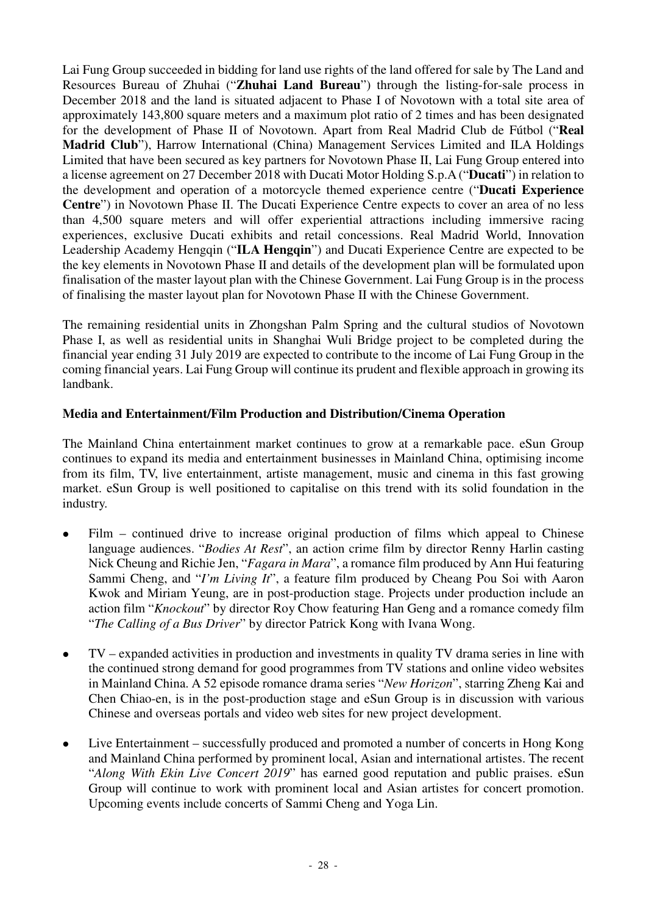Lai Fung Group succeeded in bidding for land use rights of the land offered for sale by The Land and Resources Bureau of Zhuhai ("**Zhuhai Land Bureau**") through the listing-for-sale process in December 2018 and the land is situated adjacent to Phase I of Novotown with a total site area of approximately 143,800 square meters and a maximum plot ratio of 2 times and has been designated for the development of Phase II of Novotown. Apart from Real Madrid Club de Fútbol ("**Real Madrid Club**"), Harrow International (China) Management Services Limited and ILA Holdings Limited that have been secured as key partners for Novotown Phase II, Lai Fung Group entered into a license agreement on 27 December 2018 with Ducati Motor Holding S.p.A ("**Ducati**") in relation to the development and operation of a motorcycle themed experience centre ("**Ducati Experience Centre**") in Novotown Phase II. The Ducati Experience Centre expects to cover an area of no less than 4,500 square meters and will offer experiential attractions including immersive racing experiences, exclusive Ducati exhibits and retail concessions. Real Madrid World, Innovation Leadership Academy Hengqin ("**ILA Hengqin**") and Ducati Experience Centre are expected to be the key elements in Novotown Phase II and details of the development plan will be formulated upon finalisation of the master layout plan with the Chinese Government. Lai Fung Group is in the process of finalising the master layout plan for Novotown Phase II with the Chinese Government.

The remaining residential units in Zhongshan Palm Spring and the cultural studios of Novotown Phase I, as well as residential units in Shanghai Wuli Bridge project to be completed during the financial year ending 31 July 2019 are expected to contribute to the income of Lai Fung Group in the coming financial years. Lai Fung Group will continue its prudent and flexible approach in growing its landbank.

**Media and Entertainment/Film Production and Distribution/Cinema Operation**

The Mainland China entertainment market continues to grow at a remarkable pace. eSun Group continues to expand its media and entertainment businesses in Mainland China, optimising income from its film, TV, live entertainment, artiste management, music and cinema in this fast growing market. eSun Group is well positioned to capitalise on this trend with its solid foundation in the industry.

- Film – continued drive to increase original production of films which appeal to Chinese language audiences. "*Bodies At Rest*", an action crime film by director Renny Harlin casting Nick Cheung and Richie Jen, "*Fagara in Mara*", a romance film produced by Ann Hui featuring Sammi Cheng, and "*I'm Living It*", a feature film produced by Cheang Pou Soi with Aaron Kwok and Miriam Yeung, are in post-production stage. Projects under production include an action film "*Knockout*" by director Roy Chow featuring Han Geng and a romance comedy film "*The Calling of a Bus Driver*" by director Patrick Kong with Ivana Wong.

- TV – expanded activities in production and investments in quality TV drama series in line with the continued strong demand for good programmes from TV stations and online video websites in Mainland China. A 52 episode romance drama series "*New Horizon*", starring Zheng Kai and Chen Chiao-en, is in the post-production stage and eSun Group is in discussion with various Chinese and overseas portals and video web sites for new project development.

- Live Entertainment – successfully produced and promoted a number of concerts in Hong Kong and Mainland China performed by prominent local, Asian and international artistes. The recent "*Along With Ekin Live Concert 2019*" has earned good reputation and public praises. eSun Group will continue to work with prominent local and Asian artistes for concert promotion. Upcoming events include concerts of Sammi Cheng and Yoga Lin.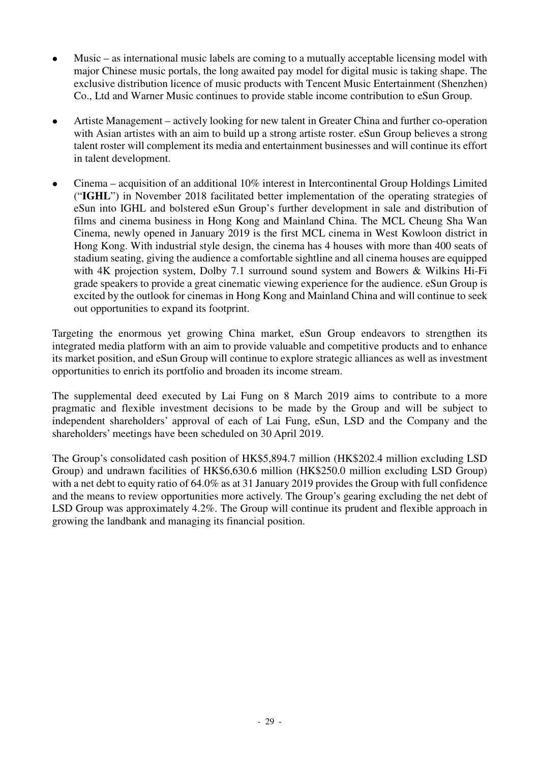- Music – as international music labels are coming to a mutually acceptable licensing model with major Chinese music portals, the long awaited pay model for digital music is taking shape. The exclusive distribution licence of music products with Tencent Music Entertainment (Shenzhen) Co., Ltd and Warner Music continues to provide stable income contribution to eSun Group.

- Artiste Management – actively looking for new talent in Greater China and further co-operation with Asian artistes with an aim to build up a strong artiste roster. eSun Group believes a strong talent roster will complement its media and entertainment businesses and will continue its effort in talent development.

- Cinema – acquisition of an additional 10% interest in Intercontinental Group Holdings Limited ("**IGHL**") in November 2018 facilitated better implementation of the operating strategies of eSun into IGHL and bolstered eSun Group's further development in sale and distribution of films and cinema business in Hong Kong and Mainland China. The MCL Cheung Sha Wan Cinema, newly opened in January 2019 is the first MCL cinema in West Kowloon district in Hong Kong. With industrial style design, the cinema has 4 houses with more than 400 seats of stadium seating, giving the audience a comfortable sightline and all cinema houses are equipped with 4K projection system, Dolby 7.1 surround sound system and Bowers & Wilkins Hi-Fi grade speakers to provide a great cinematic viewing experience for the audience. eSun Group is excited by the outlook for cinemas in Hong Kong and Mainland China and will continue to seek out opportunities to expand its footprint.

Targeting the enormous yet growing China market, eSun Group endeavors to strengthen its integrated media platform with an aim to provide valuable and competitive products and to enhance its market position, and eSun Group will continue to explore strategic alliances as well as investment opportunities to enrich its portfolio and broaden its income stream.

The supplemental deed executed by Lai Fung on 8 March 2019 aims to contribute to a more pragmatic and flexible investment decisions to be made by the Group and will be subject to independent shareholders' approval of each of Lai Fung, eSun, LSD and the Company and the shareholders' meetings have been scheduled on 30 April 2019.

The Group's consolidated cash position of HK$5,894.7 million (HK$202.4 million excluding LSD Group) and undrawn facilities of HK$6,630.6 million (HK$250.0 million excluding LSD Group) with a net debt to equity ratio of 64.0% as at 31 January 2019 provides the Group with full confidence and the means to review opportunities more actively. The Group's gearing excluding the net debt of LSD Group was approximately 4.2%. The Group will continue its prudent and flexible approach in growing the landbank and managing its financial position.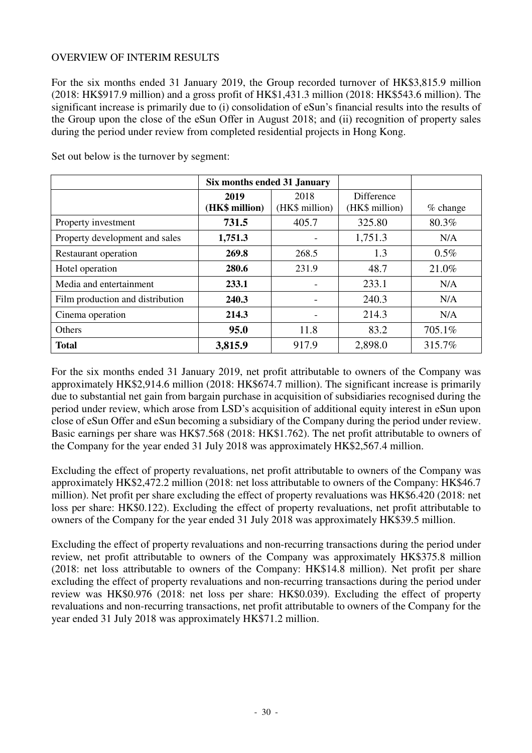OVERVIEW OF INTERIM RESULTS

For the six months ended 31 January 2019, the Group recorded turnover of HK$3,815.9 million (2018: HK$917.9 million) and a gross profit of HK$1,431.3 million (2018: HK$543.6 million). The significant increase is primarily due to (i) consolidation of eSun's financial results into the results of the Group upon the close of the eSun Offer in August 2018; and (ii) recognition of property sales during the period under review from completed residential projects in Hong Kong.

Set out below is the turnover by segment:

| | Six months ended 31 January | | | |
|---|---|---|---|---|
| | **2019 (HK$ million)** | 2018 (HK$ million) | Difference (HK$ million) | % change |
| Property investment | **731.5** | 405.7 | 325.80 | 80.3% |
| Property development and sales | **1,751.3** | - | 1,751.3 | N/A |
| Restaurant operation | **269.8** | 268.5 | 1.3 | 0.5% |
| Hotel operation | **280.6** | 231.9 | 48.7 | 21.0% |
| Media and entertainment | **233.1** | - | 233.1 | N/A |
| Film production and distribution | **240.3** | - | 240.3 | N/A |
| Cinema operation | **214.3** | - | 214.3 | N/A |
| Others | **95.0** | 11.8 | 83.2 | 705.1% |
| **Total** | **3,815.9** | 917.9 | 2,898.0 | 315.7% |

For the six months ended 31 January 2019, net profit attributable to owners of the Company was approximately HK$2,914.6 million (2018: HK$674.7 million). The significant increase is primarily due to substantial net gain from bargain purchase in acquisition of subsidiaries recognised during the period under review, which arose from LSD's acquisition of additional equity interest in eSun upon close of eSun Offer and eSun becoming a subsidiary of the Company during the period under review. Basic earnings per share was HK$7.568 (2018: HK$1.762). The net profit attributable to owners of the Company for the year ended 31 July 2018 was approximately HK$2,567.4 million.

Excluding the effect of property revaluations, net profit attributable to owners of the Company was approximately HK$2,472.2 million (2018: net loss attributable to owners of the Company: HK$46.7 million). Net profit per share excluding the effect of property revaluations was HK$6.420 (2018: net loss per share: HK$0.122). Excluding the effect of property revaluations, net profit attributable to owners of the Company for the year ended 31 July 2018 was approximately HK$39.5 million.

Excluding the effect of property revaluations and non-recurring transactions during the period under review, net profit attributable to owners of the Company was approximately HK$375.8 million (2018: net loss attributable to owners of the Company: HK$14.8 million). Net profit per share excluding the effect of property revaluations and non-recurring transactions during the period under review was HK$0.976 (2018: net loss per share: HK$0.039). Excluding the effect of property revaluations and non-recurring transactions, net profit attributable to owners of the Company for the year ended 31 July 2018 was approximately HK$71.2 million.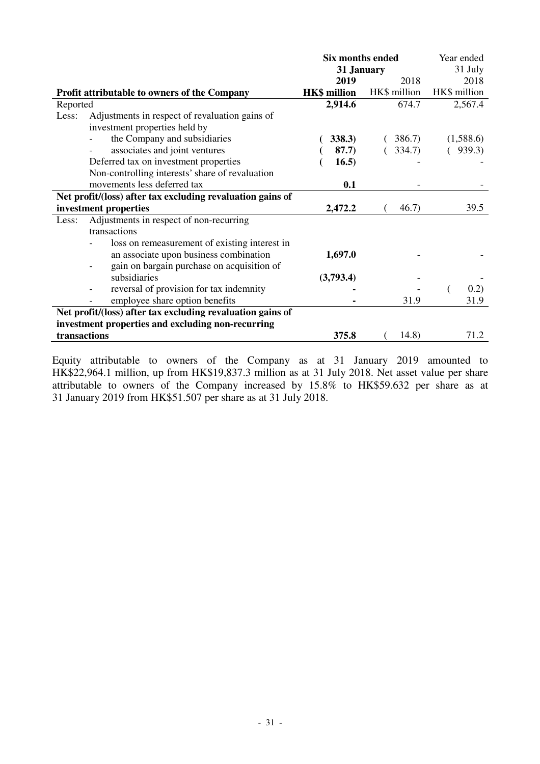| | Six months ended 31 January | | Year ended 31 July |
|---|---|---|---|
| | **2019** | 2018 | 2018 |
| **Profit attributable to owners of the Company** | **HK$ million** | HK$ million | HK$ million |
| Reported | **2,914.6** | 674.7 | 2,567.4 |
| Less: Adjustments in respect of revaluation gains of investment properties held by | | | |
| - the Company and subsidiaries | **( 338.3)** | ( 386.7) | (1,588.6) |
| - associates and joint ventures | **( 87.7)** | ( 334.7) | ( 939.3) |
| Deferred tax on investment properties | **( 16.5)** | - | - |
| Non-controlling interests' share of revaluation movements less deferred tax | **0.1** | - | - |
| **Net profit/(loss) after tax excluding revaluation gains of investment properties** | **2,472.2** | ( 46.7) | 39.5 |
| Less: Adjustments in respect of non-recurring transactions | | | |
| - loss on remeasurement of existing interest in an associate upon business combination | **1,697.0** | - | - |
| - gain on bargain purchase on acquisition of subsidiaries | **(3,793.4)** | - | - |
| - reversal of provision for tax indemnity | **-** | - | ( 0.2) |
| - employee share option benefits | **-** | 31.9 | 31.9 |
| **Net profit/(loss) after tax excluding revaluation gains of investment properties and excluding non-recurring transactions** | **375.8** | ( 14.8) | 71.2 |

Equity attributable to owners of the Company as at 31 January 2019 amounted to HK$22,964.1 million, up from HK$19,837.3 million as at 31 July 2018. Net asset value per share attributable to owners of the Company increased by 15.8% to HK$59.632 per share as at 31 January 2019 from HK$51.507 per share as at 31 July 2018.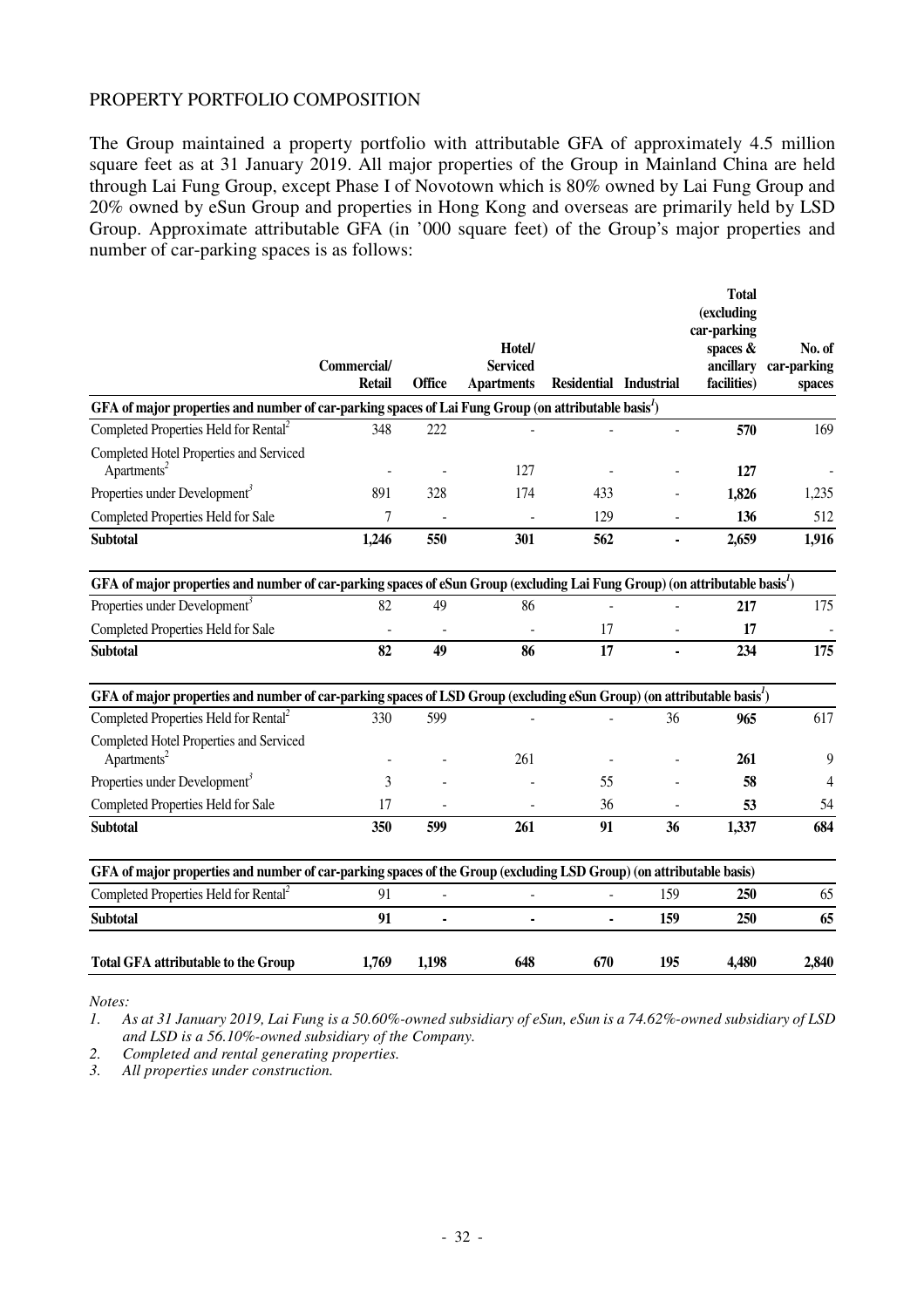PROPERTY PORTFOLIO COMPOSITION

The Group maintained a property portfolio with attributable GFA of approximately 4.5 million square feet as at 31 January 2019. All major properties of the Group in Mainland China are held through Lai Fung Group, except Phase I of Novotown which is 80% owned by Lai Fung Group and 20% owned by eSun Group and properties in Hong Kong and overseas are primarily held by LSD Group. Approximate attributable GFA (in '000 square feet) of the Group's major properties and number of car-parking spaces is as follows:

| | Commercial/ Retail | Office | Hotel/ Serviced Apartments | Residential | Industrial | Total (excluding car-parking spaces & ancillary facilities) | No. of car-parking spaces |
|---|---|---|---|---|---|---|---|
| **GFA of major properties and number of car-parking spaces of Lai Fung Group (on attributable basis[1])** | | | | | | | |
| Completed Properties Held for Rental[2] | 348 | 222 | - | - | - | **570** | 169 |
| Completed Hotel Properties and Serviced Apartments[2] | - | - | 127 | - | - | **127** | - |
| Properties under Development[3] | 891 | 328 | 174 | 433 | - | **1,826** | 1,235 |
| Completed Properties Held for Sale | 7 | - | - | 129 | - | **136** | 512 |
| **Subtotal** | **1,246** | **550** | **301** | **562** | **-** | **2,659** | **1,916** |
| **GFA of major properties and number of car-parking spaces of eSun Group (excluding Lai Fung Group) (on attributable basis[1])** | | | | | | | |
| Properties under Development[3] | 82 | 49 | 86 | - | - | **217** | 175 |
| Completed Properties Held for Sale | - | - | - | 17 | - | **17** | - |
| **Subtotal** | **82** | **49** | **86** | **17** | **-** | **234** | **175** |
| **GFA of major properties and number of car-parking spaces of LSD Group (excluding eSun Group) (on attributable basis[1])** | | | | | | | |
| Completed Properties Held for Rental[2] | 330 | 599 | - | - | 36 | **965** | 617 |
| Completed Hotel Properties and Serviced Apartments[2] | - | - | 261 | - | - | **261** | 9 |
| Properties under Development[3] | 3 | - | - | 55 | - | **58** | 4 |
| Completed Properties Held for Sale | 17 | - | - | 36 | - | **53** | 54 |
| **Subtotal** | **350** | **599** | **261** | **91** | **36** | **1,337** | **684** |
| **GFA of major properties and number of car-parking spaces of the Group (excluding LSD Group) (on attributable basis)** | | | | | | | |
| Completed Properties Held for Rental[2] | 91 | - | - | - | 159 | **250** | 65 |
| **Subtotal** | **91** | **-** | **-** | **-** | **159** | **250** | **65** |
| **Total GFA attributable to the Group** | **1,769** | **1,198** | **648** | **670** | **195** | **4,480** | **2,840** |

*Notes:*

1. *As at 31 January 2019, Lai Fung is a 50.60%-owned subsidiary of eSun, eSun is a 74.62%-owned subsidiary of LSD and LSD is a 56.10%-owned subsidiary of the Company.*
2. *Completed and rental generating properties.*
3. *All properties under construction.*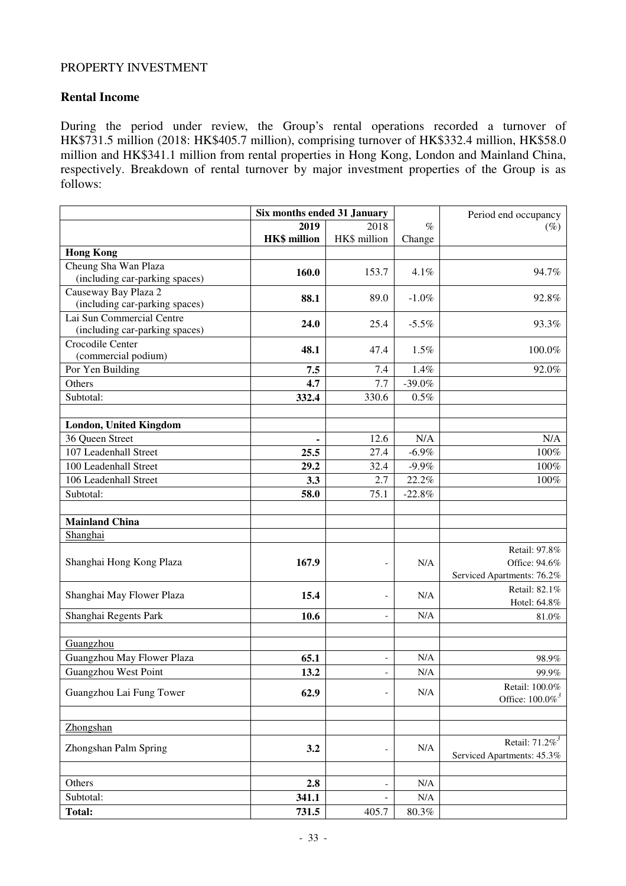PROPERTY INVESTMENT

## Rental Income

During the period under review, the Group's rental operations recorded a turnover of HK$731.5 million (2018: HK$405.7 million), comprising turnover of HK$332.4 million, HK$58.0 million and HK$341.1 million from rental properties in Hong Kong, London and Mainland China, respectively. Breakdown of rental turnover by major investment properties of the Group is as follows:

| | Six months ended 31 January | | | Period end occupancy |
|---|---|---|---|---|
| | **2019** | 2018 | % | (%) |
| | **HK$ million** | HK$ million | Change | |
| **Hong Kong** | | | | |
| Cheung Sha Wan Plaza (including car-parking spaces) | **160.0** | 153.7 | 4.1% | 94.7% |
| Causeway Bay Plaza 2 (including car-parking spaces) | **88.1** | 89.0 | -1.0% | 92.8% |
| Lai Sun Commercial Centre (including car-parking spaces) | **24.0** | 25.4 | -5.5% | 93.3% |
| Crocodile Center (commercial podium) | **48.1** | 47.4 | 1.5% | 100.0% |
| Por Yen Building | **7.5** | 7.4 | 1.4% | 92.0% |
| Others | **4.7** | 7.7 | -39.0% | |
| Subtotal: | **332.4** | 330.6 | 0.5% | |
| | | | | |
| **London, United Kingdom** | | | | |
| 36 Queen Street | **-** | 12.6 | N/A | N/A |
| 107 Leadenhall Street | **25.5** | 27.4 | -6.9% | 100% |
| 100 Leadenhall Street | **29.2** | 32.4 | -9.9% | 100% |
| 106 Leadenhall Street | **3.3** | 2.7 | 22.2% | 100% |
| Subtotal: | **58.0** | 75.1 | -22.8% | |
| | | | | |
| **Mainland China** | | | | |
| Shanghai | | | | |
| Shanghai Hong Kong Plaza | **167.9** | - | N/A | Retail: 97.8%<br>Office: 94.6%<br>Serviced Apartments: 76.2% |
| Shanghai May Flower Plaza | **15.4** | - | N/A | Retail: 82.1%<br>Hotel: 64.8% |
| Shanghai Regents Park | **10.6** | - | N/A | 81.0% |
| | | | | |
| Guangzhou | | | | |
| Guangzhou May Flower Plaza | **65.1** | - | N/A | 98.9% |
| Guangzhou West Point | **13.2** | - | N/A | 99.9% |
| Guangzhou Lai Fung Tower | **62.9** | - | N/A | Retail: 100.0%<br>Office: 100.0%[3] |
| | | | | |
| Zhongshan | | | | |
| Zhongshan Palm Spring | **3.2** | - | N/A | Retail: 71.2%[3]<br>Serviced Apartments: 45.3% |
| | | | | |
| Others | **2.8** | - | N/A | |
| Subtotal: | **341.1** | - | N/A | |
| **Total:** | **731.5** | 405.7 | 80.3% | |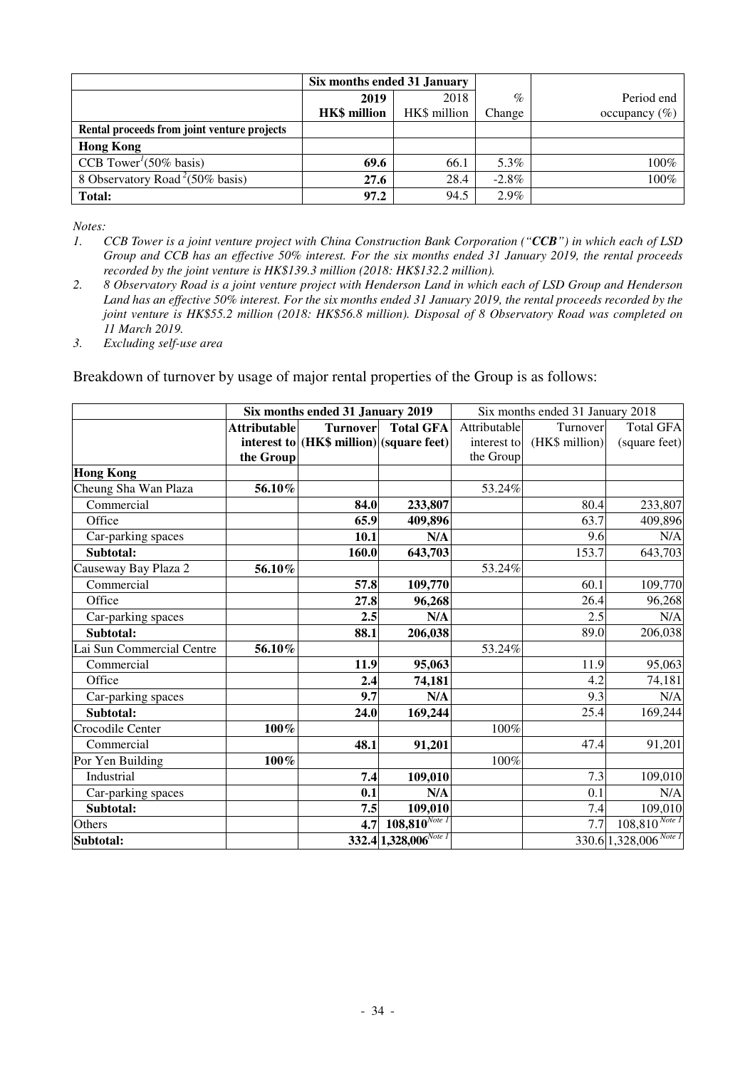| | Six months ended 31 January | | | |
|---|---|---|---|---|
| | **2019** | 2018 | % | Period end |
| | **HK$ million** | HK$ million | Change | occupancy (%) |
| **Rental proceeds from joint venture projects** | | | | |
| **Hong Kong** | | | | |
| CCB Tower[1] (50% basis) | **69.6** | 66.1 | 5.3% | 100% |
| 8 Observatory Road[2] (50% basis) | **27.6** | 28.4 | -2.8% | 100% |
| **Total:** | **97.2** | 94.5 | 2.9% | |

*Notes:*

1. *CCB Tower is a joint venture project with China Construction Bank Corporation ("**CCB**") in which each of LSD Group and CCB has an effective 50% interest. For the six months ended 31 January 2019, the rental proceeds recorded by the joint venture is HK$139.3 million (2018: HK$132.2 million).*
2. *8 Observatory Road is a joint venture project with Henderson Land in which each of LSD Group and Henderson Land has an effective 50% interest. For the six months ended 31 January 2019, the rental proceeds recorded by the joint venture is HK$55.2 million (2018: HK$56.8 million). Disposal of 8 Observatory Road was completed on 11 March 2019.*
3. *Excluding self-use area*

Breakdown of turnover by usage of major rental properties of the Group is as follows:

| | Six months ended 31 January 2019 | | | Six months ended 31 January 2018 | | |
|---|---|---|---|---|---|---|
| | **Attributable interest to the Group** | **Turnover (HK$ million)** | **Total GFA (square feet)** | Attributable interest to the Group | Turnover (HK$ million) | Total GFA (square feet) |
| **Hong Kong** | | | | | | |
| Cheung Sha Wan Plaza | **56.10%** | | | 53.24% | | |
| Commercial | | **84.0** | **233,807** | | 80.4 | 233,807 |
| Office | | **65.9** | **409,896** | | 63.7 | 409,896 |
| Car-parking spaces | | **10.1** | **N/A** | | 9.6 | N/A |
| **Subtotal:** | | **160.0** | **643,703** | | 153.7 | 643,703 |
| Causeway Bay Plaza 2 | **56.10%** | | | 53.24% | | |
| Commercial | | **57.8** | **109,770** | | 60.1 | 109,770 |
| Office | | **27.8** | **96,268** | | 26.4 | 96,268 |
| Car-parking spaces | | **2.5** | **N/A** | | 2.5 | N/A |
| **Subtotal:** | | **88.1** | **206,038** | | 89.0 | 206,038 |
| Lai Sun Commercial Centre | **56.10%** | | | 53.24% | | |
| Commercial | | **11.9** | **95,063** | | 11.9 | 95,063 |
| Office | | **2.4** | **74,181** | | 4.2 | 74,181 |
| Car-parking spaces | | **9.7** | **N/A** | | 9.3 | N/A |
| **Subtotal:** | | **24.0** | **169,244** | | 25.4 | 169,244 |
| Crocodile Center | **100%** | | | 100% | | |
| Commercial | | **48.1** | **91,201** | | 47.4 | 91,201 |
| Por Yen Building | **100%** | | | 100% | | |
| Industrial | | **7.4** | **109,010** | | 7.3 | 109,010 |
| Car-parking spaces | | **0.1** | **N/A** | | 0.1 | N/A |
| **Subtotal:** | | **7.5** | **109,010** | | 7.4 | 109,010 |
| Others | | **4.7** | **108,810** [Note 1] | | 7.7 | 108,810 [Note 1] |
| **Subtotal:** | | **332.4** | **1,328,006** [Note 1] | | 330.6 | 1,328,006 [Note 1] |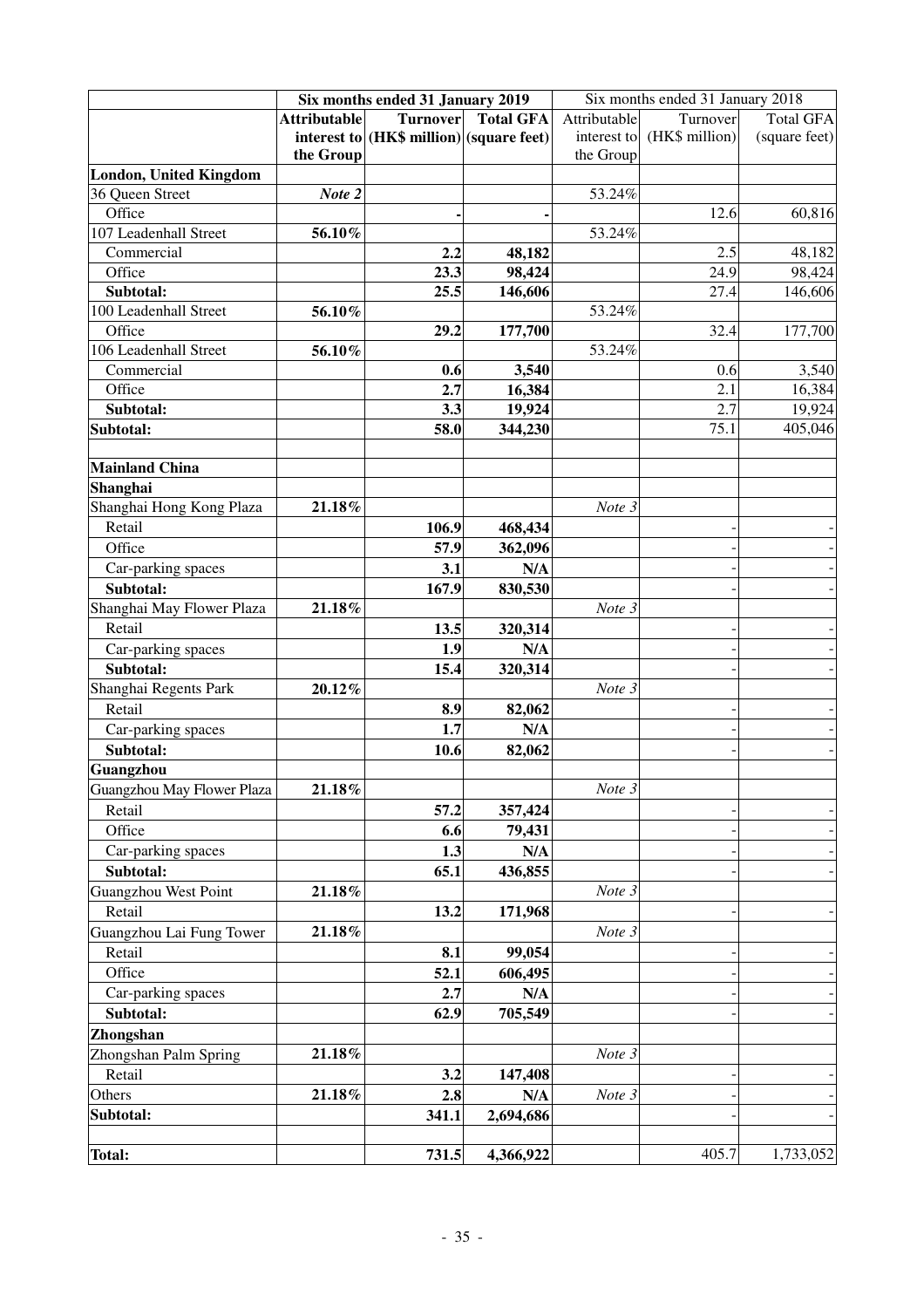| | Six months ended 31 January 2019 | | | Six months ended 31 January 2018 | | |
|---|---|---|---|---|---|---|
| | **Attributable interest to the Group** | **Turnover (HK$ million)** | **Total GFA (square feet)** | Attributable interest to the Group | Turnover (HK$ million) | Total GFA (square feet) |
| **London, United Kingdom** | | | | | | |
| 36 Queen Street | ***Note 2*** | | | 53.24% | | |
| Office | | **-** | **-** | | 12.6 | 60,816 |
| 107 Leadenhall Street | **56.10%** | | | 53.24% | | |
| Commercial | | **2.2** | **48,182** | | 2.5 | 48,182 |
| Office | | **23.3** | **98,424** | | 24.9 | 98,424 |
| **Subtotal:** | | **25.5** | **146,606** | | 27.4 | 146,606 |
| 100 Leadenhall Street | **56.10%** | | | 53.24% | | |
| Office | | **29.2** | **177,700** | | 32.4 | 177,700 |
| 106 Leadenhall Street | **56.10%** | | | 53.24% | | |
| Commercial | | **0.6** | **3,540** | | 0.6 | 3,540 |
| Office | | **2.7** | **16,384** | | 2.1 | 16,384 |
| **Subtotal:** | | **3.3** | **19,924** | | 2.7 | 19,924 |
| **Subtotal:** | | **58.0** | **344,230** | | 75.1 | 405,046 |
| | | | | | | |
| **Mainland China** | | | | | | |
| **Shanghai** | | | | | | |
| Shanghai Hong Kong Plaza | **21.18%** | | | *Note 3* | | |
| Retail | | **106.9** | **468,434** | | - | - |
| Office | | **57.9** | **362,096** | | - | - |
| Car-parking spaces | | **3.1** | **N/A** | | - | - |
| **Subtotal:** | | **167.9** | **830,530** | | - | - |
| Shanghai May Flower Plaza | **21.18%** | | | *Note 3* | | |
| Retail | | **13.5** | **320,314** | | - | - |
| Car-parking spaces | | **1.9** | **N/A** | | - | - |
| **Subtotal:** | | **15.4** | **320,314** | | - | - |
| Shanghai Regents Park | **20.12%** | | | *Note 3* | | |
| Retail | | **8.9** | **82,062** | | - | - |
| Car-parking spaces | | **1.7** | **N/A** | | - | - |
| **Subtotal:** | | **10.6** | **82,062** | | - | - |
| **Guangzhou** | | | | | | |
| Guangzhou May Flower Plaza | **21.18%** | | | *Note 3* | | |
| Retail | | **57.2** | **357,424** | | - | - |
| Office | | **6.6** | **79,431** | | - | - |
| Car-parking spaces | | **1.3** | **N/A** | | - | - |
| **Subtotal:** | | **65.1** | **436,855** | | - | - |
| Guangzhou West Point | **21.18%** | | | *Note 3* | | |
| Retail | | **13.2** | **171,968** | | - | - |
| Guangzhou Lai Fung Tower | **21.18%** | | | *Note 3* | | |
| Retail | | **8.1** | **99,054** | | - | - |
| Office | | **52.1** | **606,495** | | - | - |
| Car-parking spaces | | **2.7** | **N/A** | | - | - |
| **Subtotal:** | | **62.9** | **705,549** | | - | - |
| **Zhongshan** | | | | | | |
| Zhongshan Palm Spring | **21.18%** | | | *Note 3* | | |
| Retail | | **3.2** | **147,408** | | - | - |
| Others | **21.18%** | **2.8** | **N/A** | *Note 3* | - | - |
| **Subtotal:** | | **341.1** | **2,694,686** | | - | - |
| | | | | | | |
| **Total:** | | **731.5** | **4,366,922** | | 405.7 | 1,733,052 |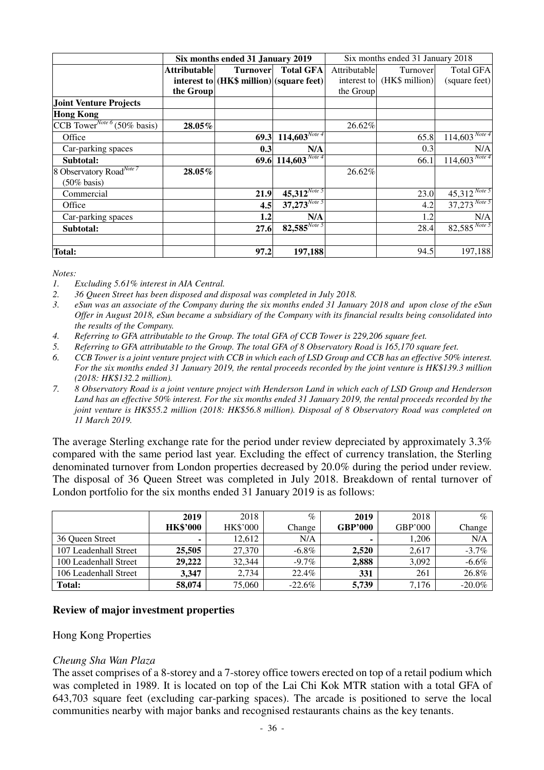| | Six months ended 31 January 2019 | | | Six months ended 31 January 2018 | | |
|---|---|---|---|---|---|---|
| | **Attributable interest to the Group** | **Turnover (HK$ million)** | **Total GFA (square feet)** | Attributable interest to the Group | Turnover (HK$ million) | Total GFA (square feet) |
| **Joint Venture Projects** | | | | | | |
| **Hong Kong** | | | | | | |
| CCB Tower[Note 6] (50% basis) | **28.05%** | | | 26.62% | | |
| Office | | **69.3** | **114,603**[Note 4] | | 65.8 | 114,603[Note 4] |
| Car-parking spaces | | **0.3** | **N/A** | | 0.3 | N/A |
| **Subtotal:** | | **69.6** | **114,603**[Note 4] | | 66.1 | 114,603[Note 4] |
| 8 Observatory Road[Note 7] (50% basis) | **28.05%** | | | 26.62% | | |
| Commercial | | **21.9** | **45,312**[Note 5] | | 23.0 | 45,312[Note 5] |
| Office | | **4.5** | **37,273**[Note 5] | | 4.2 | 37,273[Note 5] |
| Car-parking spaces | | **1.2** | **N/A** | | 1.2 | N/A |
| **Subtotal:** | | **27.6** | **82,585**[Note 5] | | 28.4 | 82,585[Note 5] |
| | | | | | | |
| **Total:** | | **97.2** | **197,188** | | 94.5 | 197,188 |

*Notes:*

1. *Excluding 5.61% interest in AIA Central.*
2. *36 Queen Street has been disposed and disposal was completed in July 2018.*
3. *eSun was an associate of the Company during the six months ended 31 January 2018 and upon close of the eSun Offer in August 2018, eSun became a subsidiary of the Company with its financial results being consolidated into the results of the Company.*
4. *Referring to GFA attributable to the Group. The total GFA of CCB Tower is 229,206 square feet.*
5. *Referring to GFA attributable to the Group. The total GFA of 8 Observatory Road is 165,170 square feet.*
6. *CCB Tower is a joint venture project with CCB in which each of LSD Group and CCB has an effective 50% interest. For the six months ended 31 January 2019, the rental proceeds recorded by the joint venture is HK$139.3 million (2018: HK$132.2 million).*
7. *8 Observatory Road is a joint venture project with Henderson Land in which each of LSD Group and Henderson Land has an effective 50% interest. For the six months ended 31 January 2019, the rental proceeds recorded by the joint venture is HK$55.2 million (2018: HK$56.8 million). Disposal of 8 Observatory Road was completed on 11 March 2019.*

The average Sterling exchange rate for the period under review depreciated by approximately 3.3% compared with the same period last year. Excluding the effect of currency translation, the Sterling denominated turnover from London properties decreased by 20.0% during the period under review. The disposal of 36 Queen Street was completed in July 2018. Breakdown of rental turnover of London portfolio for the six months ended 31 January 2019 is as follows:

| | **2019 HK$'000** | 2018 HK$'000 | % Change | **2019 GBP'000** | 2018 GBP'000 | % Change |
|---|---|---|---|---|---|---|
| 36 Queen Street | **-** | 12,612 | N/A | **-** | 1,206 | N/A |
| 107 Leadenhall Street | **25,505** | 27,370 | -6.8% | **2,520** | 2,617 | -3.7% |
| 100 Leadenhall Street | **29,222** | 32,344 | -9.7% | **2,888** | 3,092 | -6.6% |
| 106 Leadenhall Street | **3,347** | 2,734 | 22.4% | **331** | 261 | 26.8% |
| **Total:** | **58,074** | 75,060 | -22.6% | **5,739** | 7,176 | -20.0% |

## Review of major investment properties

Hong Kong Properties

*Cheung Sha Wan Plaza*

The asset comprises of a 8-storey and a 7-storey office towers erected on top of a retail podium which was completed in 1989. It is located on top of the Lai Chi Kok MTR station with a total GFA of 643,703 square feet (excluding car-parking spaces). The arcade is positioned to serve the local communities nearby with major banks and recognised restaurants chains as the key tenants.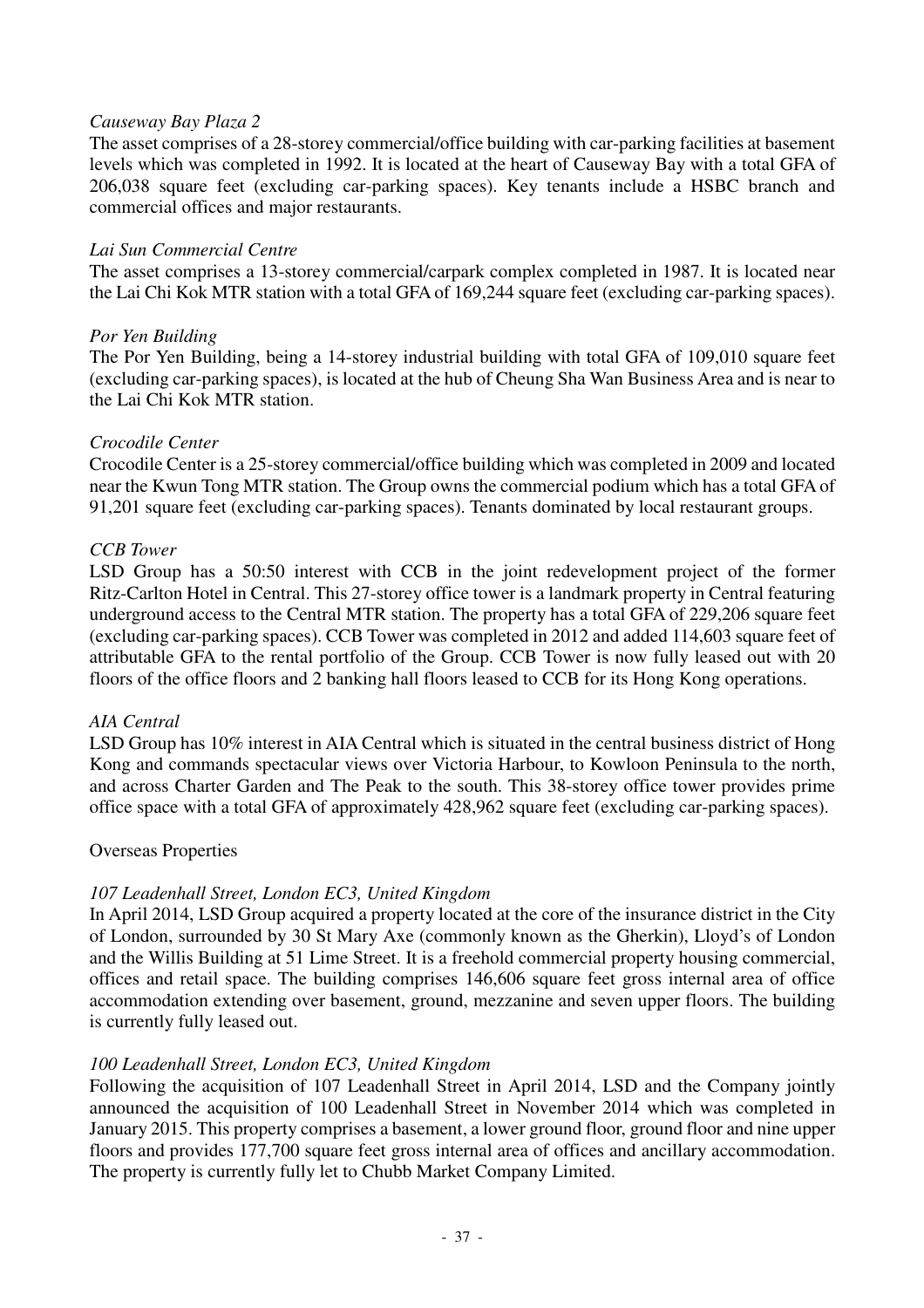*Causeway Bay Plaza 2*

The asset comprises of a 28-storey commercial/office building with car-parking facilities at basement levels which was completed in 1992. It is located at the heart of Causeway Bay with a total GFA of 206,038 square feet (excluding car-parking spaces). Key tenants include a HSBC branch and commercial offices and major restaurants.

*Lai Sun Commercial Centre*

The asset comprises a 13-storey commercial/carpark complex completed in 1987. It is located near the Lai Chi Kok MTR station with a total GFA of 169,244 square feet (excluding car-parking spaces).

*Por Yen Building*

The Por Yen Building, being a 14-storey industrial building with total GFA of 109,010 square feet (excluding car-parking spaces), is located at the hub of Cheung Sha Wan Business Area and is near to the Lai Chi Kok MTR station.

*Crocodile Center*

Crocodile Center is a 25-storey commercial/office building which was completed in 2009 and located near the Kwun Tong MTR station. The Group owns the commercial podium which has a total GFA of 91,201 square feet (excluding car-parking spaces). Tenants dominated by local restaurant groups.

*CCB Tower*

LSD Group has a 50:50 interest with CCB in the joint redevelopment project of the former Ritz-Carlton Hotel in Central. This 27-storey office tower is a landmark property in Central featuring underground access to the Central MTR station. The property has a total GFA of 229,206 square feet (excluding car-parking spaces). CCB Tower was completed in 2012 and added 114,603 square feet of attributable GFA to the rental portfolio of the Group. CCB Tower is now fully leased out with 20 floors of the office floors and 2 banking hall floors leased to CCB for its Hong Kong operations.

*AIA Central*

LSD Group has 10% interest in AIA Central which is situated in the central business district of Hong Kong and commands spectacular views over Victoria Harbour, to Kowloon Peninsula to the north, and across Charter Garden and The Peak to the south. This 38-storey office tower provides prime office space with a total GFA of approximately 428,962 square feet (excluding car-parking spaces).

Overseas Properties

*107 Leadenhall Street, London EC3, United Kingdom*

In April 2014, LSD Group acquired a property located at the core of the insurance district in the City of London, surrounded by 30 St Mary Axe (commonly known as the Gherkin), Lloyd's of London and the Willis Building at 51 Lime Street. It is a freehold commercial property housing commercial, offices and retail space. The building comprises 146,606 square feet gross internal area of office accommodation extending over basement, ground, mezzanine and seven upper floors. The building is currently fully leased out.

*100 Leadenhall Street, London EC3, United Kingdom*

Following the acquisition of 107 Leadenhall Street in April 2014, LSD and the Company jointly announced the acquisition of 100 Leadenhall Street in November 2014 which was completed in January 2015. This property comprises a basement, a lower ground floor, ground floor and nine upper floors and provides 177,700 square feet gross internal area of offices and ancillary accommodation. The property is currently fully let to Chubb Market Company Limited.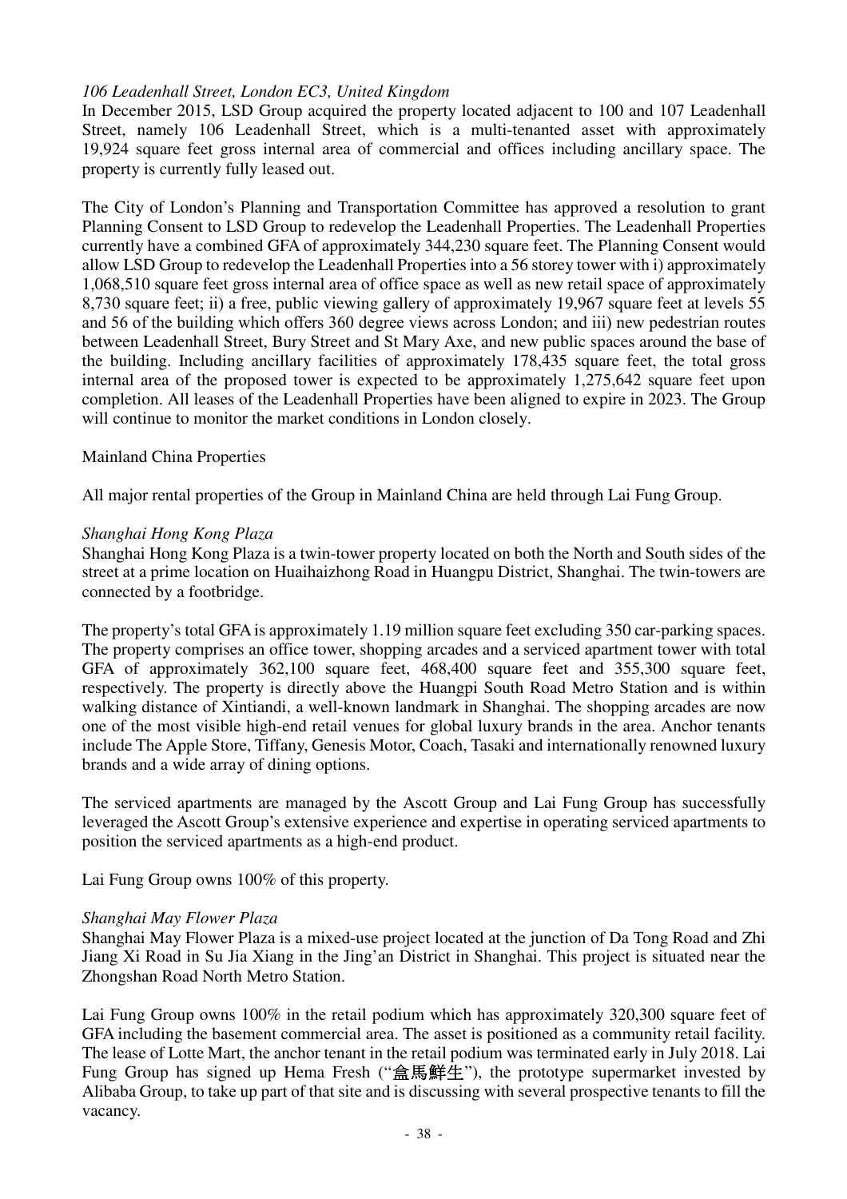*106 Leadenhall Street, London EC3, United Kingdom*

In December 2015, LSD Group acquired the property located adjacent to 100 and 107 Leadenhall Street, namely 106 Leadenhall Street, which is a multi-tenanted asset with approximately 19,924 square feet gross internal area of commercial and offices including ancillary space. The property is currently fully leased out.

The City of London's Planning and Transportation Committee has approved a resolution to grant Planning Consent to LSD Group to redevelop the Leadenhall Properties. The Leadenhall Properties currently have a combined GFA of approximately 344,230 square feet. The Planning Consent would allow LSD Group to redevelop the Leadenhall Properties into a 56 storey tower with i) approximately 1,068,510 square feet gross internal area of office space as well as new retail space of approximately 8,730 square feet; ii) a free, public viewing gallery of approximately 19,967 square feet at levels 55 and 56 of the building which offers 360 degree views across London; and iii) new pedestrian routes between Leadenhall Street, Bury Street and St Mary Axe, and new public spaces around the base of the building. Including ancillary facilities of approximately 178,435 square feet, the total gross internal area of the proposed tower is expected to be approximately 1,275,642 square feet upon completion. All leases of the Leadenhall Properties have been aligned to expire in 2023. The Group will continue to monitor the market conditions in London closely.

Mainland China Properties

All major rental properties of the Group in Mainland China are held through Lai Fung Group.

*Shanghai Hong Kong Plaza*

Shanghai Hong Kong Plaza is a twin-tower property located on both the North and South sides of the street at a prime location on Huaihaizhong Road in Huangpu District, Shanghai. The twin-towers are connected by a footbridge.

The property's total GFA is approximately 1.19 million square feet excluding 350 car-parking spaces. The property comprises an office tower, shopping arcades and a serviced apartment tower with total GFA of approximately 362,100 square feet, 468,400 square feet and 355,300 square feet, respectively. The property is directly above the Huangpi South Road Metro Station and is within walking distance of Xintiandi, a well-known landmark in Shanghai. The shopping arcades are now one of the most visible high-end retail venues for global luxury brands in the area. Anchor tenants include The Apple Store, Tiffany, Genesis Motor, Coach, Tasaki and internationally renowned luxury brands and a wide array of dining options.

The serviced apartments are managed by the Ascott Group and Lai Fung Group has successfully leveraged the Ascott Group's extensive experience and expertise in operating serviced apartments to position the serviced apartments as a high-end product.

Lai Fung Group owns 100% of this property.

*Shanghai May Flower Plaza*

Shanghai May Flower Plaza is a mixed-use project located at the junction of Da Tong Road and Zhi Jiang Xi Road in Su Jia Xiang in the Jing'an District in Shanghai. This project is situated near the Zhongshan Road North Metro Station.

Lai Fung Group owns 100% in the retail podium which has approximately 320,300 square feet of GFA including the basement commercial area. The asset is positioned as a community retail facility. The lease of Lotte Mart, the anchor tenant in the retail podium was terminated early in July 2018. Lai Fung Group has signed up Hema Fresh ("盒馬鮮生"), the prototype supermarket invested by Alibaba Group, to take up part of that site and is discussing with several prospective tenants to fill the vacancy.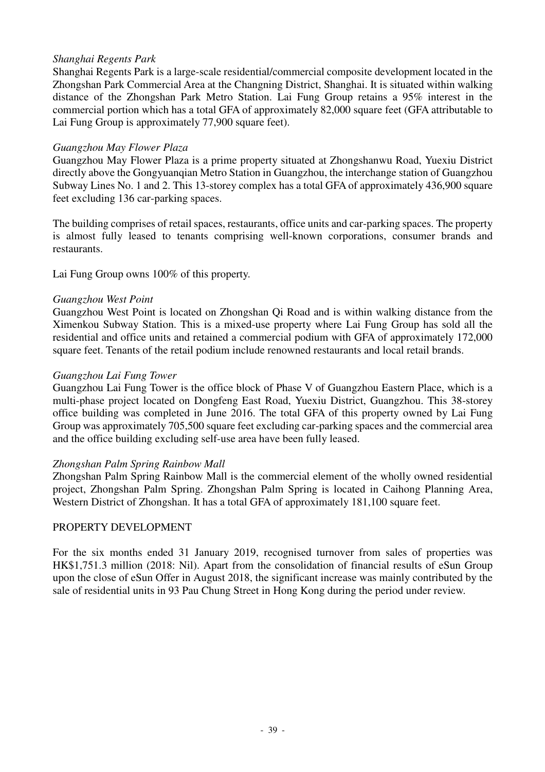*Shanghai Regents Park*

Shanghai Regents Park is a large-scale residential/commercial composite development located in the Zhongshan Park Commercial Area at the Changning District, Shanghai. It is situated within walking distance of the Zhongshan Park Metro Station. Lai Fung Group retains a 95% interest in the commercial portion which has a total GFA of approximately 82,000 square feet (GFA attributable to Lai Fung Group is approximately 77,900 square feet).

*Guangzhou May Flower Plaza*

Guangzhou May Flower Plaza is a prime property situated at Zhongshanwu Road, Yuexiu District directly above the Gongyuanqian Metro Station in Guangzhou, the interchange station of Guangzhou Subway Lines No. 1 and 2. This 13-storey complex has a total GFA of approximately 436,900 square feet excluding 136 car-parking spaces.

The building comprises of retail spaces, restaurants, office units and car-parking spaces. The property is almost fully leased to tenants comprising well-known corporations, consumer brands and restaurants.

Lai Fung Group owns 100% of this property.

*Guangzhou West Point*

Guangzhou West Point is located on Zhongshan Qi Road and is within walking distance from the Ximenkou Subway Station. This is a mixed-use property where Lai Fung Group has sold all the residential and office units and retained a commercial podium with GFA of approximately 172,000 square feet. Tenants of the retail podium include renowned restaurants and local retail brands.

*Guangzhou Lai Fung Tower*

Guangzhou Lai Fung Tower is the office block of Phase V of Guangzhou Eastern Place, which is a multi-phase project located on Dongfeng East Road, Yuexiu District, Guangzhou. This 38-storey office building was completed in June 2016. The total GFA of this property owned by Lai Fung Group was approximately 705,500 square feet excluding car-parking spaces and the commercial area and the office building excluding self-use area have been fully leased.

*Zhongshan Palm Spring Rainbow Mall*

Zhongshan Palm Spring Rainbow Mall is the commercial element of the wholly owned residential project, Zhongshan Palm Spring. Zhongshan Palm Spring is located in Caihong Planning Area, Western District of Zhongshan. It has a total GFA of approximately 181,100 square feet.

PROPERTY DEVELOPMENT

For the six months ended 31 January 2019, recognised turnover from sales of properties was HK$1,751.3 million (2018: Nil). Apart from the consolidation of financial results of eSun Group upon the close of eSun Offer in August 2018, the significant increase was mainly contributed by the sale of residential units in 93 Pau Chung Street in Hong Kong during the period under review.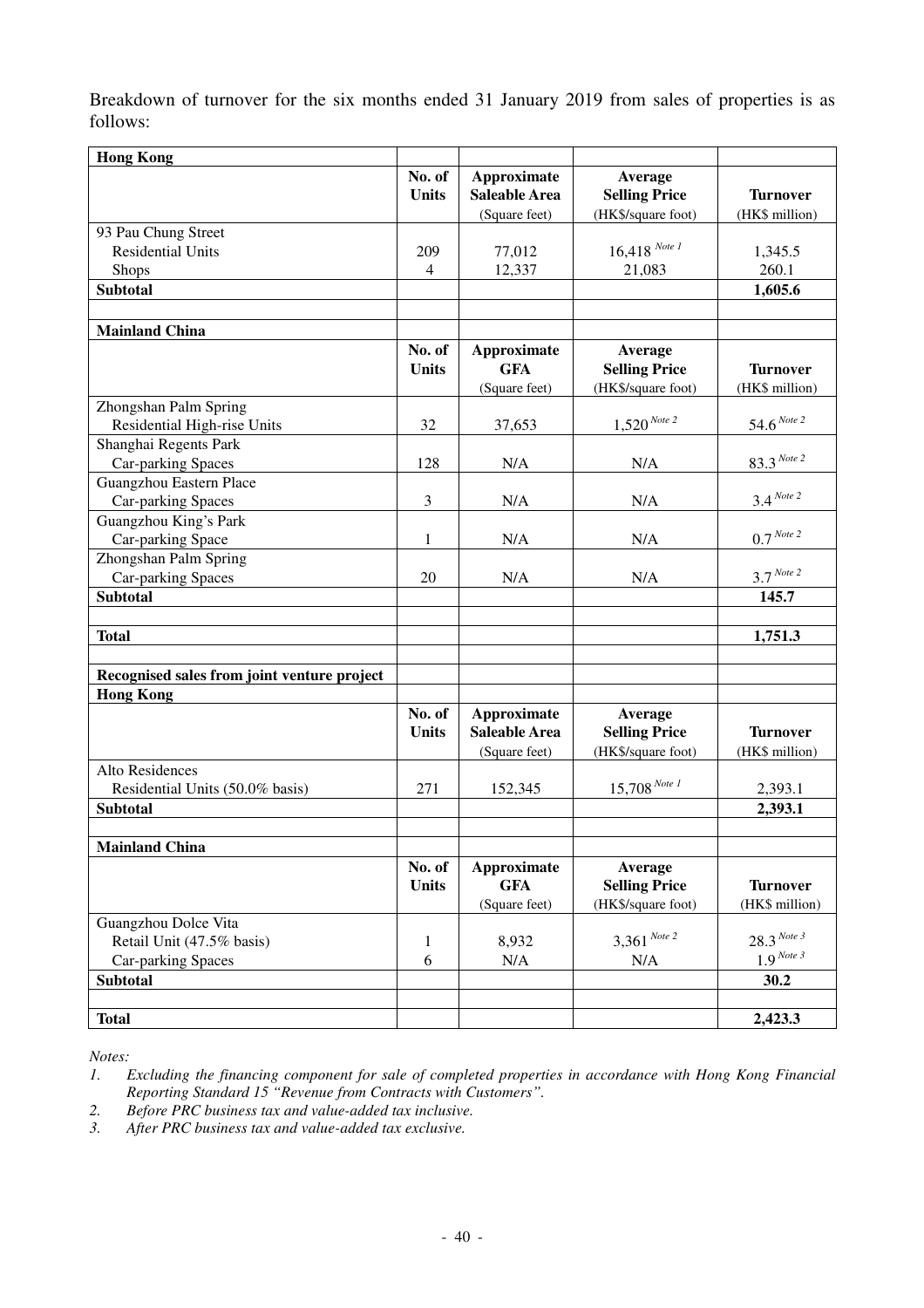Breakdown of turnover for the six months ended 31 January 2019 from sales of properties is as follows:

| **Hong Kong** | | | | |
|---|---|---|---|---|
| | **No. of Units** | **Approximate Saleable Area** (Square feet) | **Average Selling Price** (HK$/square foot) | **Turnover** (HK$ million) |
| 93 Pau Chung Street | | | | |
| Residential Units | 209 | 77,012 | 16,418 [Note 1] | 1,345.5 |
| Shops | 4 | 12,337 | 21,083 | 260.1 |
| **Subtotal** | | | | **1,605.6** |
| | | | | |
| **Mainland China** | | | | |
| | **No. of Units** | **Approximate GFA** (Square feet) | **Average Selling Price** (HK$/square foot) | **Turnover** (HK$ million) |
| Zhongshan Palm Spring | | | | |
| Residential High-rise Units | 32 | 37,653 | 1,520 [Note 2] | 54.6 [Note 2] |
| Shanghai Regents Park | | | | |
| Car-parking Spaces | 128 | N/A | N/A | 83.3 [Note 2] |
| Guangzhou Eastern Place | | | | |
| Car-parking Spaces | 3 | N/A | N/A | 3.4 [Note 2] |
| Guangzhou King's Park | | | | |
| Car-parking Space | 1 | N/A | N/A | 0.7 [Note 2] |
| Zhongshan Palm Spring | | | | |
| Car-parking Spaces | 20 | N/A | N/A | 3.7 [Note 2] |
| **Subtotal** | | | | **145.7** |
| | | | | |
| **Total** | | | | **1,751.3** |
| | | | | |
| **Recognised sales from joint venture project** | | | | |
| **Hong Kong** | | | | |
| | **No. of Units** | **Approximate Saleable Area** (Square feet) | **Average Selling Price** (HK$/square foot) | **Turnover** (HK$ million) |
| Alto Residences | | | | |
| Residential Units (50.0% basis) | 271 | 152,345 | 15,708 [Note 1] | 2,393.1 |
| **Subtotal** | | | | **2,393.1** |
| | | | | |
| **Mainland China** | | | | |
| | **No. of Units** | **Approximate GFA** (Square feet) | **Average Selling Price** (HK$/square foot) | **Turnover** (HK$ million) |
| Guangzhou Dolce Vita | | | | |
| Retail Unit (47.5% basis) | 1 | 8,932 | 3,361 [Note 2] | 28.3 [Note 3] |
| Car-parking Spaces | 6 | N/A | N/A | 1.9 [Note 3] |
| **Subtotal** | | | | **30.2** |
| | | | | |
| **Total** | | | | **2,423.3** |

*Notes:*

1. *Excluding the financing component for sale of completed properties in accordance with Hong Kong Financial Reporting Standard 15 "Revenue from Contracts with Customers".*
2. *Before PRC business tax and value-added tax inclusive.*
3. *After PRC business tax and value-added tax exclusive.*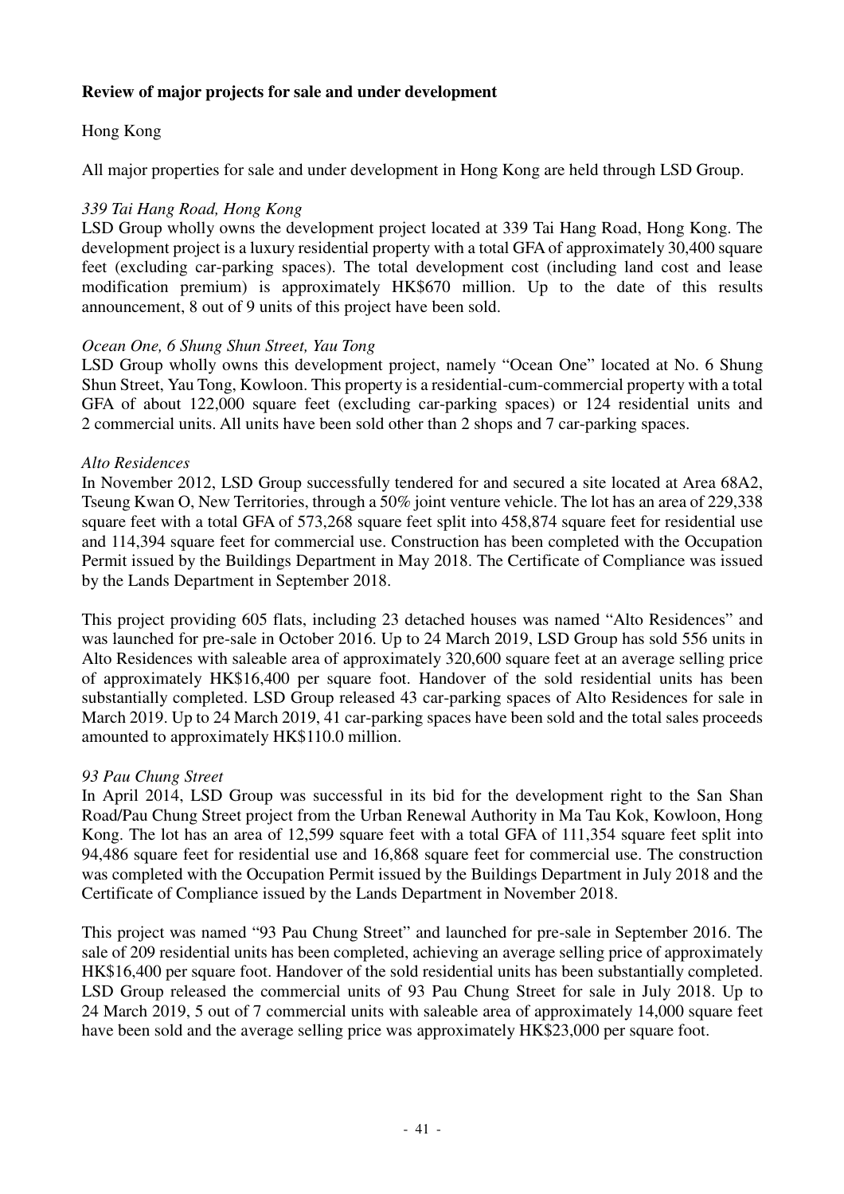**Review of major projects for sale and under development**

Hong Kong

All major properties for sale and under development in Hong Kong are held through LSD Group.

*339 Tai Hang Road, Hong Kong*

LSD Group wholly owns the development project located at 339 Tai Hang Road, Hong Kong. The development project is a luxury residential property with a total GFA of approximately 30,400 square feet (excluding car-parking spaces). The total development cost (including land cost and lease modification premium) is approximately HK$670 million. Up to the date of this results announcement, 8 out of 9 units of this project have been sold.

*Ocean One, 6 Shung Shun Street, Yau Tong*

LSD Group wholly owns this development project, namely "Ocean One" located at No. 6 Shung Shun Street, Yau Tong, Kowloon. This property is a residential-cum-commercial property with a total GFA of about 122,000 square feet (excluding car-parking spaces) or 124 residential units and 2 commercial units. All units have been sold other than 2 shops and 7 car-parking spaces.

*Alto Residences*

In November 2012, LSD Group successfully tendered for and secured a site located at Area 68A2, Tseung Kwan O, New Territories, through a 50% joint venture vehicle. The lot has an area of 229,338 square feet with a total GFA of 573,268 square feet split into 458,874 square feet for residential use and 114,394 square feet for commercial use. Construction has been completed with the Occupation Permit issued by the Buildings Department in May 2018. The Certificate of Compliance was issued by the Lands Department in September 2018.

This project providing 605 flats, including 23 detached houses was named "Alto Residences" and was launched for pre-sale in October 2016. Up to 24 March 2019, LSD Group has sold 556 units in Alto Residences with saleable area of approximately 320,600 square feet at an average selling price of approximately HK$16,400 per square foot. Handover of the sold residential units has been substantially completed. LSD Group released 43 car-parking spaces of Alto Residences for sale in March 2019. Up to 24 March 2019, 41 car-parking spaces have been sold and the total sales proceeds amounted to approximately HK$110.0 million.

*93 Pau Chung Street*

In April 2014, LSD Group was successful in its bid for the development right to the San Shan Road/Pau Chung Street project from the Urban Renewal Authority in Ma Tau Kok, Kowloon, Hong Kong. The lot has an area of 12,599 square feet with a total GFA of 111,354 square feet split into 94,486 square feet for residential use and 16,868 square feet for commercial use. The construction was completed with the Occupation Permit issued by the Buildings Department in July 2018 and the Certificate of Compliance issued by the Lands Department in November 2018.

This project was named "93 Pau Chung Street" and launched for pre-sale in September 2016. The sale of 209 residential units has been completed, achieving an average selling price of approximately HK$16,400 per square foot. Handover of the sold residential units has been substantially completed. LSD Group released the commercial units of 93 Pau Chung Street for sale in July 2018. Up to 24 March 2019, 5 out of 7 commercial units with saleable area of approximately 14,000 square feet have been sold and the average selling price was approximately HK$23,000 per square foot.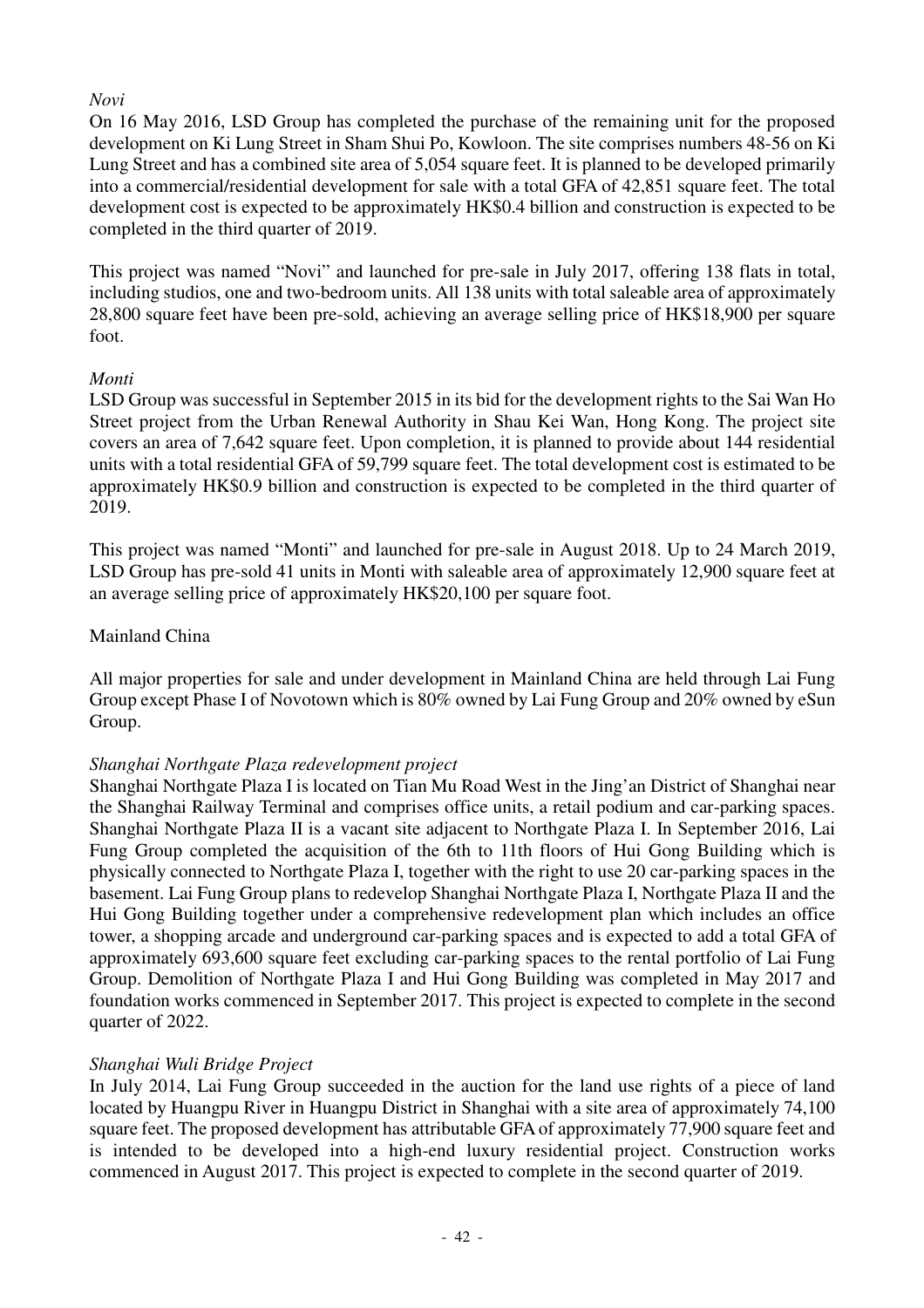*Novi*

On 16 May 2016, LSD Group has completed the purchase of the remaining unit for the proposed development on Ki Lung Street in Sham Shui Po, Kowloon. The site comprises numbers 48-56 on Ki Lung Street and has a combined site area of 5,054 square feet. It is planned to be developed primarily into a commercial/residential development for sale with a total GFA of 42,851 square feet. The total development cost is expected to be approximately HK$0.4 billion and construction is expected to be completed in the third quarter of 2019.

This project was named "Novi" and launched for pre-sale in July 2017, offering 138 flats in total, including studios, one and two-bedroom units. All 138 units with total saleable area of approximately 28,800 square feet have been pre-sold, achieving an average selling price of HK$18,900 per square foot.

*Monti*

LSD Group was successful in September 2015 in its bid for the development rights to the Sai Wan Ho Street project from the Urban Renewal Authority in Shau Kei Wan, Hong Kong. The project site covers an area of 7,642 square feet. Upon completion, it is planned to provide about 144 residential units with a total residential GFA of 59,799 square feet. The total development cost is estimated to be approximately HK$0.9 billion and construction is expected to be completed in the third quarter of 2019.

This project was named "Monti" and launched for pre-sale in August 2018. Up to 24 March 2019, LSD Group has pre-sold 41 units in Monti with saleable area of approximately 12,900 square feet at an average selling price of approximately HK$20,100 per square foot.

Mainland China

All major properties for sale and under development in Mainland China are held through Lai Fung Group except Phase I of Novotown which is 80% owned by Lai Fung Group and 20% owned by eSun Group.

*Shanghai Northgate Plaza redevelopment project*

Shanghai Northgate Plaza I is located on Tian Mu Road West in the Jing'an District of Shanghai near the Shanghai Railway Terminal and comprises office units, a retail podium and car-parking spaces. Shanghai Northgate Plaza II is a vacant site adjacent to Northgate Plaza I. In September 2016, Lai Fung Group completed the acquisition of the 6th to 11th floors of Hui Gong Building which is physically connected to Northgate Plaza I, together with the right to use 20 car-parking spaces in the basement. Lai Fung Group plans to redevelop Shanghai Northgate Plaza I, Northgate Plaza II and the Hui Gong Building together under a comprehensive redevelopment plan which includes an office tower, a shopping arcade and underground car-parking spaces and is expected to add a total GFA of approximately 693,600 square feet excluding car-parking spaces to the rental portfolio of Lai Fung Group. Demolition of Northgate Plaza I and Hui Gong Building was completed in May 2017 and foundation works commenced in September 2017. This project is expected to complete in the second quarter of 2022.

*Shanghai Wuli Bridge Project*

In July 2014, Lai Fung Group succeeded in the auction for the land use rights of a piece of land located by Huangpu River in Huangpu District in Shanghai with a site area of approximately 74,100 square feet. The proposed development has attributable GFA of approximately 77,900 square feet and is intended to be developed into a high-end luxury residential project. Construction works commenced in August 2017. This project is expected to complete in the second quarter of 2019.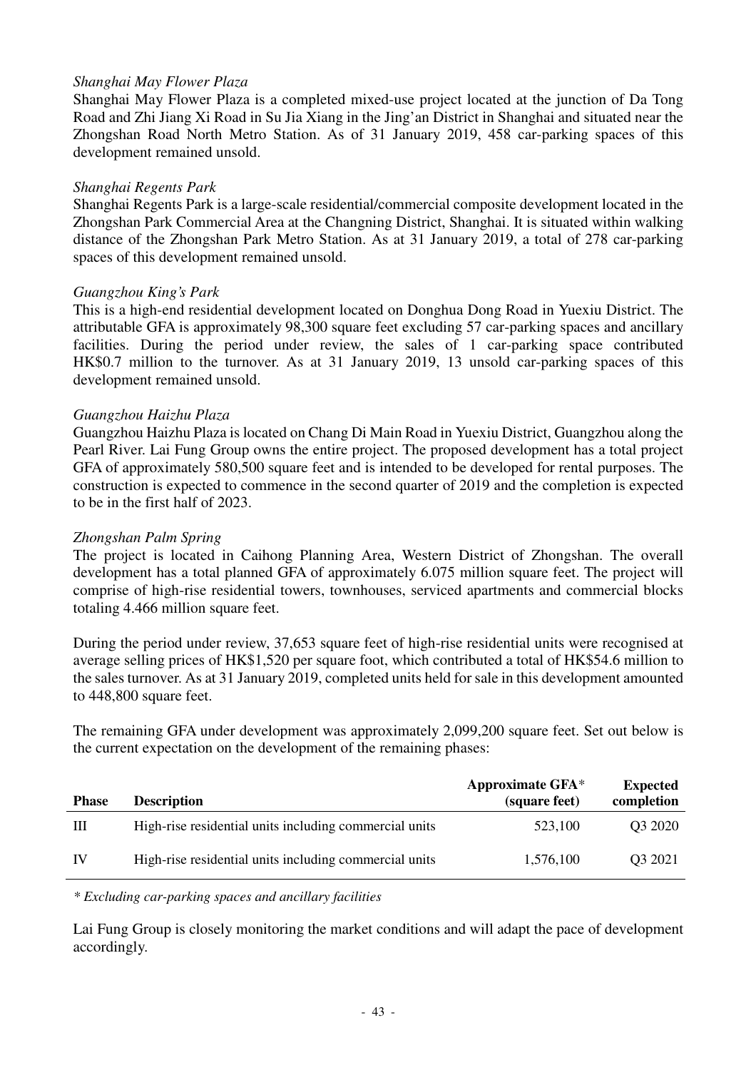*Shanghai May Flower Plaza*

Shanghai May Flower Plaza is a completed mixed-use project located at the junction of Da Tong Road and Zhi Jiang Xi Road in Su Jia Xiang in the Jing'an District in Shanghai and situated near the Zhongshan Road North Metro Station. As of 31 January 2019, 458 car-parking spaces of this development remained unsold.

*Shanghai Regents Park*

Shanghai Regents Park is a large-scale residential/commercial composite development located in the Zhongshan Park Commercial Area at the Changning District, Shanghai. It is situated within walking distance of the Zhongshan Park Metro Station. As at 31 January 2019, a total of 278 car-parking spaces of this development remained unsold.

*Guangzhou King's Park*

This is a high-end residential development located on Donghua Dong Road in Yuexiu District. The attributable GFA is approximately 98,300 square feet excluding 57 car-parking spaces and ancillary facilities. During the period under review, the sales of 1 car-parking space contributed HK$0.7 million to the turnover. As at 31 January 2019, 13 unsold car-parking spaces of this development remained unsold.

*Guangzhou Haizhu Plaza*

Guangzhou Haizhu Plaza is located on Chang Di Main Road in Yuexiu District, Guangzhou along the Pearl River. Lai Fung Group owns the entire project. The proposed development has a total project GFA of approximately 580,500 square feet and is intended to be developed for rental purposes. The construction is expected to commence in the second quarter of 2019 and the completion is expected to be in the first half of 2023.

*Zhongshan Palm Spring*

The project is located in Caihong Planning Area, Western District of Zhongshan. The overall development has a total planned GFA of approximately 6.075 million square feet. The project will comprise of high-rise residential towers, townhouses, serviced apartments and commercial blocks totaling 4.466 million square feet.

During the period under review, 37,653 square feet of high-rise residential units were recognised at average selling prices of HK$1,520 per square foot, which contributed a total of HK$54.6 million to the sales turnover. As at 31 January 2019, completed units held for sale in this development amounted to 448,800 square feet.

The remaining GFA under development was approximately 2,099,200 square feet. Set out below is the current expectation on the development of the remaining phases:

| Phase | Description | Approximate GFA* (square feet) | Expected completion |
|---|---|---|---|
| III | High-rise residential units including commercial units | 523,100 | Q3 2020 |
| IV | High-rise residential units including commercial units | 1,576,100 | Q3 2021 |

*\* Excluding car-parking spaces and ancillary facilities*

Lai Fung Group is closely monitoring the market conditions and will adapt the pace of development accordingly.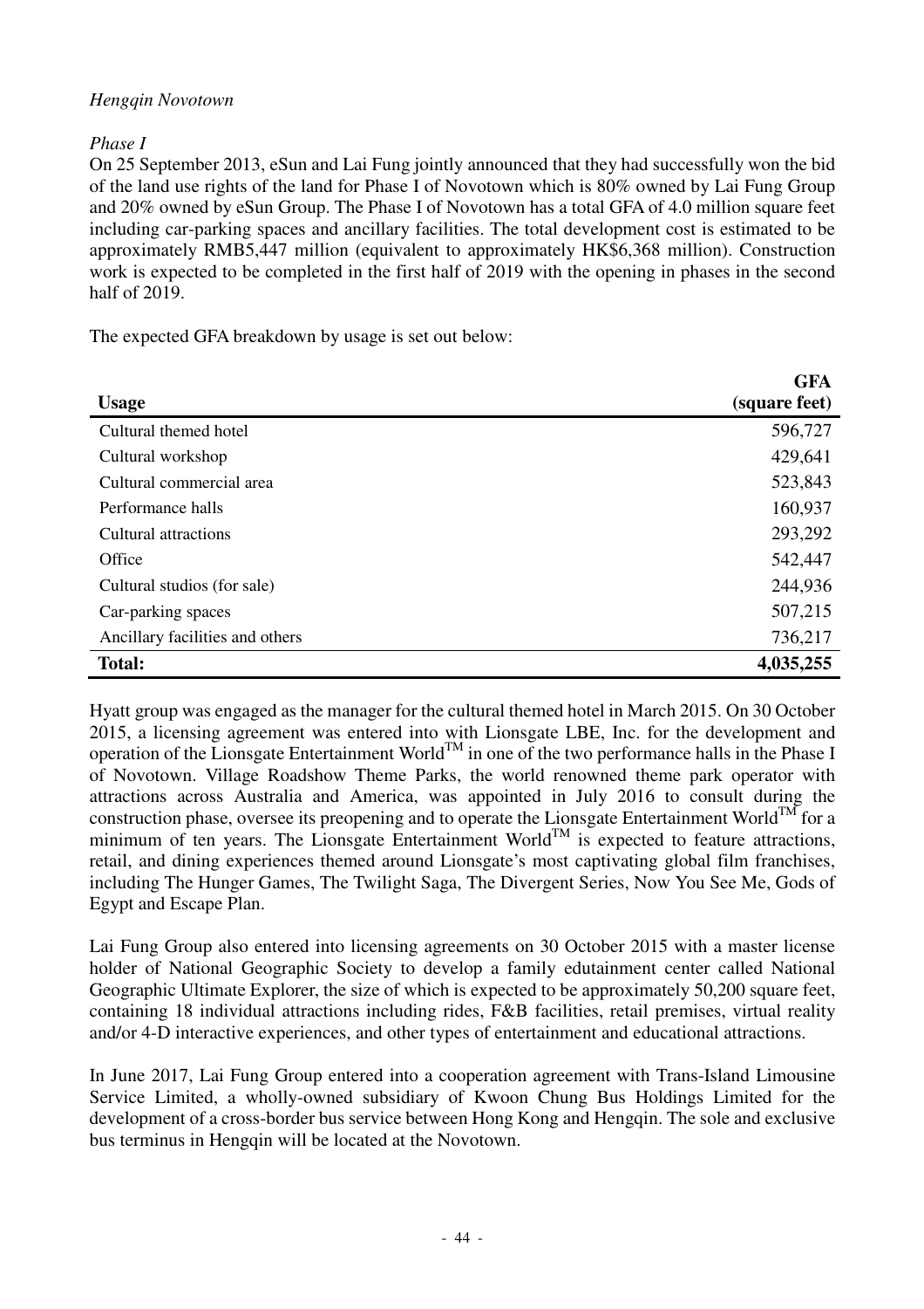*Hengqin Novotown*

*Phase I*

On 25 September 2013, eSun and Lai Fung jointly announced that they had successfully won the bid of the land use rights of the land for Phase I of Novotown which is 80% owned by Lai Fung Group and 20% owned by eSun Group. The Phase I of Novotown has a total GFA of 4.0 million square feet including car-parking spaces and ancillary facilities. The total development cost is estimated to be approximately RMB5,447 million (equivalent to approximately HK$6,368 million). Construction work is expected to be completed in the first half of 2019 with the opening in phases in the second half of 2019.

The expected GFA breakdown by usage is set out below:

| Usage | GFA (square feet) |
|---|---:|
| Cultural themed hotel | 596,727 |
| Cultural workshop | 429,641 |
| Cultural commercial area | 523,843 |
| Performance halls | 160,937 |
| Cultural attractions | 293,292 |
| Office | 542,447 |
| Cultural studios (for sale) | 244,936 |
| Car-parking spaces | 507,215 |
| Ancillary facilities and others | 736,217 |
| **Total:** | **4,035,255** |

Hyatt group was engaged as the manager for the cultural themed hotel in March 2015. On 30 October 2015, a licensing agreement was entered into with Lionsgate LBE, Inc. for the development and operation of the Lionsgate Entertainment World™ in one of the two performance halls in the Phase I of Novotown. Village Roadshow Theme Parks, the world renowned theme park operator with attractions across Australia and America, was appointed in July 2016 to consult during the construction phase, oversee its preopening and to operate the Lionsgate Entertainment World™ for a minimum of ten years. The Lionsgate Entertainment World™ is expected to feature attractions, retail, and dining experiences themed around Lionsgate's most captivating global film franchises, including The Hunger Games, The Twilight Saga, The Divergent Series, Now You See Me, Gods of Egypt and Escape Plan.

Lai Fung Group also entered into licensing agreements on 30 October 2015 with a master license holder of National Geographic Society to develop a family edutainment center called National Geographic Ultimate Explorer, the size of which is expected to be approximately 50,200 square feet, containing 18 individual attractions including rides, F&B facilities, retail premises, virtual reality and/or 4-D interactive experiences, and other types of entertainment and educational attractions.

In June 2017, Lai Fung Group entered into a cooperation agreement with Trans-Island Limousine Service Limited, a wholly-owned subsidiary of Kwoon Chung Bus Holdings Limited for the development of a cross-border bus service between Hong Kong and Hengqin. The sole and exclusive bus terminus in Hengqin will be located at the Novotown.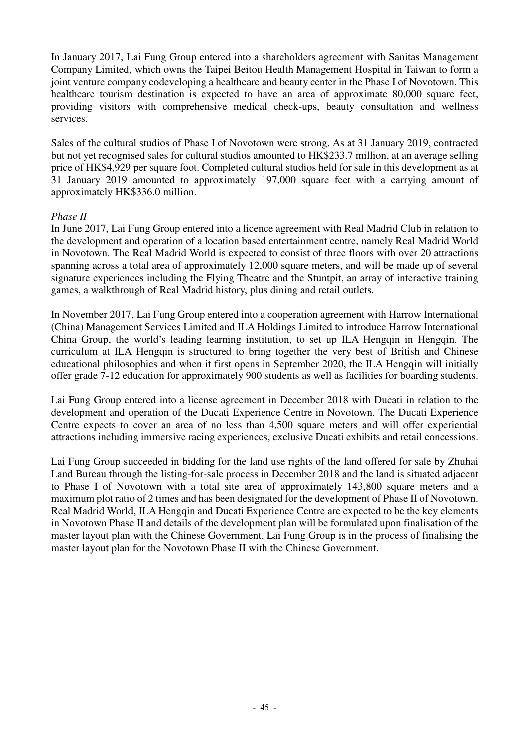In January 2017, Lai Fung Group entered into a shareholders agreement with Sanitas Management Company Limited, which owns the Taipei Beitou Health Management Hospital in Taiwan to form a joint venture company codeveloping a healthcare and beauty center in the Phase I of Novotown. This healthcare tourism destination is expected to have an area of approximate 80,000 square feet, providing visitors with comprehensive medical check-ups, beauty consultation and wellness services.

Sales of the cultural studios of Phase I of Novotown were strong. As at 31 January 2019, contracted but not yet recognised sales for cultural studios amounted to HK$233.7 million, at an average selling price of HK$4,929 per square foot. Completed cultural studios held for sale in this development as at 31 January 2019 amounted to approximately 197,000 square feet with a carrying amount of approximately HK$336.0 million.

*Phase II*

In June 2017, Lai Fung Group entered into a licence agreement with Real Madrid Club in relation to the development and operation of a location based entertainment centre, namely Real Madrid World in Novotown. The Real Madrid World is expected to consist of three floors with over 20 attractions spanning across a total area of approximately 12,000 square meters, and will be made up of several signature experiences including the Flying Theatre and the Stuntpit, an array of interactive training games, a walkthrough of Real Madrid history, plus dining and retail outlets.

In November 2017, Lai Fung Group entered into a cooperation agreement with Harrow International (China) Management Services Limited and ILA Holdings Limited to introduce Harrow International China Group, the world's leading learning institution, to set up ILA Hengqin in Hengqin. The curriculum at ILA Hengqin is structured to bring together the very best of British and Chinese educational philosophies and when it first opens in September 2020, the ILA Hengqin will initially offer grade 7-12 education for approximately 900 students as well as facilities for boarding students.

Lai Fung Group entered into a license agreement in December 2018 with Ducati in relation to the development and operation of the Ducati Experience Centre in Novotown. The Ducati Experience Centre expects to cover an area of no less than 4,500 square meters and will offer experiential attractions including immersive racing experiences, exclusive Ducati exhibits and retail concessions.

Lai Fung Group succeeded in bidding for the land use rights of the land offered for sale by Zhuhai Land Bureau through the listing-for-sale process in December 2018 and the land is situated adjacent to Phase I of Novotown with a total site area of approximately 143,800 square meters and a maximum plot ratio of 2 times and has been designated for the development of Phase II of Novotown. Real Madrid World, ILA Hengqin and Ducati Experience Centre are expected to be the key elements in Novotown Phase II and details of the development plan will be formulated upon finalisation of the master layout plan with the Chinese Government. Lai Fung Group is in the process of finalising the master layout plan for the Novotown Phase II with the Chinese Government.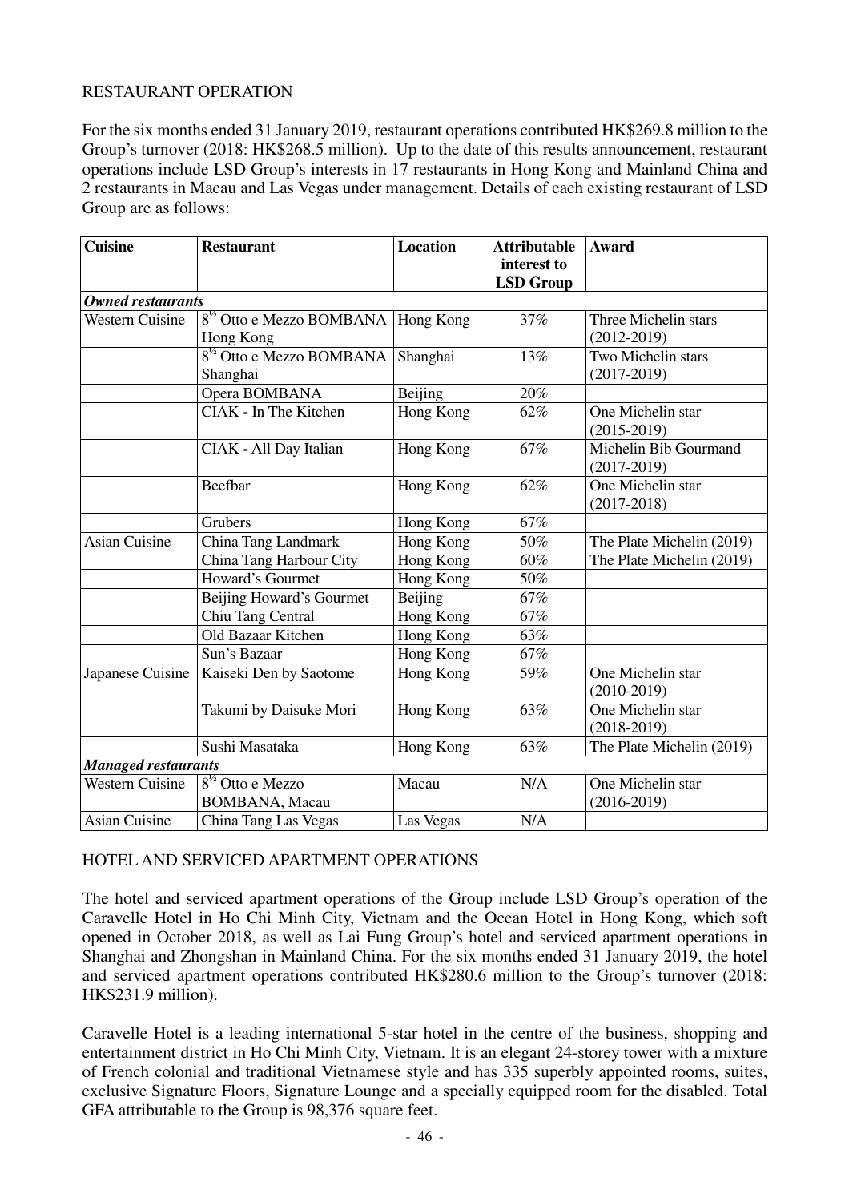## RESTAURANT OPERATION

For the six months ended 31 January 2019, restaurant operations contributed HK$269.8 million to the Group's turnover (2018: HK$268.5 million). Up to the date of this results announcement, restaurant operations include LSD Group's interests in 17 restaurants in Hong Kong and Mainland China and 2 restaurants in Macau and Las Vegas under management. Details of each existing restaurant of LSD Group are as follows:

| Cuisine | Restaurant | Location | Attributable interest to LSD Group | Award |
|---|---|---|---|---|
| ***Owned restaurants*** | | | | |
| Western Cuisine | 8½ Otto e Mezzo BOMBANA Hong Kong | Hong Kong | 37% | Three Michelin stars (2012-2019) |
| | 8½ Otto e Mezzo BOMBANA Shanghai | Shanghai | 13% | Two Michelin stars (2017-2019) |
| | Opera BOMBANA | Beijing | 20% | |
| | CIAK - In The Kitchen | Hong Kong | 62% | One Michelin star (2015-2019) |
| | CIAK - All Day Italian | Hong Kong | 67% | Michelin Bib Gourmand (2017-2019) |
| | Beefbar | Hong Kong | 62% | One Michelin star (2017-2018) |
| | Grubers | Hong Kong | 67% | |
| Asian Cuisine | China Tang Landmark | Hong Kong | 50% | The Plate Michelin (2019) |
| | China Tang Harbour City | Hong Kong | 60% | The Plate Michelin (2019) |
| | Howard's Gourmet | Hong Kong | 50% | |
| | Beijing Howard's Gourmet | Beijing | 67% | |
| | Chiu Tang Central | Hong Kong | 67% | |
| | Old Bazaar Kitchen | Hong Kong | 63% | |
| | Sun's Bazaar | Hong Kong | 67% | |
| Japanese Cuisine | Kaiseki Den by Saotome | Hong Kong | 59% | One Michelin star (2010-2019) |
| | Takumi by Daisuke Mori | Hong Kong | 63% | One Michelin star (2018-2019) |
| | Sushi Masataka | Hong Kong | 63% | The Plate Michelin (2019) |
| ***Managed restaurants*** | | | | |
| Western Cuisine | 8½ Otto e Mezzo BOMBANA, Macau | Macau | N/A | One Michelin star (2016-2019) |
| Asian Cuisine | China Tang Las Vegas | Las Vegas | N/A | |

## HOTEL AND SERVICED APARTMENT OPERATIONS

The hotel and serviced apartment operations of the Group include LSD Group's operation of the Caravelle Hotel in Ho Chi Minh City, Vietnam and the Ocean Hotel in Hong Kong, which soft opened in October 2018, as well as Lai Fung Group's hotel and serviced apartment operations in Shanghai and Zhongshan in Mainland China. For the six months ended 31 January 2019, the hotel and serviced apartment operations contributed HK$280.6 million to the Group's turnover (2018: HK$231.9 million).

Caravelle Hotel is a leading international 5-star hotel in the centre of the business, shopping and entertainment district in Ho Chi Minh City, Vietnam. It is an elegant 24-storey tower with a mixture of French colonial and traditional Vietnamese style and has 335 superbly appointed rooms, suites, exclusive Signature Floors, Signature Lounge and a specially equipped room for the disabled. Total GFA attributable to the Group is 98,376 square feet.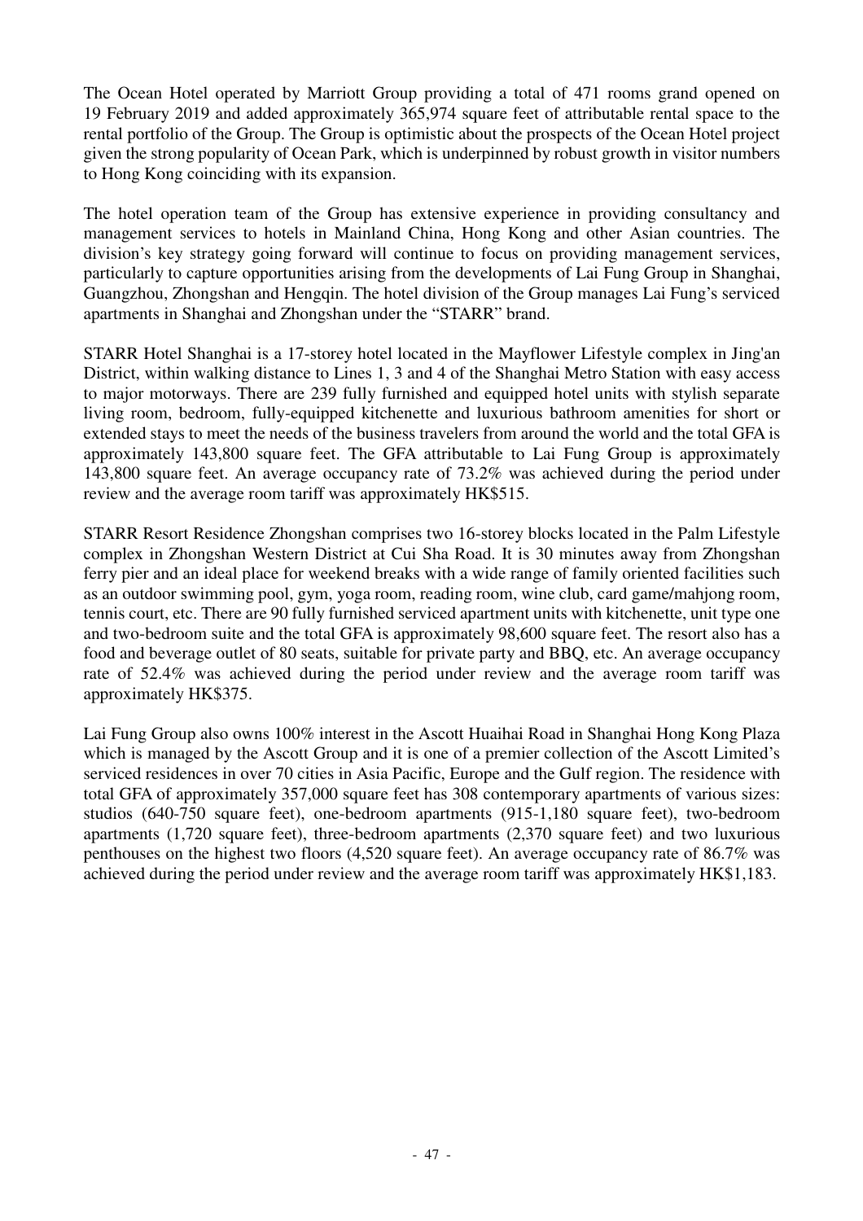The Ocean Hotel operated by Marriott Group providing a total of 471 rooms grand opened on 19 February 2019 and added approximately 365,974 square feet of attributable rental space to the rental portfolio of the Group. The Group is optimistic about the prospects of the Ocean Hotel project given the strong popularity of Ocean Park, which is underpinned by robust growth in visitor numbers to Hong Kong coinciding with its expansion.

The hotel operation team of the Group has extensive experience in providing consultancy and management services to hotels in Mainland China, Hong Kong and other Asian countries. The division's key strategy going forward will continue to focus on providing management services, particularly to capture opportunities arising from the developments of Lai Fung Group in Shanghai, Guangzhou, Zhongshan and Hengqin. The hotel division of the Group manages Lai Fung's serviced apartments in Shanghai and Zhongshan under the "STARR" brand.

STARR Hotel Shanghai is a 17-storey hotel located in the Mayflower Lifestyle complex in Jing'an District, within walking distance to Lines 1, 3 and 4 of the Shanghai Metro Station with easy access to major motorways. There are 239 fully furnished and equipped hotel units with stylish separate living room, bedroom, fully-equipped kitchenette and luxurious bathroom amenities for short or extended stays to meet the needs of the business travelers from around the world and the total GFA is approximately 143,800 square feet. The GFA attributable to Lai Fung Group is approximately 143,800 square feet. An average occupancy rate of 73.2% was achieved during the period under review and the average room tariff was approximately HK$515.

STARR Resort Residence Zhongshan comprises two 16-storey blocks located in the Palm Lifestyle complex in Zhongshan Western District at Cui Sha Road. It is 30 minutes away from Zhongshan ferry pier and an ideal place for weekend breaks with a wide range of family oriented facilities such as an outdoor swimming pool, gym, yoga room, reading room, wine club, card game/mahjong room, tennis court, etc. There are 90 fully furnished serviced apartment units with kitchenette, unit type one and two-bedroom suite and the total GFA is approximately 98,600 square feet. The resort also has a food and beverage outlet of 80 seats, suitable for private party and BBQ, etc. An average occupancy rate of 52.4% was achieved during the period under review and the average room tariff was approximately HK$375.

Lai Fung Group also owns 100% interest in the Ascott Huaihai Road in Shanghai Hong Kong Plaza which is managed by the Ascott Group and it is one of a premier collection of the Ascott Limited's serviced residences in over 70 cities in Asia Pacific, Europe and the Gulf region. The residence with total GFA of approximately 357,000 square feet has 308 contemporary apartments of various sizes: studios (640-750 square feet), one-bedroom apartments (915-1,180 square feet), two-bedroom apartments (1,720 square feet), three-bedroom apartments (2,370 square feet) and two luxurious penthouses on the highest two floors (4,520 square feet). An average occupancy rate of 86.7% was achieved during the period under review and the average room tariff was approximately HK$1,183.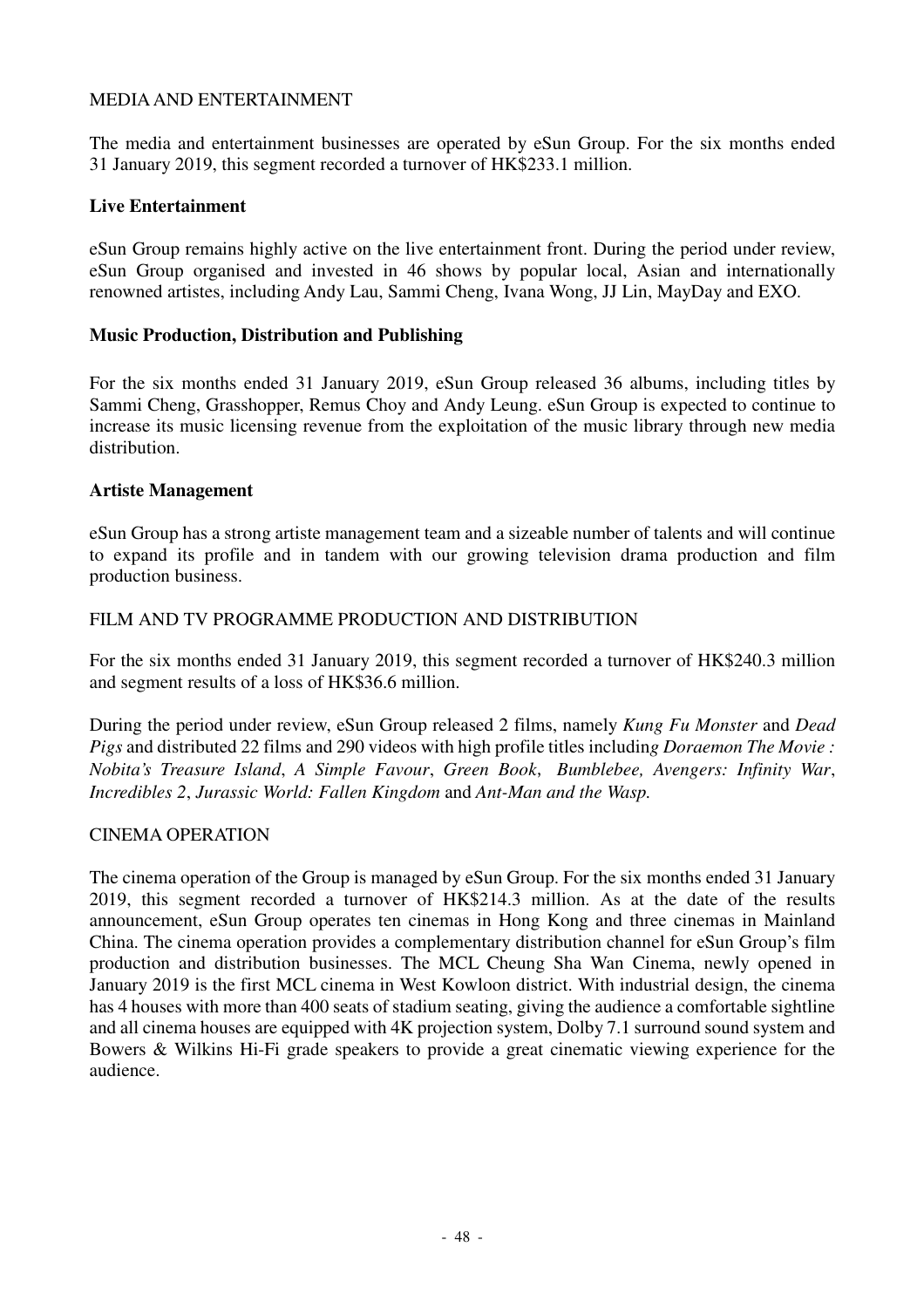## MEDIA AND ENTERTAINMENT

The media and entertainment businesses are operated by eSun Group. For the six months ended 31 January 2019, this segment recorded a turnover of HK$233.1 million.

### Live Entertainment

eSun Group remains highly active on the live entertainment front. During the period under review, eSun Group organised and invested in 46 shows by popular local, Asian and internationally renowned artistes, including Andy Lau, Sammi Cheng, Ivana Wong, JJ Lin, MayDay and EXO.

### Music Production, Distribution and Publishing

For the six months ended 31 January 2019, eSun Group released 36 albums, including titles by Sammi Cheng, Grasshopper, Remus Choy and Andy Leung. eSun Group is expected to continue to increase its music licensing revenue from the exploitation of the music library through new media distribution.

### Artiste Management

eSun Group has a strong artiste management team and a sizeable number of talents and will continue to expand its profile and in tandem with our growing television drama production and film production business.

## FILM AND TV PROGRAMME PRODUCTION AND DISTRIBUTION

For the six months ended 31 January 2019, this segment recorded a turnover of HK$240.3 million and segment results of a loss of HK$36.6 million.

During the period under review, eSun Group released 2 films, namely *Kung Fu Monster* and *Dead Pigs* and distributed 22 films and 290 videos with high profile titles including *Doraemon The Movie : Nobita's Treasure Island*, *A Simple Favour*, *Green Book*, *Bumblebee, Avengers: Infinity War*, *Incredibles 2*, *Jurassic World: Fallen Kingdom* and *Ant-Man and the Wasp.*

## CINEMA OPERATION

The cinema operation of the Group is managed by eSun Group. For the six months ended 31 January 2019, this segment recorded a turnover of HK$214.3 million. As at the date of the results announcement, eSun Group operates ten cinemas in Hong Kong and three cinemas in Mainland China. The cinema operation provides a complementary distribution channel for eSun Group's film production and distribution businesses. The MCL Cheung Sha Wan Cinema, newly opened in January 2019 is the first MCL cinema in West Kowloon district. With industrial design, the cinema has 4 houses with more than 400 seats of stadium seating, giving the audience a comfortable sightline and all cinema houses are equipped with 4K projection system, Dolby 7.1 surround sound system and Bowers & Wilkins Hi-Fi grade speakers to provide a great cinematic viewing experience for the audience.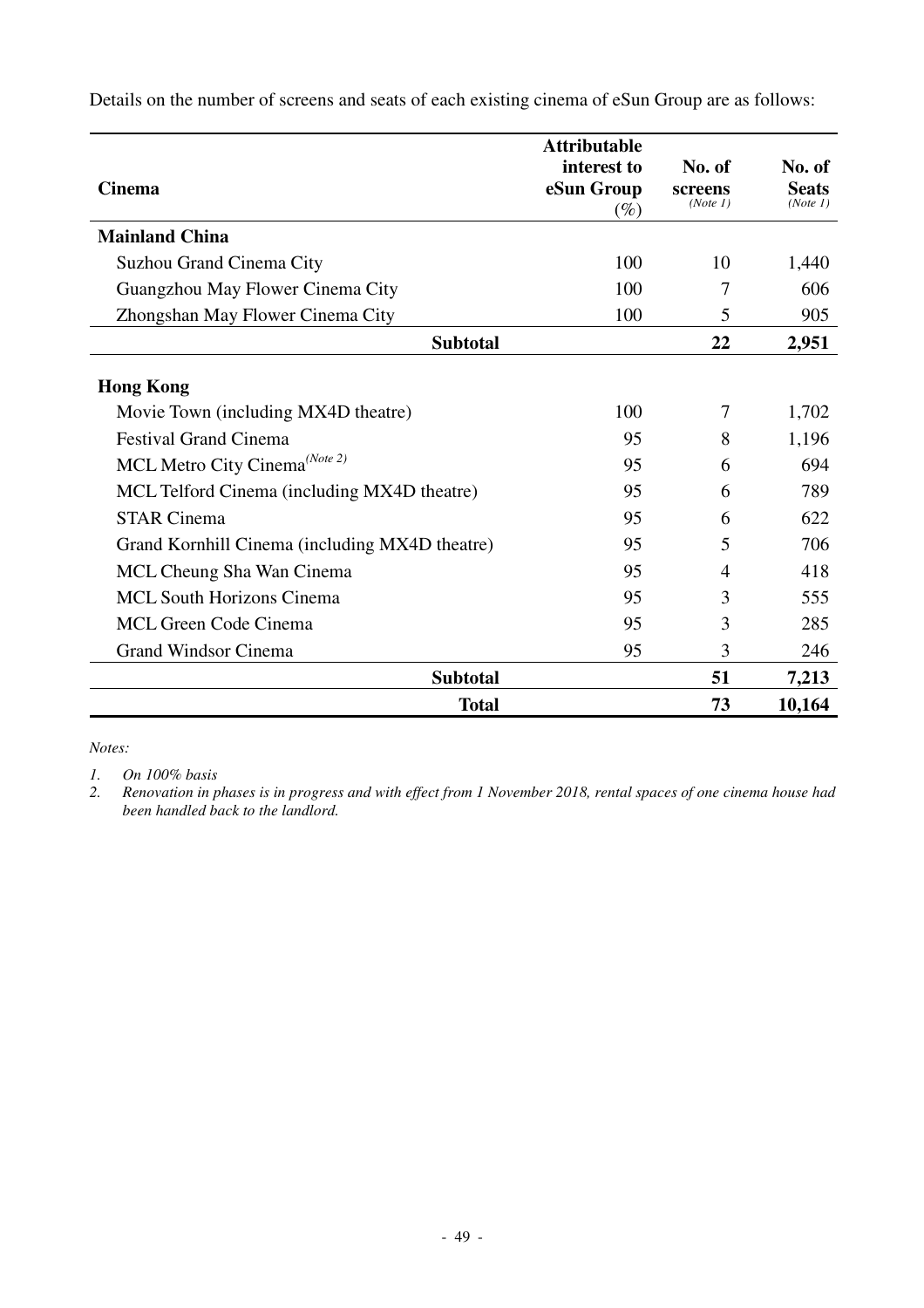Details on the number of screens and seats of each existing cinema of eSun Group are as follows:

| Cinema | Attributable interest to eSun Group (%) | No. of screens *(Note 1)* | No. of Seats *(Note 1)* |
|---|---|---|---|
| **Mainland China** | | | |
| Suzhou Grand Cinema City | 100 | 10 | 1,440 |
| Guangzhou May Flower Cinema City | 100 | 7 | 606 |
| Zhongshan May Flower Cinema City | 100 | 5 | 905 |
| **Subtotal** | | **22** | **2,951** |
| **Hong Kong** | | | |
| Movie Town (including MX4D theatre) | 100 | 7 | 1,702 |
| Festival Grand Cinema | 95 | 8 | 1,196 |
| MCL Metro City Cinema *(Note 2)* | 95 | 6 | 694 |
| MCL Telford Cinema (including MX4D theatre) | 95 | 6 | 789 |
| STAR Cinema | 95 | 6 | 622 |
| Grand Kornhill Cinema (including MX4D theatre) | 95 | 5 | 706 |
| MCL Cheung Sha Wan Cinema | 95 | 4 | 418 |
| MCL South Horizons Cinema | 95 | 3 | 555 |
| MCL Green Code Cinema | 95 | 3 | 285 |
| Grand Windsor Cinema | 95 | 3 | 246 |
| **Subtotal** | | **51** | **7,213** |
| **Total** | | **73** | **10,164** |

*Notes:*

1. *On 100% basis*
2. *Renovation in phases is in progress and with effect from 1 November 2018, rental spaces of one cinema house had been handled back to the landlord.*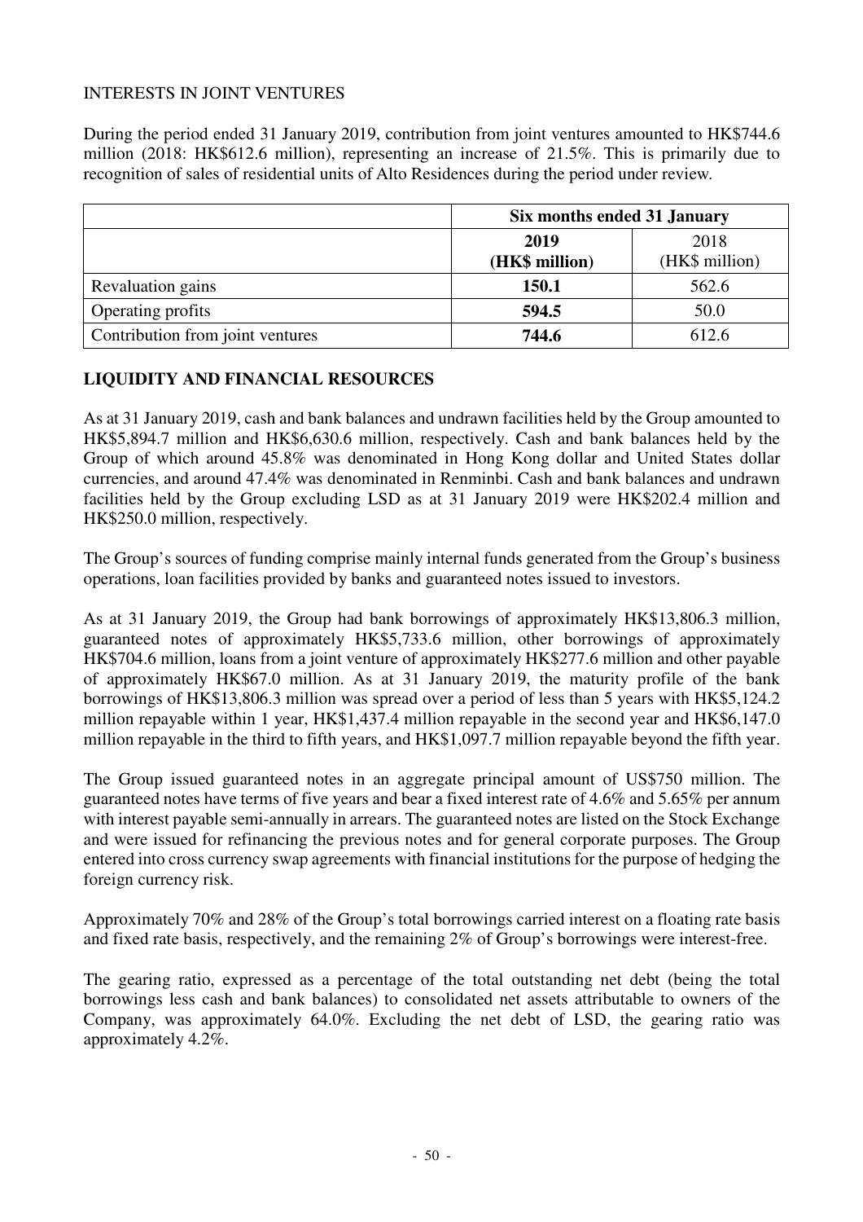INTERESTS IN JOINT VENTURES

During the period ended 31 January 2019, contribution from joint ventures amounted to HK$744.6 million (2018: HK$612.6 million), representing an increase of 21.5%. This is primarily due to recognition of sales of residential units of Alto Residences during the period under review.

| | **Six months ended 31 January** | |
|---|---|---|
| | **2019 (HK$ million)** | 2018 (HK$ million) |
| Revaluation gains | **150.1** | 562.6 |
| Operating profits | **594.5** | 50.0 |
| Contribution from joint ventures | **744.6** | 612.6 |

## LIQUIDITY AND FINANCIAL RESOURCES

As at 31 January 2019, cash and bank balances and undrawn facilities held by the Group amounted to HK$5,894.7 million and HK$6,630.6 million, respectively. Cash and bank balances held by the Group of which around 45.8% was denominated in Hong Kong dollar and United States dollar currencies, and around 47.4% was denominated in Renminbi. Cash and bank balances and undrawn facilities held by the Group excluding LSD as at 31 January 2019 were HK$202.4 million and HK$250.0 million, respectively.

The Group's sources of funding comprise mainly internal funds generated from the Group's business operations, loan facilities provided by banks and guaranteed notes issued to investors.

As at 31 January 2019, the Group had bank borrowings of approximately HK$13,806.3 million, guaranteed notes of approximately HK$5,733.6 million, other borrowings of approximately HK$704.6 million, loans from a joint venture of approximately HK$277.6 million and other payable of approximately HK$67.0 million. As at 31 January 2019, the maturity profile of the bank borrowings of HK$13,806.3 million was spread over a period of less than 5 years with HK$5,124.2 million repayable within 1 year, HK$1,437.4 million repayable in the second year and HK$6,147.0 million repayable in the third to fifth years, and HK$1,097.7 million repayable beyond the fifth year.

The Group issued guaranteed notes in an aggregate principal amount of US$750 million. The guaranteed notes have terms of five years and bear a fixed interest rate of 4.6% and 5.65% per annum with interest payable semi-annually in arrears. The guaranteed notes are listed on the Stock Exchange and were issued for refinancing the previous notes and for general corporate purposes. The Group entered into cross currency swap agreements with financial institutions for the purpose of hedging the foreign currency risk.

Approximately 70% and 28% of the Group's total borrowings carried interest on a floating rate basis and fixed rate basis, respectively, and the remaining 2% of Group's borrowings were interest-free.

The gearing ratio, expressed as a percentage of the total outstanding net debt (being the total borrowings less cash and bank balances) to consolidated net assets attributable to owners of the Company, was approximately 64.0%. Excluding the net debt of LSD, the gearing ratio was approximately 4.2%.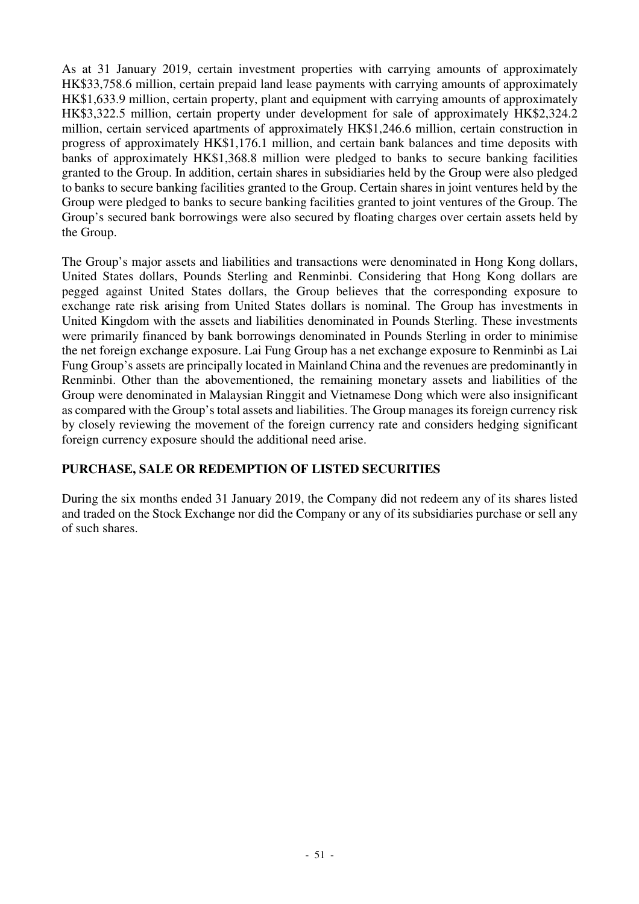As at 31 January 2019, certain investment properties with carrying amounts of approximately HK$33,758.6 million, certain prepaid land lease payments with carrying amounts of approximately HK$1,633.9 million, certain property, plant and equipment with carrying amounts of approximately HK$3,322.5 million, certain property under development for sale of approximately HK$2,324.2 million, certain serviced apartments of approximately HK$1,246.6 million, certain construction in progress of approximately HK$1,176.1 million, and certain bank balances and time deposits with banks of approximately HK$1,368.8 million were pledged to banks to secure banking facilities granted to the Group. In addition, certain shares in subsidiaries held by the Group were also pledged to banks to secure banking facilities granted to the Group. Certain shares in joint ventures held by the Group were pledged to banks to secure banking facilities granted to joint ventures of the Group. The Group's secured bank borrowings were also secured by floating charges over certain assets held by the Group.

The Group's major assets and liabilities and transactions were denominated in Hong Kong dollars, United States dollars, Pounds Sterling and Renminbi. Considering that Hong Kong dollars are pegged against United States dollars, the Group believes that the corresponding exposure to exchange rate risk arising from United States dollars is nominal. The Group has investments in United Kingdom with the assets and liabilities denominated in Pounds Sterling. These investments were primarily financed by bank borrowings denominated in Pounds Sterling in order to minimise the net foreign exchange exposure. Lai Fung Group has a net exchange exposure to Renminbi as Lai Fung Group's assets are principally located in Mainland China and the revenues are predominantly in Renminbi. Other than the abovementioned, the remaining monetary assets and liabilities of the Group were denominated in Malaysian Ringgit and Vietnamese Dong which were also insignificant as compared with the Group's total assets and liabilities. The Group manages its foreign currency risk by closely reviewing the movement of the foreign currency rate and considers hedging significant foreign currency exposure should the additional need arise.

## PURCHASE, SALE OR REDEMPTION OF LISTED SECURITIES

During the six months ended 31 January 2019, the Company did not redeem any of its shares listed and traded on the Stock Exchange nor did the Company or any of its subsidiaries purchase or sell any of such shares.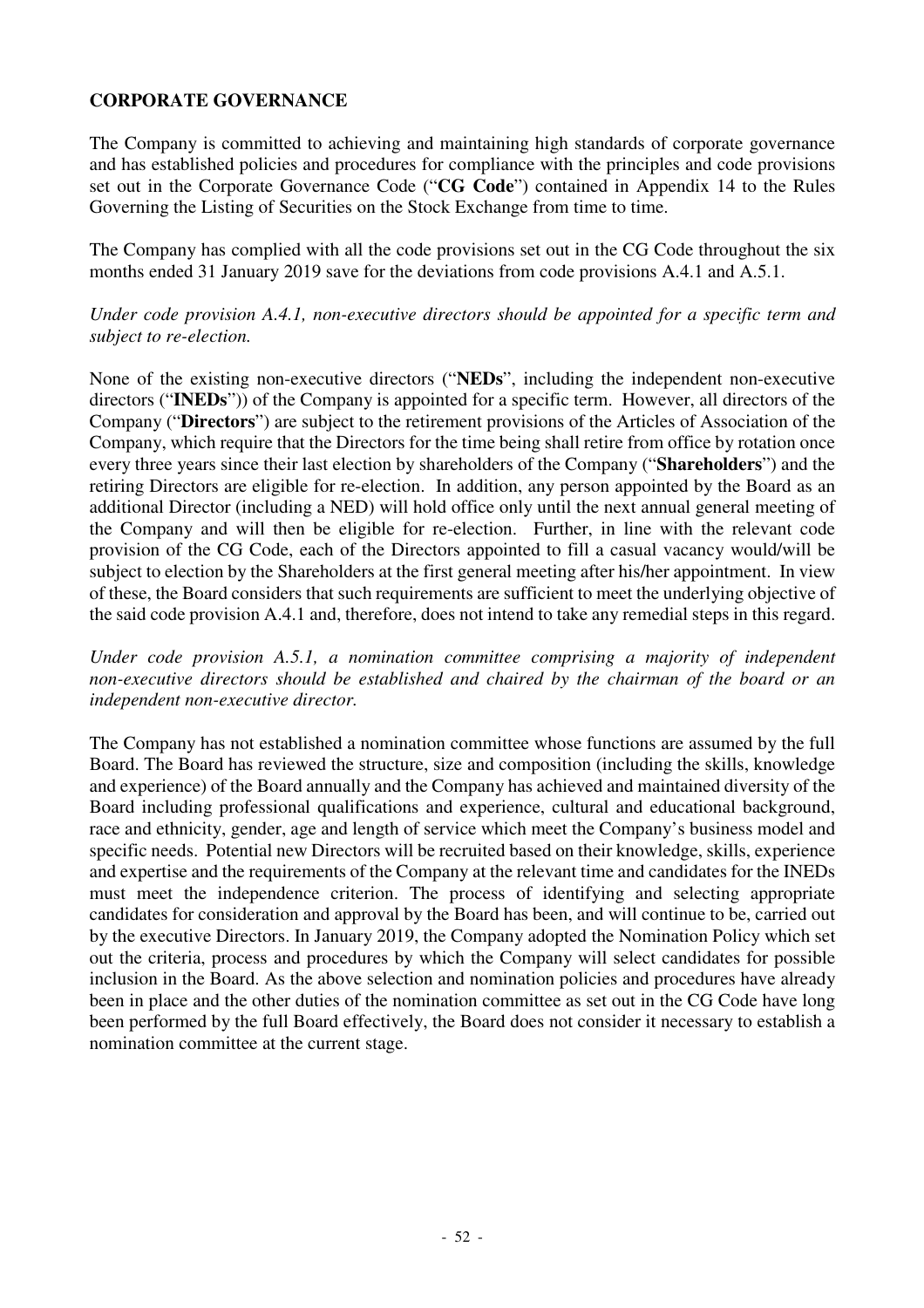## CORPORATE GOVERNANCE

The Company is committed to achieving and maintaining high standards of corporate governance and has established policies and procedures for compliance with the principles and code provisions set out in the Corporate Governance Code ("**CG Code**") contained in Appendix 14 to the Rules Governing the Listing of Securities on the Stock Exchange from time to time.

The Company has complied with all the code provisions set out in the CG Code throughout the six months ended 31 January 2019 save for the deviations from code provisions A.4.1 and A.5.1.

*Under code provision A.4.1, non-executive directors should be appointed for a specific term and subject to re-election.*

None of the existing non-executive directors ("**NEDs**", including the independent non-executive directors ("**INEDs**")) of the Company is appointed for a specific term. However, all directors of the Company ("**Directors**") are subject to the retirement provisions of the Articles of Association of the Company, which require that the Directors for the time being shall retire from office by rotation once every three years since their last election by shareholders of the Company ("**Shareholders**") and the retiring Directors are eligible for re-election. In addition, any person appointed by the Board as an additional Director (including a NED) will hold office only until the next annual general meeting of the Company and will then be eligible for re-election. Further, in line with the relevant code provision of the CG Code, each of the Directors appointed to fill a casual vacancy would/will be subject to election by the Shareholders at the first general meeting after his/her appointment. In view of these, the Board considers that such requirements are sufficient to meet the underlying objective of the said code provision A.4.1 and, therefore, does not intend to take any remedial steps in this regard.

*Under code provision A.5.1, a nomination committee comprising a majority of independent non-executive directors should be established and chaired by the chairman of the board or an independent non-executive director.*

The Company has not established a nomination committee whose functions are assumed by the full Board. The Board has reviewed the structure, size and composition (including the skills, knowledge and experience) of the Board annually and the Company has achieved and maintained diversity of the Board including professional qualifications and experience, cultural and educational background, race and ethnicity, gender, age and length of service which meet the Company's business model and specific needs. Potential new Directors will be recruited based on their knowledge, skills, experience and expertise and the requirements of the Company at the relevant time and candidates for the INEDs must meet the independence criterion. The process of identifying and selecting appropriate candidates for consideration and approval by the Board has been, and will continue to be, carried out by the executive Directors. In January 2019, the Company adopted the Nomination Policy which set out the criteria, process and procedures by which the Company will select candidates for possible inclusion in the Board. As the above selection and nomination policies and procedures have already been in place and the other duties of the nomination committee as set out in the CG Code have long been performed by the full Board effectively, the Board does not consider it necessary to establish a nomination committee at the current stage.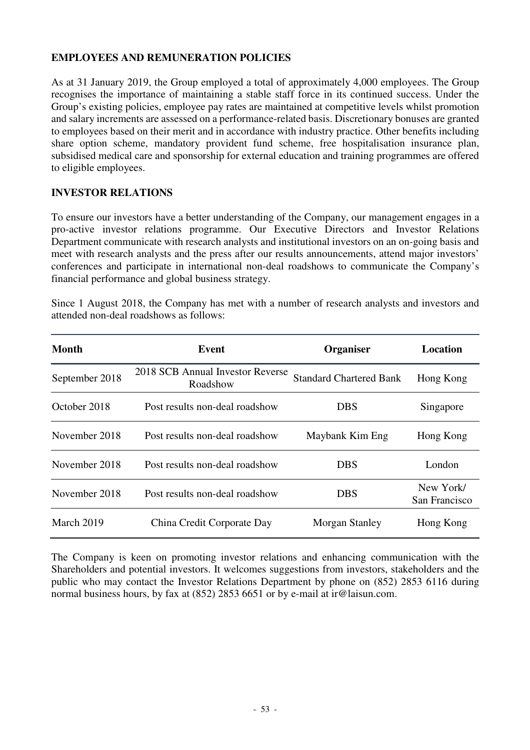## EMPLOYEES AND REMUNERATION POLICIES

As at 31 January 2019, the Group employed a total of approximately 4,000 employees. The Group recognises the importance of maintaining a stable staff force in its continued success. Under the Group's existing policies, employee pay rates are maintained at competitive levels whilst promotion and salary increments are assessed on a performance-related basis. Discretionary bonuses are granted to employees based on their merit and in accordance with industry practice. Other benefits including share option scheme, mandatory provident fund scheme, free hospitalisation insurance plan, subsidised medical care and sponsorship for external education and training programmes are offered to eligible employees.

## INVESTOR RELATIONS

To ensure our investors have a better understanding of the Company, our management engages in a pro-active investor relations programme. Our Executive Directors and Investor Relations Department communicate with research analysts and institutional investors on an on-going basis and meet with research analysts and the press after our results announcements, attend major investors' conferences and participate in international non-deal roadshows to communicate the Company's financial performance and global business strategy.

Since 1 August 2018, the Company has met with a number of research analysts and investors and attended non-deal roadshows as follows:

| Month | Event | Organiser | Location |
|---|---|---|---|
| September 2018 | 2018 SCB Annual Investor Reverse Roadshow | Standard Chartered Bank | Hong Kong |
| October 2018 | Post results non-deal roadshow | DBS | Singapore |
| November 2018 | Post results non-deal roadshow | Maybank Kim Eng | Hong Kong |
| November 2018 | Post results non-deal roadshow | DBS | London |
| November 2018 | Post results non-deal roadshow | DBS | New York/ San Francisco |
| March 2019 | China Credit Corporate Day | Morgan Stanley | Hong Kong |

The Company is keen on promoting investor relations and enhancing communication with the Shareholders and potential investors. It welcomes suggestions from investors, stakeholders and the public who may contact the Investor Relations Department by phone on (852) 2853 6116 during normal business hours, by fax at (852) 2853 6651 or by e-mail at ir@laisun.com.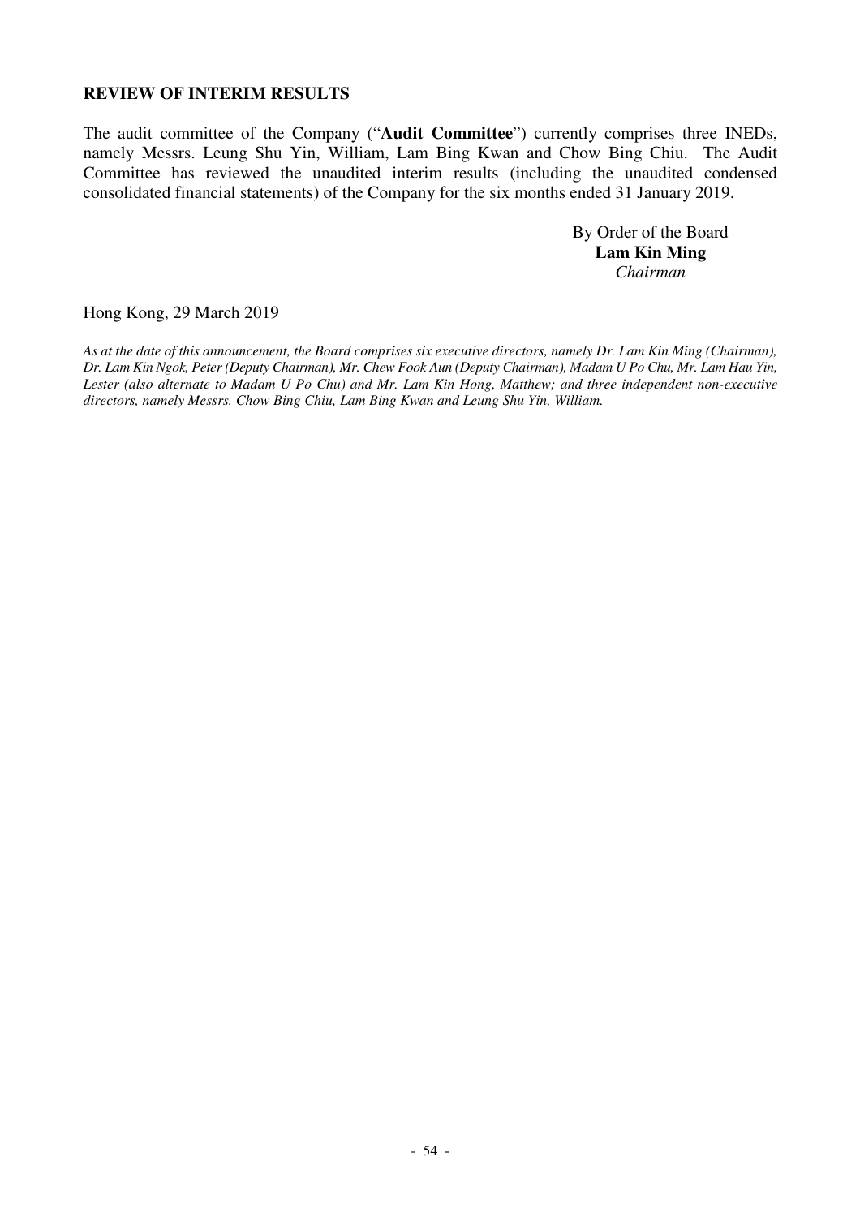## REVIEW OF INTERIM RESULTS

The audit committee of the Company ("**Audit Committee**") currently comprises three INEDs, namely Messrs. Leung Shu Yin, William, Lam Bing Kwan and Chow Bing Chiu. The Audit Committee has reviewed the unaudited interim results (including the unaudited condensed consolidated financial statements) of the Company for the six months ended 31 January 2019.

By Order of the Board
**Lam Kin Ming**
*Chairman*

Hong Kong, 29 March 2019

*As at the date of this announcement, the Board comprises six executive directors, namely Dr. Lam Kin Ming (Chairman), Dr. Lam Kin Ngok, Peter (Deputy Chairman), Mr. Chew Fook Aun (Deputy Chairman), Madam U Po Chu, Mr. Lam Hau Yin, Lester (also alternate to Madam U Po Chu) and Mr. Lam Kin Hong, Matthew; and three independent non-executive directors, namely Messrs. Chow Bing Chiu, Lam Bing Kwan and Leung Shu Yin, William.*